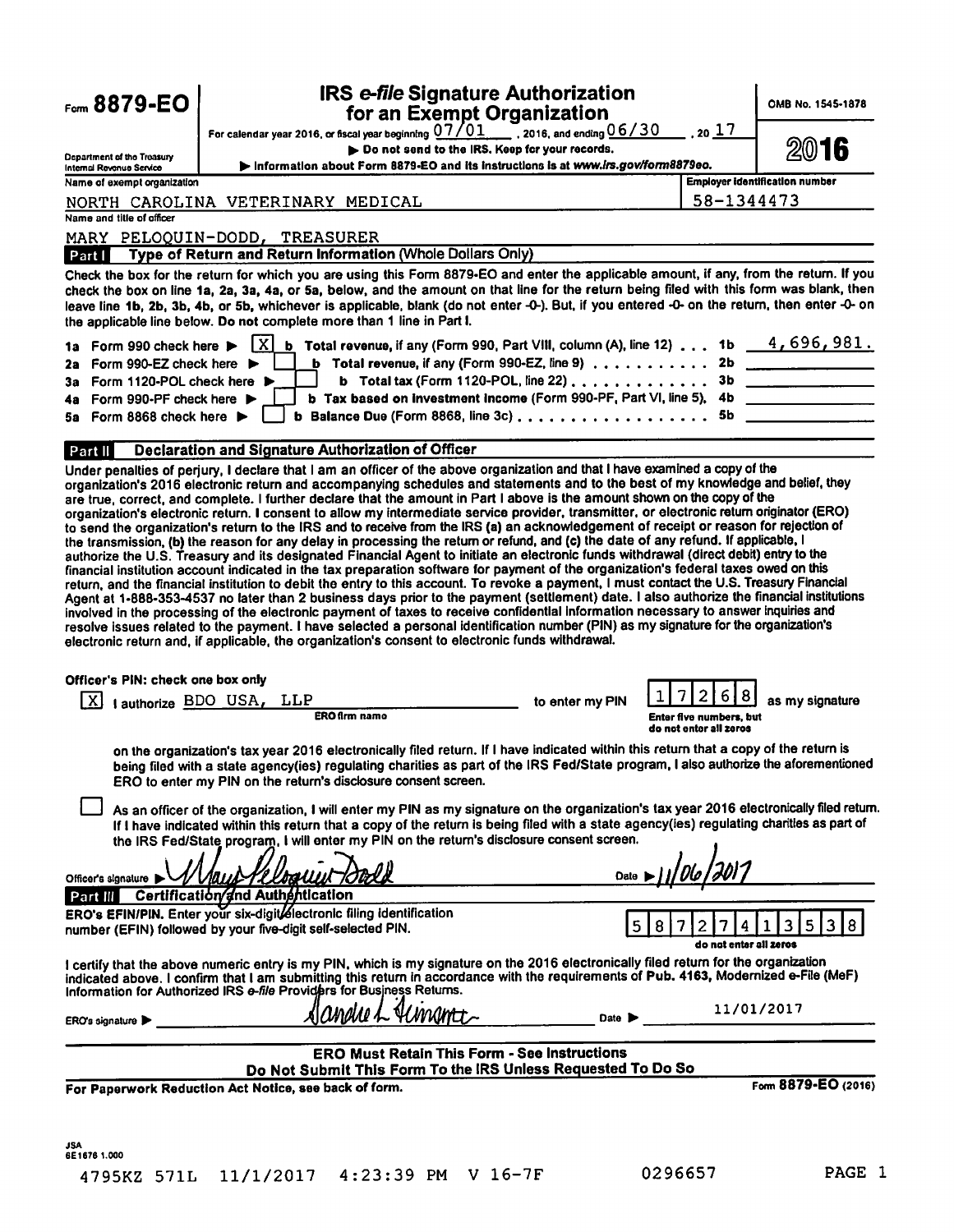# Form 8879-EO

## IRS *e-file* Signature Authorization for an Exempt Organization

OMB No. 1545-1878

**2016**

For calendar year 2016, or fiscal year beginning 07/01, 2016, and ending 06/30, 20 17

Department of the Treasury
Internal Revenue Service

▶ Do not send to the IRS. Keep for your records.

▶ Information about Form 8879-EO and its instructions is at *www.irs.gov/form8879eo.*

Name of exempt organization: NORTH CAROLINA VETERINARY MEDICAL

Employer identification number: 58-1344473

Name and title of officer: MARY PELOQUIN-DODD, TREASURER

### Part I Type of Return and Return Information (Whole Dollars Only)

Check the box for the return for which you are using this Form 8879-EO and enter the applicable amount, if any, from the return. If you check the box on line 1a, 2a, 3a, 4a, or 5a, below, and the amount on that line for the return being filed with this form was blank, then leave line 1b, 2b, 3b, 4b, or 5b, whichever is applicable, blank (do not enter -0-). But, if you entered -0- on the return, then enter -0- on the applicable line below. **Do not** complete more than 1 line in Part I.

| | | | | |
|---|---|---|---|---|
| 1a | Form 990 check here ▶ [X] | b Total revenue, if any (Form 990, Part VIII, column (A), line 12) | 1b | 4,696,981. |
| 2a | Form 990-EZ check here ▶ [ ] | b Total revenue, if any (Form 990-EZ, line 9) | 2b | |
| 3a | Form 1120-POL check here ▶ [ ] | b Total tax (Form 1120-POL, line 22) | 3b | |
| 4a | Form 990-PF check here ▶ [ ] | b Tax based on investment income (Form 990-PF, Part VI, line 5) | 4b | |
| 5a | Form 8868 check here ▶ [ ] | b Balance Due (Form 8868, line 3c) | 5b | |

### Part II Declaration and Signature Authorization of Officer

Under penalties of perjury, I declare that I am an officer of the above organization and that I have examined a copy of the organization's 2016 electronic return and accompanying schedules and statements and to the best of my knowledge and belief, they are true, correct, and complete. I further declare that the amount in Part I above is the amount shown on the copy of the organization's electronic return. I consent to allow my intermediate service provider, transmitter, or electronic return originator (ERO) to send the organization's return to the IRS and to receive from the IRS (a) an acknowledgement of receipt or reason for rejection of the transmission, (b) the reason for any delay in processing the return or refund, and (c) the date of any refund. If applicable, I authorize the U.S. Treasury and its designated Financial Agent to initiate an electronic funds withdrawal (direct debit) entry to the financial institution account indicated in the tax preparation software for payment of the organization's federal taxes owed on this return, and the financial institution to debit the entry to this account. To revoke a payment, I must contact the U.S. Treasury Financial Agent at 1-888-353-4537 no later than 2 business days prior to the payment (settlement) date. I also authorize the financial institutions involved in the processing of the electronic payment of taxes to receive confidential information necessary to answer inquiries and resolve issues related to the payment. I have selected a personal identification number (PIN) as my signature for the organization's electronic return and, if applicable, the organization's consent to electronic funds withdrawal.

**Officer's PIN: check one box only**

[X] I authorize BDO USA, LLP (ERO firm name) to enter my PIN 17268 (Enter five numbers, but do not enter all zeros) as my signature on the organization's tax year 2016 electronically filed return. If I have indicated within this return that a copy of the return is being filed with a state agency(ies) regulating charities as part of the IRS Fed/State program, I also authorize the aforementioned ERO to enter my PIN on the return's disclosure consent screen.

[ ] As an officer of the organization, I will enter my PIN as my signature on the organization's tax year 2016 electronically filed return. If I have indicated within this return that a copy of the return is being filed with a state agency(ies) regulating charities as part of the IRS Fed/State program, I will enter my PIN on the return's disclosure consent screen.

Officer's signature ▶ Mary Peloquin-Dodd    Date ▶ 11/06/2017

### Part III Certification and Authentication

**ERO's EFIN/PIN.** Enter your six-digit electronic filing identification number (EFIN) followed by your five-digit self-selected PIN: 58727413538 (do not enter all zeros)

I certify that the above numeric entry is my PIN, which is my signature on the 2016 electronically filed return for the organization indicated above. I confirm that I am submitting this return in accordance with the requirements of Pub. 4163, Modernized e-File (MeF) Information for Authorized IRS *e-file* Providers for Business Returns.

ERO's signature ▶ Sandra L. Aumann    Date ▶ 11/01/2017

**ERO Must Retain This Form - See Instructions**
**Do Not Submit This Form To the IRS Unless Requested To Do So**

**For Paperwork Reduction Act Notice, see back of form.**    Form **8879-EO** (2016)

JSA
6E1676 1.000

4795KZ 571L 11/1/2017 4:23:39 PM V 16-7F    0296657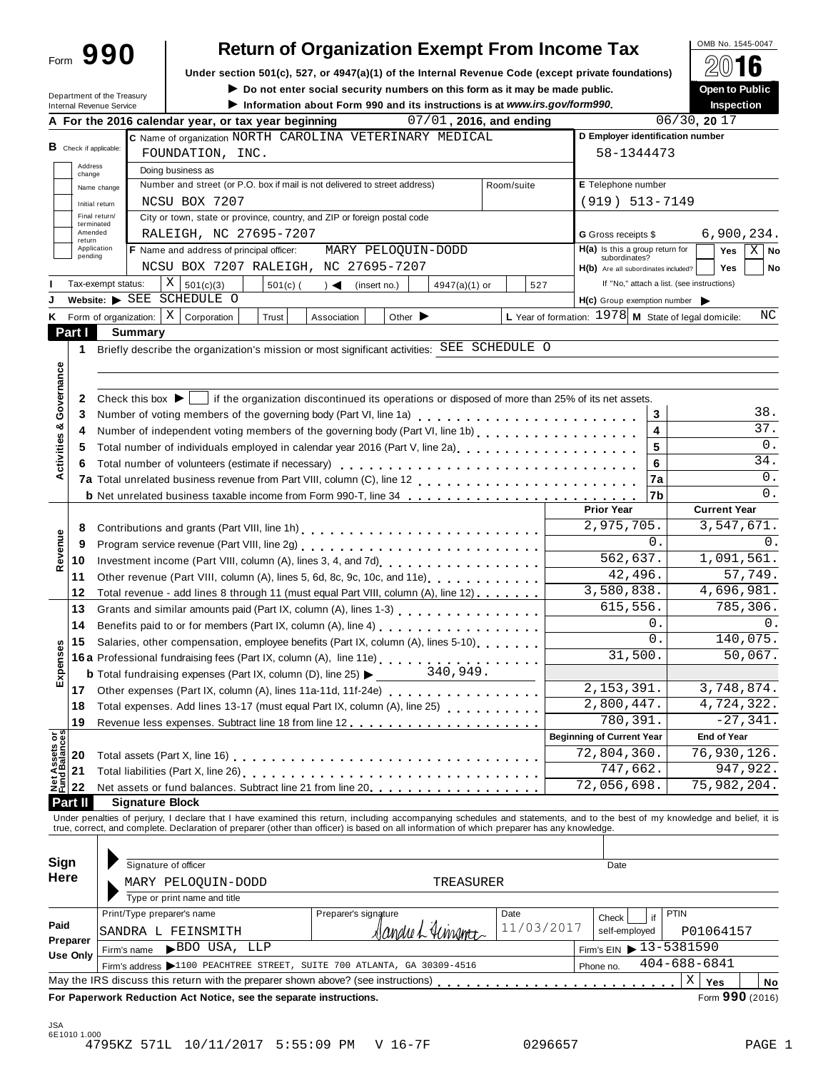Form **990**

# Return of Organization Exempt From Income Tax

**Under section 501(c), 527, or 4947(a)(1) of the Internal Revenue Code (except private foundations)**

▶ Do not enter social security numbers on this form as it may be made public.

▶ Information about Form 990 and its instructions is at *www.irs.gov/form990*.

Department of the Treasury
Internal Revenue Service

OMB No. 1545-0047

**2016**

**Open to Public Inspection**

**A For the 2016 calendar year, or tax year beginning** 07/01, **2016, and ending** 06/30, **20** 17

**B** Check if applicable: Address change | Name change | Initial return | Final return/terminated | Amended return | Application pending

**C** Name of organization NORTH CAROLINA VETERINARY MEDICAL FOUNDATION, INC.

Doing business as

Number and street (or P.O. box if mail is not delivered to street address): NCSU BOX 7207 | Room/suite

City or town, state or province, country, and ZIP or foreign postal code: RALEIGH, NC 27695-7207

**D Employer identification number** 58-1344473

**E** Telephone number (919) 513-7149

**G** Gross receipts $ 6,900,234.

**F** Name and address of principal officer: MARY PELOQUIN-DODD, NCSU BOX 7207 RALEIGH, NC 27695-7207

**H(a)** Is this a group return for subordinates? ☐ Yes ☒ No

**H(b)** Are all subordinates included? ☐ Yes ☐ No — If "No," attach a list. (see instructions)

**I** Tax-exempt status: ☒ 501(c)(3) ☐ 501(c) ( ) ◀ (insert no.) ☐ 4947(a)(1) or ☐ 527

**J** Website: ▶ SEE SCHEDULE O

**H(c)** Group exemption number ▶

**K** Form of organization: ☒ Corporation ☐ Trust ☐ Association ☐ Other ▶

**L** Year of formation: 1978 **M** State of legal domicile: NC

## Part I Summary

**Activities & Governance**

1 Briefly describe the organization's mission or most significant activities: SEE SCHEDULE O

2 Check this box ▶ ☐ if the organization discontinued its operations or disposed of more than 25% of its net assets.

| Line | Description | | Value |
|---|---|---|---|
| 3 | Number of voting members of the governing body (Part VI, line 1a) | 3 | 38. |
| 4 | Number of independent voting members of the governing body (Part VI, line 1b) | 4 | 37. |
| 5 | Total number of individuals employed in calendar year 2016 (Part V, line 2a) | 5 | 0. |
| 6 | Total number of volunteers (estimate if necessary) | 6 | 34. |
| 7a | Total unrelated business revenue from Part VIII, column (C), line 12 | 7a | 0. |
| b | Net unrelated business taxable income from Form 990-T, line 34 | 7b | 0. |

| | Line | Description | Prior Year | Current Year |
|---|---|---|---|---|
| **Revenue** | 8 | Contributions and grants (Part VIII, line 1h) | 2,975,705. | 3,547,671. |
| | 9 | Program service revenue (Part VIII, line 2g) | 0. | 0. |
| | 10 | Investment income (Part VIII, column (A), lines 3, 4, and 7d) | 562,637. | 1,091,561. |
| | 11 | Other revenue (Part VIII, column (A), lines 5, 6d, 8c, 9c, 10c, and 11e) | 42,496. | 57,749. |
| | 12 | Total revenue - add lines 8 through 11 (must equal Part VIII, column (A), line 12) | 3,580,838. | 4,696,981. |
| **Expenses** | 13 | Grants and similar amounts paid (Part IX, column (A), lines 1-3) | 615,556. | 785,306. |
| | 14 | Benefits paid to or for members (Part IX, column (A), line 4) | 0. | 0. |
| | 15 | Salaries, other compensation, employee benefits (Part IX, column (A), lines 5-10) | 0. | 140,075. |
| | 16a | Professional fundraising fees (Part IX, column (A), line 11e) | 31,500. | 50,067. |
| | b | Total fundraising expenses (Part IX, column (D), line 25) ▶ 340,949. | | |
| | 17 | Other expenses (Part IX, column (A), lines 11a-11d, 11f-24e) | 2,153,391. | 3,748,874. |
| | 18 | Total expenses. Add lines 13-17 (must equal Part IX, column (A), line 25) | 2,800,447. | 4,724,322. |
| | 19 | Revenue less expenses. Subtract line 18 from line 12 | 780,391. | -27,341. |
| | | | **Beginning of Current Year** | **End of Year** |
| **Net Assets or Fund Balances** | 20 | Total assets (Part X, line 16) | 72,804,360. | 76,930,126. |
| | 21 | Total liabilities (Part X, line 26) | 747,662. | 947,922. |
| | 22 | Net assets or fund balances. Subtract line 21 from line 20 | 72,056,698. | 75,982,204. |

## Part II Signature Block

Under penalties of perjury, I declare that I have examined this return, including accompanying schedules and statements, and to the best of my knowledge and belief, it is true, correct, and complete. Declaration of preparer (other than officer) is based on all information of which preparer has any knowledge.

**Sign Here**

Signature of officer | Date

MARY PELOQUIN-DODD — TREASURER
Type or print name and title

**Paid Preparer Use Only**

| Print/Type preparer's name | Preparer's signature | Date | Check ☐ if self-employed | PTIN |
|---|---|---|---|---|
| SANDRA L FEINSMITH | Sandra L Feinsmith | 11/03/2017 | | P01064157 |

Firm's name ▶ BDO USA, LLP — Firm's EIN ▶ 13-5381590

Firm's address ▶ 1100 PEACHTREE STREET, SUITE 700 ATLANTA, GA 30309-4516 — Phone no. 404-688-6841

May the IRS discuss this return with the preparer shown above? (see instructions) ☒ Yes ☐ No

**For Paperwork Reduction Act Notice, see the separate instructions.** Form **990** (2016)

JSA
6E1010 1.000
4795KZ 571L 10/11/2017 5:55:09 PM V 16-7F 0296657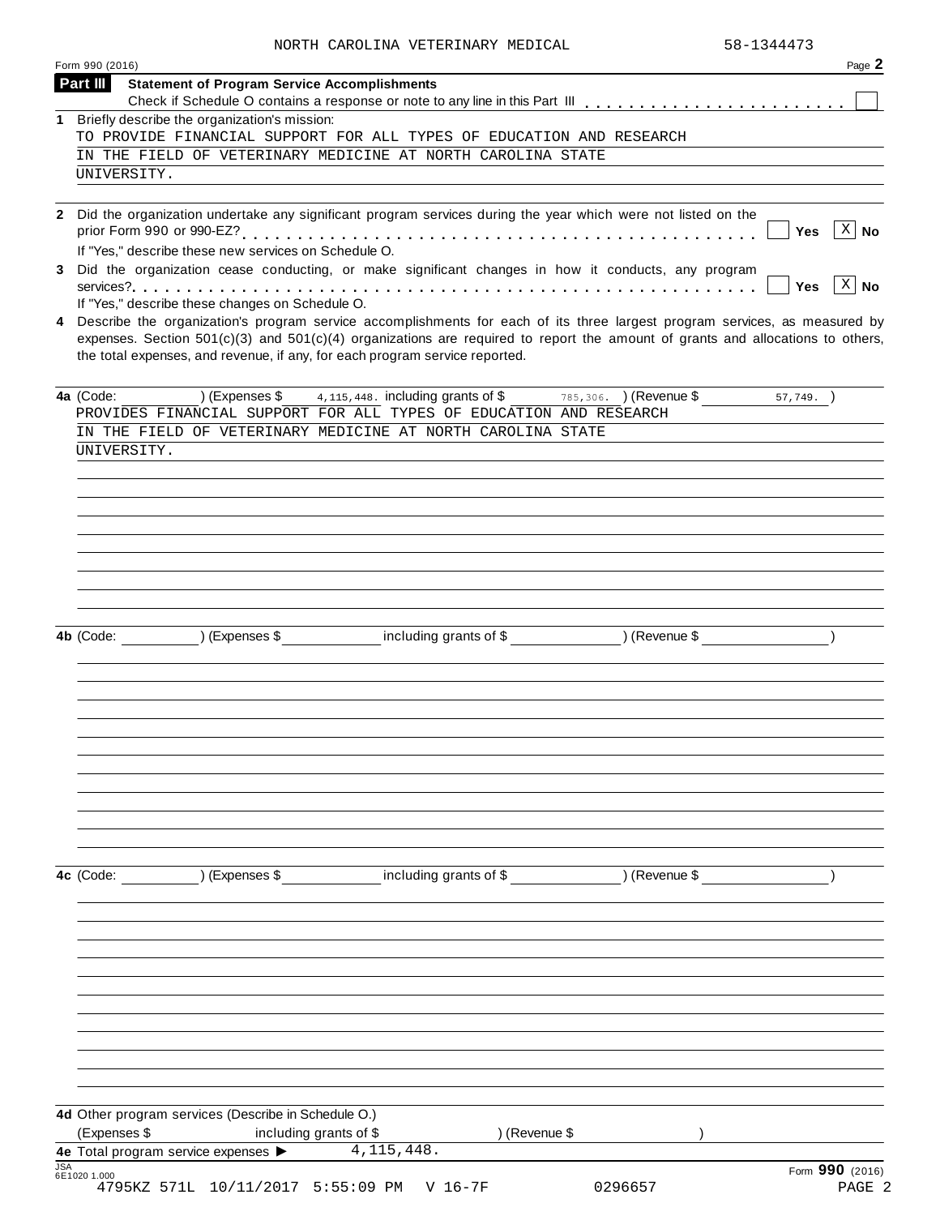NORTH CAROLINA VETERINARY MEDICAL 58-1344473

Form 990 (2016)

## Part III Statement of Program Service Accomplishments

Check if Schedule O contains a response or note to any line in this Part III [ ]

**1** Briefly describe the organization's mission:

TO PROVIDE FINANCIAL SUPPORT FOR ALL TYPES OF EDUCATION AND RESEARCH IN THE FIELD OF VETERINARY MEDICINE AT NORTH CAROLINA STATE UNIVERSITY.

**2** Did the organization undertake any significant program services during the year which were not listed on the prior Form 990 or 990-EZ? [ ] Yes [X] No

If "Yes," describe these new services on Schedule O.

**3** Did the organization cease conducting, or make significant changes in how it conducts, any program services? [ ] Yes [X] No

If "Yes," describe these changes on Schedule O.

**4** Describe the organization's program service accomplishments for each of its three largest program services, as measured by expenses. Section 501(c)(3) and 501(c)(4) organizations are required to report the amount of grants and allocations to others, the total expenses, and revenue, if any, for each program service reported.

**4a** (Code: ) (Expenses $ 4,115,448. including grants of $ 785,306. ) (Revenue $ 57,749. )

PROVIDES FINANCIAL SUPPORT FOR ALL TYPES OF EDUCATION AND RESEARCH IN THE FIELD OF VETERINARY MEDICINE AT NORTH CAROLINA STATE UNIVERSITY.

**4b** (Code: ) (Expenses $ including grants of $ ) (Revenue $ )

**4c** (Code: ) (Expenses $ including grants of $ ) (Revenue $ )

**4d** Other program services (Describe in Schedule O.)

(Expenses $ including grants of $ ) (Revenue $ )

**4e** Total program service expenses ▶ 4,115,448.

Form **990** (2016)

JSA 6E1020 1.000

4795KZ 571L 10/11/2017 5:55:09 PM V 16-7F 0296657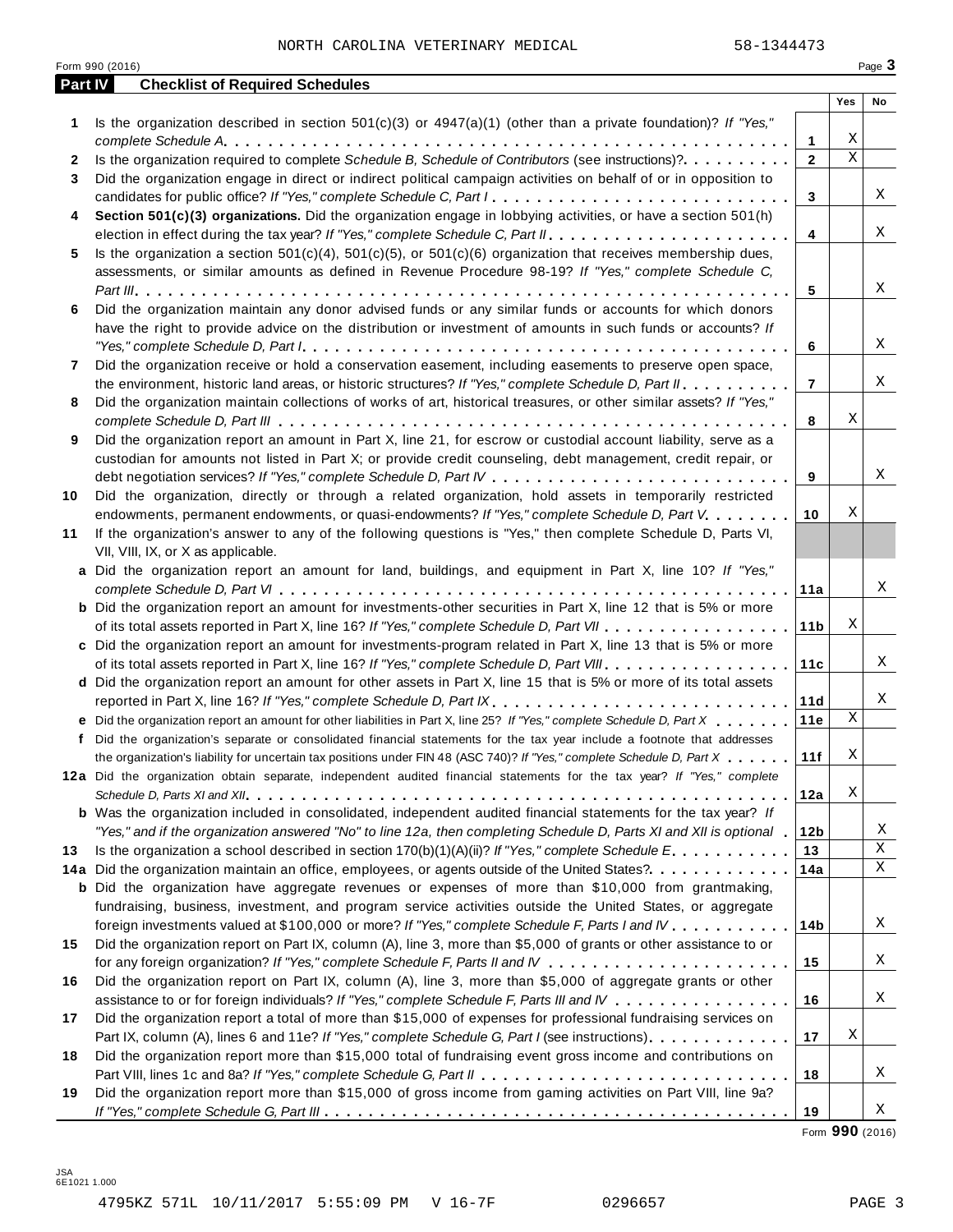NORTH CAROLINA VETERINARY MEDICAL 58-1344473

Form 990 (2016)

## Part IV Checklist of Required Schedules

| | | | Yes | No |
|---|---|---|---|---|
| 1 | Is the organization described in section 501(c)(3) or 4947(a)(1) (other than a private foundation)? *If "Yes," complete Schedule A* | 1 | X | |
| 2 | Is the organization required to complete *Schedule B, Schedule of Contributors* (see instructions)? | 2 | X | |
| 3 | Did the organization engage in direct or indirect political campaign activities on behalf of or in opposition to candidates for public office? *If "Yes," complete Schedule C, Part I* | 3 | | X |
| 4 | **Section 501(c)(3) organizations.** Did the organization engage in lobbying activities, or have a section 501(h) election in effect during the tax year? *If "Yes," complete Schedule C, Part II* | 4 | | X |
| 5 | Is the organization a section 501(c)(4), 501(c)(5), or 501(c)(6) organization that receives membership dues, assessments, or similar amounts as defined in Revenue Procedure 98-19? *If "Yes," complete Schedule C, Part III* | 5 | | X |
| 6 | Did the organization maintain any donor advised funds or any similar funds or accounts for which donors have the right to provide advice on the distribution or investment of amounts in such funds or accounts? *If "Yes," complete Schedule D, Part I* | 6 | | X |
| 7 | Did the organization receive or hold a conservation easement, including easements to preserve open space, the environment, historic land areas, or historic structures? *If "Yes," complete Schedule D, Part II* | 7 | | X |
| 8 | Did the organization maintain collections of works of art, historical treasures, or other similar assets? *If "Yes," complete Schedule D, Part III* | 8 | X | |
| 9 | Did the organization report an amount in Part X, line 21, for escrow or custodial account liability, serve as a custodian for amounts not listed in Part X; or provide credit counseling, debt management, credit repair, or debt negotiation services? *If "Yes," complete Schedule D, Part IV* | 9 | | X |
| 10 | Did the organization, directly or through a related organization, hold assets in temporarily restricted endowments, permanent endowments, or quasi-endowments? *If "Yes," complete Schedule D, Part V* | 10 | X | |
| 11 | If the organization's answer to any of the following questions is "Yes," then complete Schedule D, Parts VI, VII, VIII, IX, or X as applicable. | | | |
| a | Did the organization report an amount for land, buildings, and equipment in Part X, line 10? *If "Yes," complete Schedule D, Part VI* | 11a | | X |
| b | Did the organization report an amount for investments-other securities in Part X, line 12 that is 5% or more of its total assets reported in Part X, line 16? *If "Yes," complete Schedule D, Part VII* | 11b | X | |
| c | Did the organization report an amount for investments-program related in Part X, line 13 that is 5% or more of its total assets reported in Part X, line 16? *If "Yes," complete Schedule D, Part VIII* | 11c | | X |
| d | Did the organization report an amount for other assets in Part X, line 15 that is 5% or more of its total assets reported in Part X, line 16? *If "Yes," complete Schedule D, Part IX* | 11d | | X |
| e | Did the organization report an amount for other liabilities in Part X, line 25? *If "Yes," complete Schedule D, Part X* | 11e | X | |
| f | Did the organization's separate or consolidated financial statements for the tax year include a footnote that addresses the organization's liability for uncertain tax positions under FIN 48 (ASC 740)? *If "Yes," complete Schedule D, Part X* | 11f | X | |
| 12a | Did the organization obtain separate, independent audited financial statements for the tax year? *If "Yes," complete Schedule D, Parts XI and XII* | 12a | X | |
| b | Was the organization included in consolidated, independent audited financial statements for the tax year? *If "Yes," and if the organization answered "No" to line 12a, then completing Schedule D, Parts XI and XII is optional* | 12b | | X |
| 13 | Is the organization a school described in section 170(b)(1)(A)(ii)? *If "Yes," complete Schedule E* | 13 | | X |
| 14a | Did the organization maintain an office, employees, or agents outside of the United States? | 14a | | X |
| b | Did the organization have aggregate revenues or expenses of more than $10,000 from grantmaking, fundraising, business, investment, and program service activities outside the United States, or aggregate foreign investments valued at $100,000 or more? *If "Yes," complete Schedule F, Parts I and IV* | 14b | | X |
| 15 | Did the organization report on Part IX, column (A), line 3, more than $5,000 of grants or other assistance to or for any foreign organization? *If "Yes," complete Schedule F, Parts II and IV* | 15 | | X |
| 16 | Did the organization report on Part IX, column (A), line 3, more than $5,000 of aggregate grants or other assistance to or for foreign individuals? *If "Yes," complete Schedule F, Parts III and IV* | 16 | | X |
| 17 | Did the organization report a total of more than $15,000 of expenses for professional fundraising services on Part IX, column (A), lines 6 and 11e? *If "Yes," complete Schedule G, Part I* (see instructions) | 17 | X | |
| 18 | Did the organization report more than $15,000 total of fundraising event gross income and contributions on Part VIII, lines 1c and 8a? *If "Yes," complete Schedule G, Part II* | 18 | | X |
| 19 | Did the organization report more than $15,000 of gross income from gaming activities on Part VIII, line 9a? *If "Yes," complete Schedule G, Part III* | 19 | | X |

Form **990** (2016)

JSA
6E1021 1.000

4795KZ 571L 10/11/2017 5:55:09 PM V 16-7F 0296657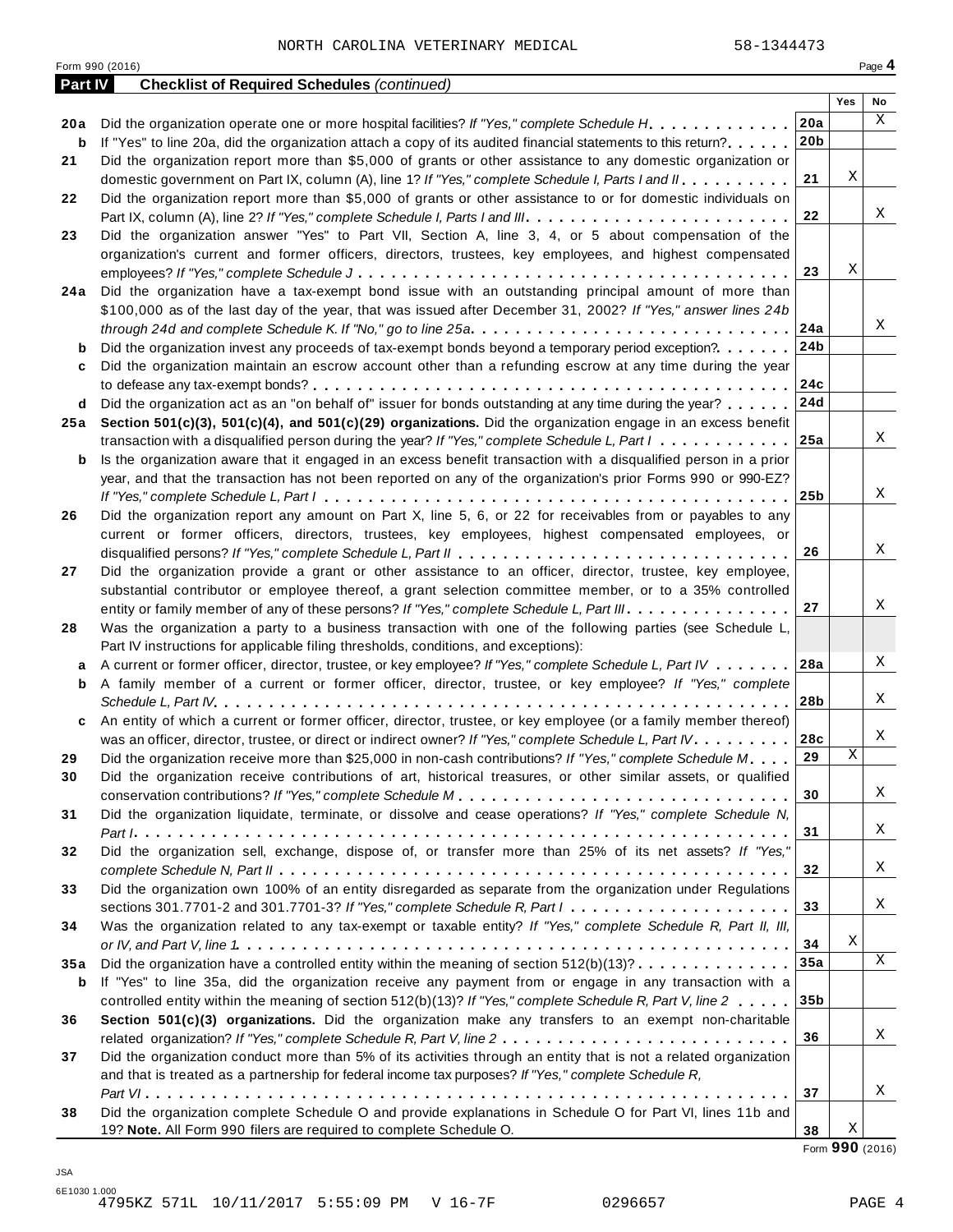NORTH CAROLINA VETERINARY MEDICAL 58-1344473

Form 990 (2016) Page **4**

**Part IV** **Checklist of Required Schedules** *(continued)*

| | | | Yes | No |
|---|---|---|---|---|
| **20a** | Did the organization operate one or more hospital facilities? *If "Yes," complete Schedule H* | **20a** | | X |
| **b** | If "Yes" to line 20a, did the organization attach a copy of its audited financial statements to this return? | **20b** | | |
| **21** | Did the organization report more than $5,000 of grants or other assistance to any domestic organization or domestic government on Part IX, column (A), line 1? *If "Yes," complete Schedule I, Parts I and II* | **21** | X | |
| **22** | Did the organization report more than $5,000 of grants or other assistance to or for domestic individuals on Part IX, column (A), line 2? *If "Yes," complete Schedule I, Parts I and III* | **22** | | X |
| **23** | Did the organization answer "Yes" to Part VII, Section A, line 3, 4, or 5 about compensation of the organization's current and former officers, directors, trustees, key employees, and highest compensated employees? *If "Yes," complete Schedule J* | **23** | X | |
| **24a** | Did the organization have a tax-exempt bond issue with an outstanding principal amount of more than $100,000 as of the last day of the year, that was issued after December 31, 2002? *If "Yes," answer lines 24b through 24d and complete Schedule K. If "No," go to line 25a* | **24a** | | X |
| **b** | Did the organization invest any proceeds of tax-exempt bonds beyond a temporary period exception? | **24b** | | |
| **c** | Did the organization maintain an escrow account other than a refunding escrow at any time during the year to defease any tax-exempt bonds? | **24c** | | |
| **d** | Did the organization act as an "on behalf of" issuer for bonds outstanding at any time during the year? | **24d** | | |
| **25a** | **Section 501(c)(3), 501(c)(4), and 501(c)(29) organizations.** Did the organization engage in an excess benefit transaction with a disqualified person during the year? *If "Yes," complete Schedule L, Part I* | **25a** | | X |
| **b** | Is the organization aware that it engaged in an excess benefit transaction with a disqualified person in a prior year, and that the transaction has not been reported on any of the organization's prior Forms 990 or 990-EZ? *If "Yes," complete Schedule L, Part I* | **25b** | | X |
| **26** | Did the organization report any amount on Part X, line 5, 6, or 22 for receivables from or payables to any current or former officers, directors, trustees, key employees, highest compensated employees, or disqualified persons? *If "Yes," complete Schedule L, Part II* | **26** | | X |
| **27** | Did the organization provide a grant or other assistance to an officer, director, trustee, key employee, substantial contributor or employee thereof, a grant selection committee member, or to a 35% controlled entity or family member of any of these persons? *If "Yes," complete Schedule L, Part III* | **27** | | X |
| **28** | Was the organization a party to a business transaction with one of the following parties (see Schedule L, Part IV instructions for applicable filing thresholds, conditions, and exceptions): | | | |
| **a** | A current or former officer, director, trustee, or key employee? *If "Yes," complete Schedule L, Part IV* | **28a** | | X |
| **b** | A family member of a current or former officer, director, trustee, or key employee? *If "Yes," complete Schedule L, Part IV* | **28b** | | X |
| **c** | An entity of which a current or former officer, director, trustee, or key employee (or a family member thereof) was an officer, director, trustee, or direct or indirect owner? *If "Yes," complete Schedule L, Part IV* | **28c** | | X |
| **29** | Did the organization receive more than $25,000 in non-cash contributions? *If "Yes," complete Schedule M* | **29** | X | |
| **30** | Did the organization receive contributions of art, historical treasures, or other similar assets, or qualified conservation contributions? *If "Yes," complete Schedule M* | **30** | | X |
| **31** | Did the organization liquidate, terminate, or dissolve and cease operations? *If "Yes," complete Schedule N, Part I* | **31** | | X |
| **32** | Did the organization sell, exchange, dispose of, or transfer more than 25% of its net assets? *If "Yes," complete Schedule N, Part II* | **32** | | X |
| **33** | Did the organization own 100% of an entity disregarded as separate from the organization under Regulations sections 301.7701-2 and 301.7701-3? *If "Yes," complete Schedule R, Part I* | **33** | | X |
| **34** | Was the organization related to any tax-exempt or taxable entity? *If "Yes," complete Schedule R, Part II, III, or IV, and Part V, line 1* | **34** | X | |
| **35a** | Did the organization have a controlled entity within the meaning of section 512(b)(13)? | **35a** | | X |
| **b** | If "Yes" to line 35a, did the organization receive any payment from or engage in any transaction with a controlled entity within the meaning of section 512(b)(13)? *If "Yes," complete Schedule R, Part V, line 2* | **35b** | | |
| **36** | **Section 501(c)(3) organizations.** Did the organization make any transfers to an exempt non-charitable related organization? *If "Yes," complete Schedule R, Part V, line 2* | **36** | | X |
| **37** | Did the organization conduct more than 5% of its activities through an entity that is not a related organization and that is treated as a partnership for federal income tax purposes? *If "Yes," complete Schedule R, Part VI* | **37** | | X |
| **38** | Did the organization complete Schedule O and provide explanations in Schedule O for Part VI, lines 11b and 19? **Note.** All Form 990 filers are required to complete Schedule O. | **38** | X | |

Form **990** (2016)

JSA
6E1030 1.000
4795KZ 571L 10/11/2017 5:55:09 PM V 16-7F 0296657 PAGE 4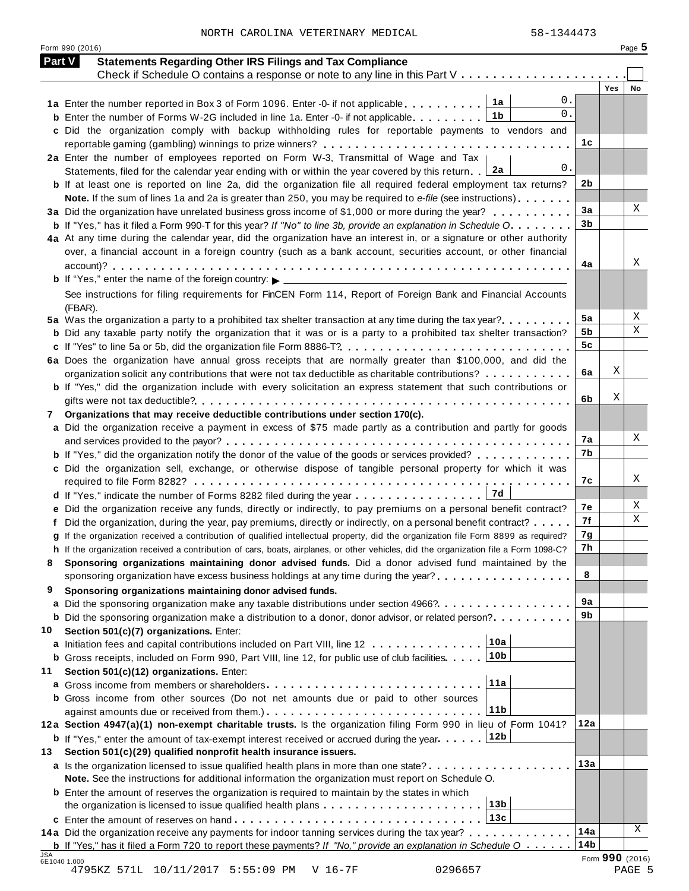NORTH CAROLINA VETERINARY MEDICAL 58-1344473

Form 990 (2016) Page **5**

**Part V Statements Regarding Other IRS Filings and Tax Compliance**

Check if Schedule O contains a response or note to any line in this Part V . . . . . . . . . . . . . . . . . . . . . ☐

| | | | Yes | No |
|---|---|---|---|---|
| **1a** Enter the number reported in Box 3 of Form 1096. Enter -0- if not applicable . . . . . . . . . | **1a** 0. | | | |
| **b** Enter the number of Forms W-2G included in line 1a. Enter -0- if not applicable . . . . . . . . | **1b** 0. | | | |
| **c** Did the organization comply with backup withholding rules for reportable payments to vendors and reportable gaming (gambling) winnings to prize winners? . . . . . . . . . . . . . . . . . . . . . . . . . . . | | **1c** | | |
| **2a** Enter the number of employees reported on Form W-3, Transmittal of Wage and Tax Statements, filed for the calendar year ending with or within the year covered by this return . . | **2a** 0. | | | |
| **b** If at least one is reported on line 2a, did the organization file all required federal employment tax returns? **Note.** If the sum of lines 1a and 2a is greater than 250, you may be required to *e-file* (see instructions) . . . . . . . | | **2b** | | |
| **3a** Did the organization have unrelated business gross income of $1,000 or more during the year? . . . . . . . . . . | | **3a** | | X |
| **b** If "Yes," has it filed a Form 990-T for this year? *If "No" to line 3b, provide an explanation in Schedule O* . . . . . . . . | | **3b** | | |
| **4a** At any time during the calendar year, did the organization have an interest in, or a signature or other authority over, a financial account in a foreign country (such as a bank account, securities account, or other financial account)? . . . . . . . . . . . . . . . . . . . . . . . . . . . . . . . . . . . . . . . . . . . . . . . . . | | **4a** | | X |
| **b** If "Yes," enter the name of the foreign country: ▶ ______ See instructions for filing requirements for FinCEN Form 114, Report of Foreign Bank and Financial Accounts (FBAR). | | | | |
| **5a** Was the organization a party to a prohibited tax shelter transaction at any time during the tax year? . . . . . . . . . | | **5a** | | X |
| **b** Did any taxable party notify the organization that it was or is a party to a prohibited tax shelter transaction? | | **5b** | | X |
| **c** If "Yes" to line 5a or 5b, did the organization file Form 8886-T? . . . . . . . . . . . . . . . . . . . . . . . . . . | | **5c** | | |
| **6a** Does the organization have annual gross receipts that are normally greater than $100,000, and did the organization solicit any contributions that were not tax deductible as charitable contributions? . . . . . . . . . . . | | **6a** | X | |
| **b** If "Yes," did the organization include with every solicitation an express statement that such contributions or gifts were not tax deductible? . . . . . . . . . . . . . . . . . . . . . . . . . . . . . . . . . . . . . . . . . . . . . | | **6b** | X | |
| **7** **Organizations that may receive deductible contributions under section 170(c).** | | | | |
| **a** Did the organization receive a payment in excess of $75 made partly as a contribution and partly for goods and services provided to the payor? . . . . . . . . . . . . . . . . . . . . . . . . . . . . . . . . . . . . . . . . . | | **7a** | | X |
| **b** If "Yes," did the organization notify the donor of the value of the goods or services provided? . . . . . . . . . . . | | **7b** | | |
| **c** Did the organization sell, exchange, or otherwise dispose of tangible personal property for which it was required to file Form 8282? . . . . . . . . . . . . . . . . . . . . . . . . . . . . . . . . . . . . . . . . . . . . . . . . | | **7c** | | X |
| **d** If "Yes," indicate the number of Forms 8282 filed during the year . . . . . . . . . . . . . . . . | **7d** | | | |
| **e** Did the organization receive any funds, directly or indirectly, to pay premiums on a personal benefit contract? | | **7e** | | X |
| **f** Did the organization, during the year, pay premiums, directly or indirectly, on a personal benefit contract? . . . . . | | **7f** | | X |
| **g** If the organization received a contribution of qualified intellectual property, did the organization file Form 8899 as required? | | **7g** | | |
| **h** If the organization received a contribution of cars, boats, airplanes, or other vehicles, did the organization file a Form 1098-C? | | **7h** | | |
| **8** **Sponsoring organizations maintaining donor advised funds.** Did a donor advised fund maintained by the sponsoring organization have excess business holdings at any time during the year? . . . . . . . . . . . . . . . . . | | **8** | | |
| **9** **Sponsoring organizations maintaining donor advised funds.** | | | | |
| **a** Did the sponsoring organization make any taxable distributions under section 4966? . . . . . . . . . . . . . . . . . | | **9a** | | |
| **b** Did the sponsoring organization make a distribution to a donor, donor advisor, or related person? . . . . . . . . . . | | **9b** | | |
| **10** **Section 501(c)(7) organizations.** Enter: | | | | |
| **a** Initiation fees and capital contributions included on Part VIII, line 12 . . . . . . . . . . . . . . | **10a** | | | |
| **b** Gross receipts, included on Form 990, Part VIII, line 12, for public use of club facilities . . . . . | **10b** | | | |
| **11** **Section 501(c)(12) organizations.** Enter: | | | | |
| **a** Gross income from members or shareholders . . . . . . . . . . . . . . . . . . . . . . . . . . . | **11a** | | | |
| **b** Gross income from other sources (Do not net amounts due or paid to other sources against amounts due or received from them.) . . . . . . . . . . . . . . . . . . . . . . . . . . . . | **11b** | | | |
| **12a** **Section 4947(a)(1) non-exempt charitable trusts.** Is the organization filing Form 990 in lieu of Form 1041? | | **12a** | | |
| **b** If "Yes," enter the amount of tax-exempt interest received or accrued during the year . . . . . . | **12b** | | | |
| **13** **Section 501(c)(29) qualified nonprofit health insurance issuers.** | | | | |
| **a** Is the organization licensed to issue qualified health plans in more than one state? . . . . . . . . . . . . . . . . . . **Note.** See the instructions for additional information the organization must report on Schedule O. | | **13a** | | |
| **b** Enter the amount of reserves the organization is required to maintain by the states in which the organization is licensed to issue qualified health plans . . . . . . . . . . . . . . . . . . . . | **13b** | | | |
| **c** Enter the amount of reserves on hand . . . . . . . . . . . . . . . . . . . . . . . . . . . . . . . | **13c** | | | |
| **14a** Did the organization receive any payments for indoor tanning services during the tax year? . . . . . . . . . . . . | | **14a** | | X |
| **b** If "Yes," has it filed a Form 720 to report these payments? *If "No," provide an explanation in Schedule O* . . . . . . | | **14b** | | |

JSA 6E1040 1.000 Form **990** (2016)

4795KZ 571L 10/11/2017 5:55:09 PM V 16-7F 0296657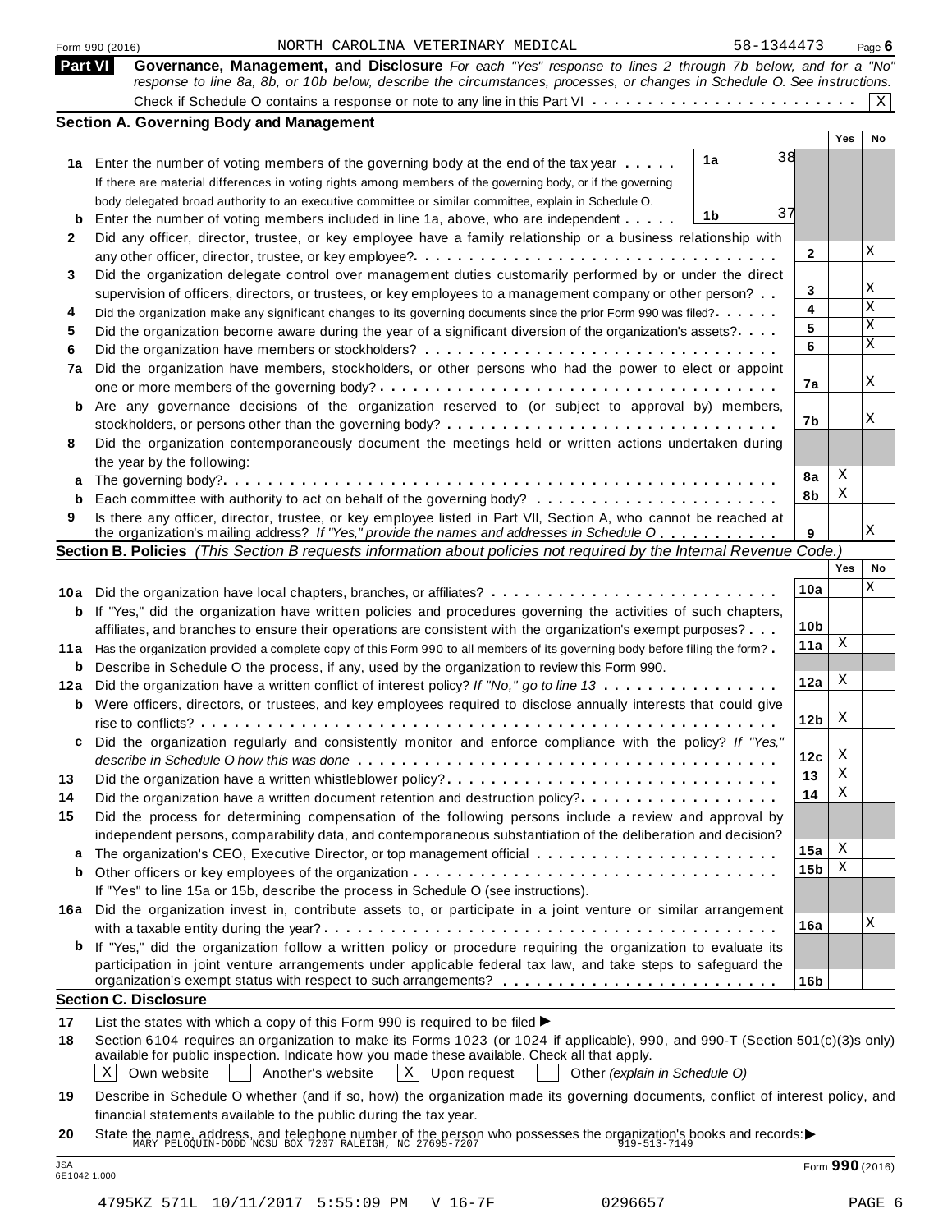Form 990 (2016) NORTH CAROLINA VETERINARY MEDICAL 58-1344473

## Part VI Governance, Management, and Disclosure

*For each "Yes" response to lines 2 through 7b below, and for a "No" response to line 8a, 8b, or 10b below, describe the circumstances, processes, or changes in Schedule O. See instructions.*

Check if Schedule O contains a response or note to any line in this Part VI . . . . . . . . . . . . . . . . . . . . . . . . [X]

### Section A. Governing Body and Management

| | | | | Yes | No |
|---|---|---|---|---|---|
| **1a** | Enter the number of voting members of the governing body at the end of the tax year . . . . . If there are material differences in voting rights among members of the governing body, or if the governing body delegated broad authority to an executive committee or similar committee, explain in Schedule O. | 1a | 38 | | |
| **b** | Enter the number of voting members included in line 1a, above, who are independent . . . . . | 1b | 37 | | |
| **2** | Did any officer, director, trustee, or key employee have a family relationship or a business relationship with any other officer, director, trustee, or key employee? . . . | | 2 | | X |
| **3** | Did the organization delegate control over management duties customarily performed by or under the direct supervision of officers, directors, or trustees, or key employees to a management company or other person? . . | | 3 | | X |
| **4** | Did the organization make any significant changes to its governing documents since the prior Form 990 was filed? . . . . . | | 4 | | X |
| **5** | Did the organization become aware during the year of a significant diversion of the organization's assets? . . . . | | 5 | | X |
| **6** | Did the organization have members or stockholders? . . . | | 6 | | X |
| **7a** | Did the organization have members, stockholders, or other persons who had the power to elect or appoint one or more members of the governing body? . . . | | 7a | | X |
| **b** | Are any governance decisions of the organization reserved to (or subject to approval by) members, stockholders, or persons other than the governing body? . . . | | 7b | | X |
| **8** | Did the organization contemporaneously document the meetings held or written actions undertaken during the year by the following: | | | | |
| **a** | The governing body? . . . | | 8a | X | |
| **b** | Each committee with authority to act on behalf of the governing body? . . . | | 8b | X | |
| **9** | Is there any officer, director, trustee, or key employee listed in Part VII, Section A, who cannot be reached at the organization's mailing address? *If "Yes," provide the names and addresses in Schedule O* . . . | | 9 | | X |

### Section B. Policies *(This Section B requests information about policies not required by the Internal Revenue Code.)*

| | | | Yes | No |
|---|---|---|---|---|
| **10a** | Did the organization have local chapters, branches, or affiliates? . . . | 10a | | X |
| **b** | If "Yes," did the organization have written policies and procedures governing the activities of such chapters, affiliates, and branches to ensure their operations are consistent with the organization's exempt purposes? . . . | 10b | | |
| **11a** | Has the organization provided a complete copy of this Form 990 to all members of its governing body before filing the form? . | 11a | X | |
| **b** | Describe in Schedule O the process, if any, used by the organization to review this Form 990. | | | |
| **12a** | Did the organization have a written conflict of interest policy? *If "No," go to line 13* . . . | 12a | X | |
| **b** | Were officers, directors, or trustees, and key employees required to disclose annually interests that could give rise to conflicts? . . . | 12b | X | |
| **c** | Did the organization regularly and consistently monitor and enforce compliance with the policy? *If "Yes," describe in Schedule O how this was done* . . . | 12c | X | |
| **13** | Did the organization have a written whistleblower policy? . . . | 13 | X | |
| **14** | Did the organization have a written document retention and destruction policy? . . . | 14 | X | |
| **15** | Did the process for determining compensation of the following persons include a review and approval by independent persons, comparability data, and contemporaneous substantiation of the deliberation and decision? | | | |
| **a** | The organization's CEO, Executive Director, or top management official . . . | 15a | X | |
| **b** | Other officers or key employees of the organization . . . If "Yes" to line 15a or 15b, describe the process in Schedule O (see instructions). | 15b | X | |
| **16a** | Did the organization invest in, contribute assets to, or participate in a joint venture or similar arrangement with a taxable entity during the year? . . . | 16a | | X |
| **b** | If "Yes," did the organization follow a written policy or procedure requiring the organization to evaluate its participation in joint venture arrangements under applicable federal tax law, and take steps to safeguard the organization's exempt status with respect to such arrangements? . . . | 16b | | |

### Section C. Disclosure

**17** List the states with which a copy of this Form 990 is required to be filed ►

**18** Section 6104 requires an organization to make its Forms 1023 (or 1024 if applicable), 990, and 990-T (Section 501(c)(3)s only) available for public inspection. Indicate how you made these available. Check all that apply.

[X] Own website [ ] Another's website [X] Upon request [ ] Other *(explain in Schedule O)*

**19** Describe in Schedule O whether (and if so, how) the organization made its governing documents, conflict of interest policy, and financial statements available to the public during the tax year.

**20** State the name, address, and telephone number of the person who possesses the organization's books and records: ►
MARY PELOQUIN-DODD NCSU BOX 7207 RALEIGH, NC 27695-7207 919-513-7149

JSA 6E1042 1.000 Form **990** (2016)

4795KZ 571L 10/11/2017 5:55:09 PM V 16-7F 0296657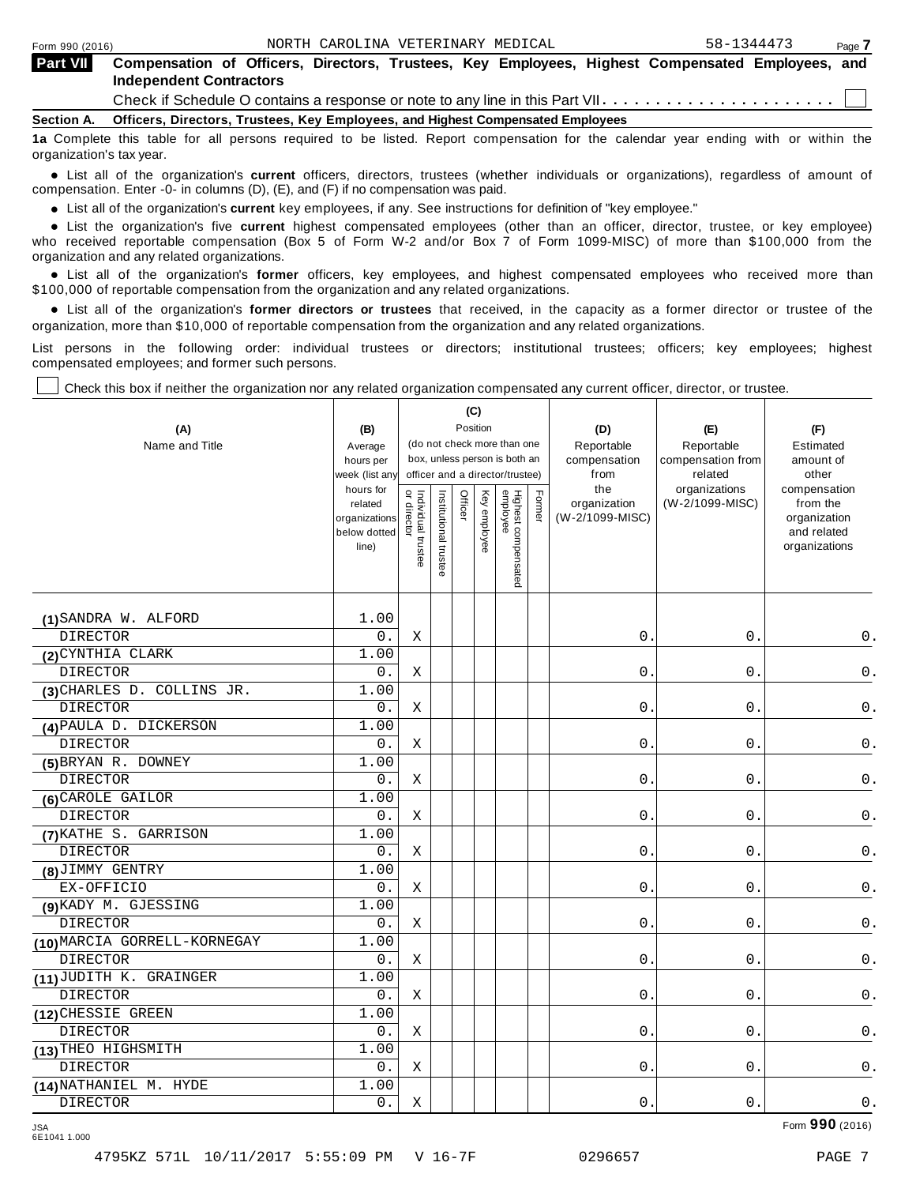NORTH CAROLINA VETERINARY MEDICAL 58-1344473

## Part VII Compensation of Officers, Directors, Trustees, Key Employees, Highest Compensated Employees, and Independent Contractors

Check if Schedule O contains a response or note to any line in this Part VII . . . . . . . . . . . . . . . . . . . . . . ☐

**Section A. Officers, Directors, Trustees, Key Employees, and Highest Compensated Employees**

**1a** Complete this table for all persons required to be listed. Report compensation for the calendar year ending with or within the organization's tax year.

- List all of the organization's **current** officers, directors, trustees (whether individuals or organizations), regardless of amount of compensation. Enter -0- in columns (D), (E), and (F) if no compensation was paid.
- List all of the organization's **current** key employees, if any. See instructions for definition of "key employee."
- List the organization's five **current** highest compensated employees (other than an officer, director, trustee, or key employee) who received reportable compensation (Box 5 of Form W-2 and/or Box 7 of Form 1099-MISC) of more than $100,000 from the organization and any related organizations.
- List all of the organization's **former** officers, key employees, and highest compensated employees who received more than $100,000 of reportable compensation from the organization and any related organizations.
- List all of the organization's **former directors or trustees** that received, in the capacity as a former director or trustee of the organization, more than $10,000 of reportable compensation from the organization and any related organizations.

List persons in the following order: individual trustees or directors; institutional trustees; officers; key employees; highest compensated employees; and former such persons.

☐ Check this box if neither the organization nor any related organization compensated any current officer, director, or trustee.

| (A) Name and Title | (B) Average hours per week (list any hours for related organizations below dotted line) | (C) Position: Individual trustee or director | Institutional trustee | Officer | Key employee | Highest compensated employee | Former | (D) Reportable compensation from the organization (W-2/1099-MISC) | (E) Reportable compensation from related organizations (W-2/1099-MISC) | (F) Estimated amount of other compensation from the organization and related organizations |
|---|---|---|---|---|---|---|---|---|---|---|
| (1) SANDRA W. ALFORD<br>DIRECTOR | 1.00<br>0. | X | | | | | | 0. | 0. | 0. |
| (2) CYNTHIA CLARK<br>DIRECTOR | 1.00<br>0. | X | | | | | | 0. | 0. | 0. |
| (3) CHARLES D. COLLINS JR.<br>DIRECTOR | 1.00<br>0. | X | | | | | | 0. | 0. | 0. |
| (4) PAULA D. DICKERSON<br>DIRECTOR | 1.00<br>0. | X | | | | | | 0. | 0. | 0. |
| (5) BRYAN R. DOWNEY<br>DIRECTOR | 1.00<br>0. | X | | | | | | 0. | 0. | 0. |
| (6) CAROLE GAILOR<br>DIRECTOR | 1.00<br>0. | X | | | | | | 0. | 0. | 0. |
| (7) KATHE S. GARRISON<br>DIRECTOR | 1.00<br>0. | X | | | | | | 0. | 0. | 0. |
| (8) JIMMY GENTRY<br>EX-OFFICIO | 1.00<br>0. | X | | | | | | 0. | 0. | 0. |
| (9) KADY M. GJESSING<br>DIRECTOR | 1.00<br>0. | X | | | | | | 0. | 0. | 0. |
| (10) MARCIA GORRELL-KORNEGAY<br>DIRECTOR | 1.00<br>0. | X | | | | | | 0. | 0. | 0. |
| (11) JUDITH K. GRAINGER<br>DIRECTOR | 1.00<br>0. | X | | | | | | 0. | 0. | 0. |
| (12) CHESSIE GREEN<br>DIRECTOR | 1.00<br>0. | X | | | | | | 0. | 0. | 0. |
| (13) THEO HIGHSMITH<br>DIRECTOR | 1.00<br>0. | X | | | | | | 0. | 0. | 0. |
| (14) NATHANIEL M. HYDE<br>DIRECTOR | 1.00<br>0. | X | | | | | | 0. | 0. | 0. |

Form **990** (2016)

JSA 6E1041 1.000

4795KZ 571L 10/11/2017 5:55:09 PM V 16-7F 0296657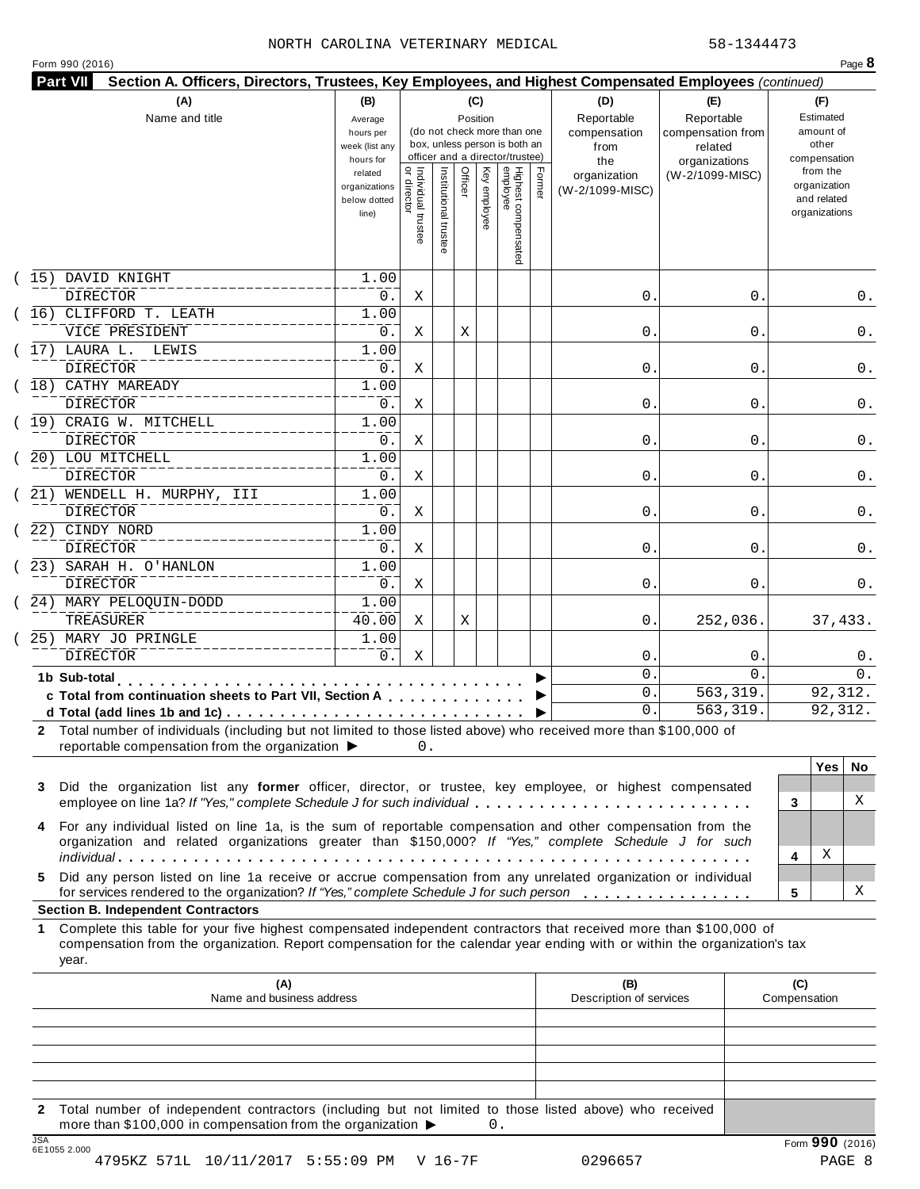NORTH CAROLINA VETERINARY MEDICAL 58-1344473

Form 990 (2016) Page **8**

**Part VII** **Section A. Officers, Directors, Trustees, Key Employees, and Highest Compensated Employees** *(continued)*

| (A) Name and title | (B) Average hours per week (list any hours for related organizations below dotted line) | (C) Position: Individual trustee or director | Institutional trustee | Officer | Key employee | Highest compensated employee | Former | (D) Reportable compensation from the organization (W-2/1099-MISC) | (E) Reportable compensation from related organizations (W-2/1099-MISC) | (F) Estimated amount of other compensation from the organization and related organizations |
|---|---|---|---|---|---|---|---|---|---|---|
| (15) DAVID KNIGHT<br>DIRECTOR | 1.00<br>0. | X | | | | | | 0. | 0. | 0. |
| (16) CLIFFORD T. LEATH<br>VICE PRESIDENT | 1.00<br>0. | X | | X | | | | 0. | 0. | 0. |
| (17) LAURA L. LEWIS<br>DIRECTOR | 1.00<br>0. | X | | | | | | 0. | 0. | 0. |
| (18) CATHY MAREADY<br>DIRECTOR | 1.00<br>0. | X | | | | | | 0. | 0. | 0. |
| (19) CRAIG W. MITCHELL<br>DIRECTOR | 1.00<br>0. | X | | | | | | 0. | 0. | 0. |
| (20) LOU MITCHELL<br>DIRECTOR | 1.00<br>0. | X | | | | | | 0. | 0. | 0. |
| (21) WENDELL H. MURPHY, III<br>DIRECTOR | 1.00<br>0. | X | | | | | | 0. | 0. | 0. |
| (22) CINDY NORD<br>DIRECTOR | 1.00<br>0. | X | | | | | | 0. | 0. | 0. |
| (23) SARAH H. O'HANLON<br>DIRECTOR | 1.00<br>0. | X | | | | | | 0. | 0. | 0. |
| (24) MARY PELOQUIN-DODD<br>TREASURER | 1.00<br>40.00 | X | | X | | | | 0. | 252,036. | 37,433. |
| (25) MARY JO PRINGLE<br>DIRECTOR | 1.00<br>0. | X | | | | | | 0. | 0. | 0. |
| **1b Sub-total** | | | | | | | | 0. | 0. | 0. |
| **c Total from continuation sheets to Part VII, Section A** | | | | | | | | 0. | 563,319. | 92,312. |
| **d Total (add lines 1b and 1c)** | | | | | | | | 0. | 563,319. | 92,312. |

**2** Total number of individuals (including but not limited to those listed above) who received more than $100,000 of reportable compensation from the organization ▶ 0.

| | | Yes | No |
|---|---|---|---|
| **3** Did the organization list any **former** officer, director, or trustee, key employee, or highest compensated employee on line 1a? *If "Yes," complete Schedule J for such individual* | 3 | | X |
| **4** For any individual listed on line 1a, is the sum of reportable compensation and other compensation from the organization and related organizations greater than $150,000? *If "Yes," complete Schedule J for such individual* | 4 | X | |
| **5** Did any person listed on line 1a receive or accrue compensation from any unrelated organization or individual for services rendered to the organization? *If "Yes," complete Schedule J for such person* | 5 | | X |

**Section B. Independent Contractors**

**1** Complete this table for your five highest compensated independent contractors that received more than $100,000 of compensation from the organization. Report compensation for the calendar year ending with or within the organization's tax year.

| (A) Name and business address | (B) Description of services | (C) Compensation |
|---|---|---|
| | | |
| | | |
| | | |
| | | |
| | | |

**2** Total number of independent contractors (including but not limited to those listed above) who received more than $100,000 in compensation from the organization ▶ 0.

JSA 6E1055 2.000 Form **990** (2016)

4795KZ 571L 10/11/2017 5:55:09 PM V 16-7F 0296657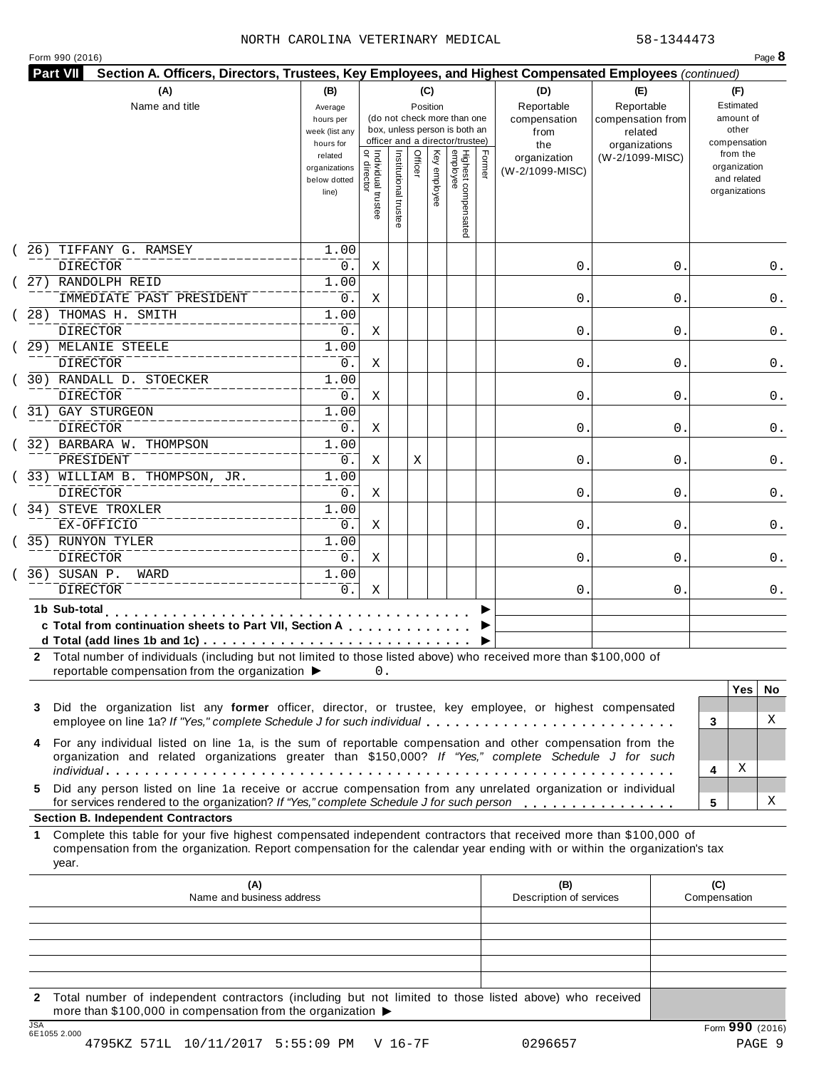NORTH CAROLINA VETERINARY MEDICAL 58-1344473

Form 990 (2016) Page **8**

**Part VII Section A. Officers, Directors, Trustees, Key Employees, and Highest Compensated Employees** *(continued)*

| (A) Name and title | (B) Average hours per week (list any hours for related organizations below dotted line) | (C) Position: Individual trustee or director | Institutional trustee | Officer | Key employee | Highest compensated employee | Former | (D) Reportable compensation from the organization (W-2/1099-MISC) | (E) Reportable compensation from related organizations (W-2/1099-MISC) | (F) Estimated amount of other compensation from the organization and related organizations |
|---|---|---|---|---|---|---|---|---|---|---|
| (26) TIFFANY G. RAMSEY<br>DIRECTOR | 1.00<br>0. | X | | | | | | 0. | 0. | 0. |
| (27) RANDOLPH REID<br>IMMEDIATE PAST PRESIDENT | 1.00<br>0. | X | | | | | | 0. | 0. | 0. |
| (28) THOMAS H. SMITH<br>DIRECTOR | 1.00<br>0. | X | | | | | | 0. | 0. | 0. |
| (29) MELANIE STEELE<br>DIRECTOR | 1.00<br>0. | X | | | | | | 0. | 0. | 0. |
| (30) RANDALL D. STOECKER<br>DIRECTOR | 1.00<br>0. | X | | | | | | 0. | 0. | 0. |
| (31) GAY STURGEON<br>DIRECTOR | 1.00<br>0. | X | | | | | | 0. | 0. | 0. |
| (32) BARBARA W. THOMPSON<br>PRESIDENT | 1.00<br>0. | X | | X | | | | 0. | 0. | 0. |
| (33) WILLIAM B. THOMPSON, JR.<br>DIRECTOR | 1.00<br>0. | X | | | | | | 0. | 0. | 0. |
| (34) STEVE TROXLER<br>EX-OFFICIO | 1.00<br>0. | X | | | | | | 0. | 0. | 0. |
| (35) RUNYON TYLER<br>DIRECTOR | 1.00<br>0. | X | | | | | | 0. | 0. | 0. |
| (36) SUSAN P. WARD<br>DIRECTOR | 1.00<br>0. | X | | | | | | 0. | 0. | 0. |

**1b Sub-total** ▶

**c Total from continuation sheets to Part VII, Section A** ▶

**d Total (add lines 1b and 1c)** ▶

**2** Total number of individuals (including but not limited to those listed above) who received more than $100,000 of reportable compensation from the organization ▶ 0.

| | | Yes | No |
|---|---|---|---|
| **3** Did the organization list any **former** officer, director, or trustee, key employee, or highest compensated employee on line 1a? *If "Yes," complete Schedule J for such individual* | 3 | | X |
| **4** For any individual listed on line 1a, is the sum of reportable compensation and other compensation from the organization and related organizations greater than $150,000? *If "Yes," complete Schedule J for such individual* | 4 | X | |
| **5** Did any person listed on line 1a receive or accrue compensation from any unrelated organization or individual for services rendered to the organization? *If "Yes," complete Schedule J for such person* | 5 | | X |

**Section B. Independent Contractors**

**1** Complete this table for your five highest compensated independent contractors that received more than $100,000 of compensation from the organization. Report compensation for the calendar year ending with or within the organization's tax year.

| (A) Name and business address | (B) Description of services | (C) Compensation |
|---|---|---|
| | | |
| | | |
| | | |
| | | |
| | | |

**2** Total number of independent contractors (including but not limited to those listed above) who received more than $100,000 in compensation from the organization ▶

Form **990** (2016)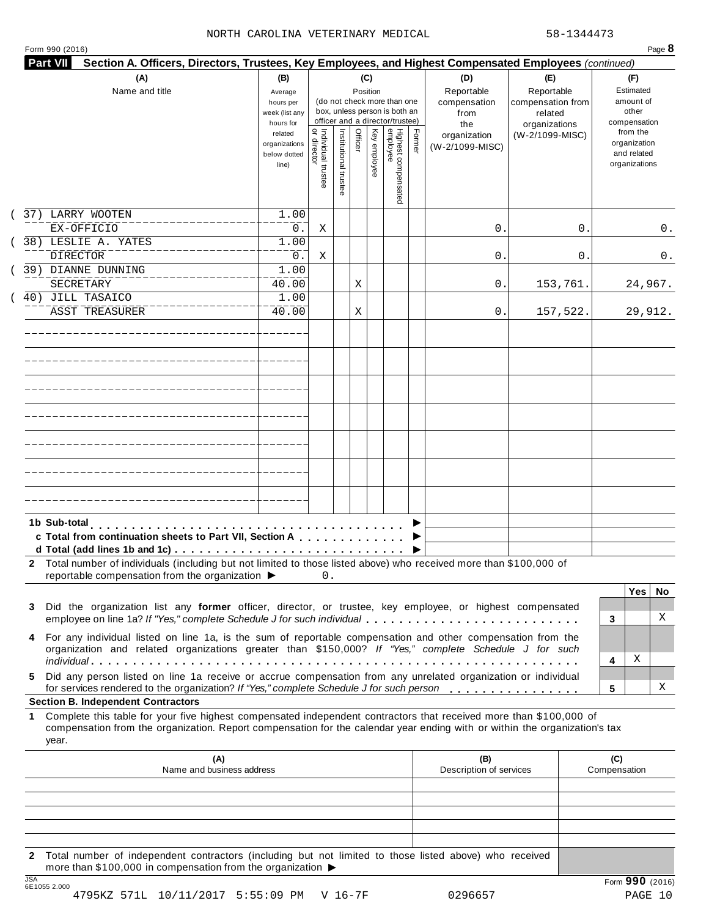NORTH CAROLINA VETERINARY MEDICAL 58-1344473

Form 990 (2016) Page **8**

**Part VII** **Section A. Officers, Directors, Trustees, Key Employees, and Highest Compensated Employees** *(continued)*

| (A) Name and title | (B) Average hours per week (list any hours for related organizations below dotted line) | (C) Position: Individual trustee or director | Institutional trustee | Officer | Key employee | Highest compensated employee | Former | (D) Reportable compensation from the organization (W-2/1099-MISC) | (E) Reportable compensation from related organizations (W-2/1099-MISC) | (F) Estimated amount of other compensation from the organization and related organizations |
|---|---|---|---|---|---|---|---|---|---|---|
| (37) LARRY WOOTEN<br>EX-OFFICIO | 1.00<br>0. | X | | | | | | 0. | 0. | 0. |
| (38) LESLIE A. YATES<br>DIRECTOR | 1.00<br>0. | X | | | | | | 0. | 0. | 0. |
| (39) DIANNE DUNNING<br>SECRETARY | 1.00<br>40.00 | | | X | | | | 0. | 153,761. | 24,967. |
| (40) JILL TASAICO<br>ASST TREASURER | 1.00<br>40.00 | | | X | | | | 0. | 157,522. | 29,912. |
| | | | | | | | | | | |
| | | | | | | | | | | |
| | | | | | | | | | | |
| | | | | | | | | | | |
| | | | | | | | | | | |
| | | | | | | | | | | |
| | | | | | | | | | | |

**1b Sub-total** . . . . . . . . . . ▶

**c Total from continuation sheets to Part VII, Section A** . . . . ▶

**d Total (add lines 1b and 1c)** . . . . . . . . . ▶

**2** Total number of individuals (including but not limited to those listed above) who received more than $100,000 of reportable compensation from the organization ▶ 0.

| | | Yes | No |
|---|---|---|---|
| **3** Did the organization list any **former** officer, director, or trustee, key employee, or highest compensated employee on line 1a? *If "Yes," complete Schedule J for such individual* | 3 | | X |
| **4** For any individual listed on line 1a, is the sum of reportable compensation and other compensation from the organization and related organizations greater than $150,000? *If "Yes," complete Schedule J for such individual* | 4 | X | |
| **5** Did any person listed on line 1a receive or accrue compensation from any unrelated organization or individual for services rendered to the organization? *If "Yes," complete Schedule J for such person* | 5 | | X |

**Section B. Independent Contractors**

**1** Complete this table for your five highest compensated independent contractors that received more than $100,000 of compensation from the organization. Report compensation for the calendar year ending with or within the organization's tax year.

| (A) Name and business address | (B) Description of services | (C) Compensation |
|---|---|---|
| | | |
| | | |
| | | |
| | | |
| | | |

**2** Total number of independent contractors (including but not limited to those listed above) who received more than $100,000 in compensation from the organization ▶

Form **990** (2016)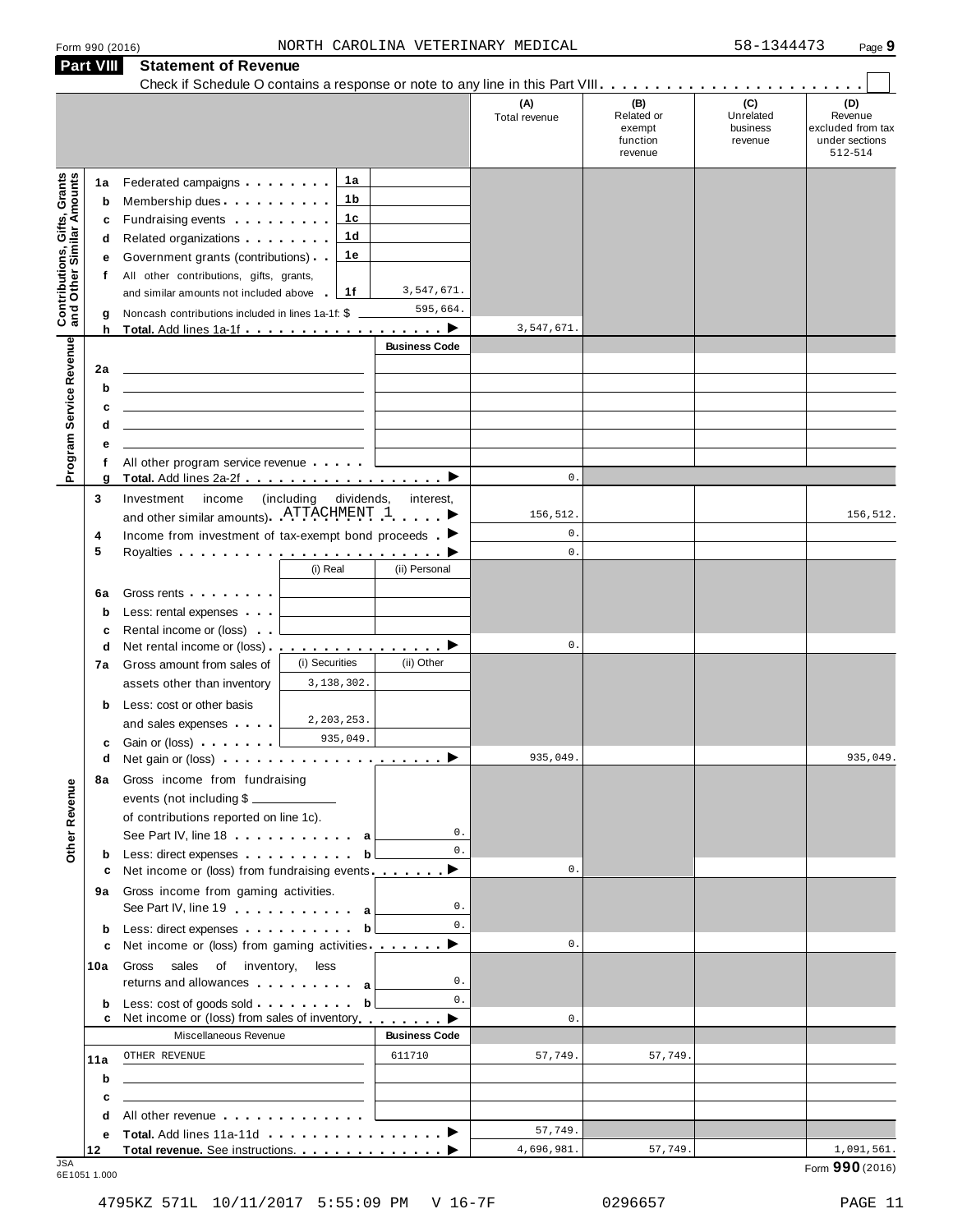Form 990 (2016) NORTH CAROLINA VETERINARY MEDICAL 58-1344473 Page 9

## Part VIII Statement of Revenue

Check if Schedule O contains a response or note to any line in this Part VIII . . . . . . . . . . . . . . . . . . . . . . . . ☐

| | | | | (A) Total revenue | (B) Related or exempt function revenue | (C) Unrelated business revenue | (D) Revenue excluded from tax under sections 512-514 |
|---|---|---|---|---|---|---|---|
| **Contributions, Gifts, Grants and Other Similar Amounts** | 1a | Federated campaigns . . . . . . . . 1a | | | | | |
| | b | Membership dues . . . . . . . . . . 1b | | | | | |
| | c | Fundraising events . . . . . . . . . 1c | | | | | |
| | d | Related organizations . . . . . . . . 1d | | | | | |
| | e | Government grants (contributions) . . 1e | | | | | |
| | f | All other contributions, gifts, grants, and similar amounts not included above . 1f | 3,547,671. | | | | |
| | g | Noncash contributions included in lines 1a-1f: $ | 595,664. | | | | |
| | h | **Total.** Add lines 1a-1f . . . . . . . . . . . . . . . . . . ▶ | | 3,547,671. | | | |
| **Program Service Revenue** | | | **Business Code** | | | | |
| | 2a | | | | | | |
| | b | | | | | | |
| | c | | | | | | |
| | d | | | | | | |
| | e | | | | | | |
| | f | All other program service revenue . . . . . | | | | | |
| | g | **Total.** Add lines 2a-2f . . . . . . . . . . . . . . . . . . ▶ | | 0. | | | |
| | 3 | Investment income (including dividends, interest, and other similar amounts) . ATTACHMENT 1 . . . . . ▶ | | 156,512. | | | 156,512. |
| | 4 | Income from investment of tax-exempt bond proceeds . ▶ | | 0. | | | |
| | 5 | Royalties . . . . . . . . . . . . . . . . . . . . . . . . ▶ | | 0. | | | |
| | | (i) Real | (ii) Personal | | | | |
| | 6a | Gross rents . . . . . . . . | | | | | |
| | b | Less: rental expenses . . . | | | | | |
| | c | Rental income or (loss) . . | | | | | |
| | d | Net rental income or (loss) . . . . . . . . . . . . . . . . ▶ | | 0. | | | |
| | 7a | Gross amount from sales of assets other than inventory — (i) Securities: 3,138,302. | (ii) Other | | | | |
| | b | Less: cost or other basis and sales expenses . . . . — (i) Securities: 2,203,253. | | | | | |
| | c | Gain or (loss) . . . . . . . — (i) Securities: 935,049. | | | | | |
| | d | Net gain or (loss) . . . . . . . . . . . . . . . . . . . . ▶ | | 935,049. | | | 935,049. |
| **Other Revenue** | 8a | Gross income from fundraising events (not including $ ______ of contributions reported on line 1c). See Part IV, line 18 . . . . . . . . . . . a | 0. | | | | |
| | b | Less: direct expenses . . . . . . . . . . b | 0. | | | | |
| | c | Net income or (loss) from fundraising events . . . . . . . ▶ | | 0. | | | |
| | 9a | Gross income from gaming activities. See Part IV, line 19 . . . . . . . . . . . a | 0. | | | | |
| | b | Less: direct expenses . . . . . . . . . . b | 0. | | | | |
| | c | Net income or (loss) from gaming activities . . . . . . . ▶ | | 0. | | | |
| | 10a | Gross sales of inventory, less returns and allowances . . . . . . . . . a | 0. | | | | |
| | b | Less: cost of goods sold . . . . . . . . . b | 0. | | | | |
| | c | Net income or (loss) from sales of inventory . . . . . . . ▶ | | 0. | | | |
| | | Miscellaneous Revenue | **Business Code** | | | | |
| | 11a | OTHER REVENUE | 611710 | 57,749. | 57,749. | | |
| | b | | | | | | |
| | c | | | | | | |
| | d | All other revenue . . . . . . . . . . . . . | | | | | |
| | e | **Total.** Add lines 11a-11d . . . . . . . . . . . . . . . . ▶ | | 57,749. | | | |
| | 12 | **Total revenue.** See instructions. . . . . . . . . . . . . . ▶ | | 4,696,981. | 57,749. | | 1,091,561. |

JSA 6E1051 1.000

Form **990** (2016)

4795KZ 571L 10/11/2017 5:55:09 PM V 16-7F 0296657 PAGE 11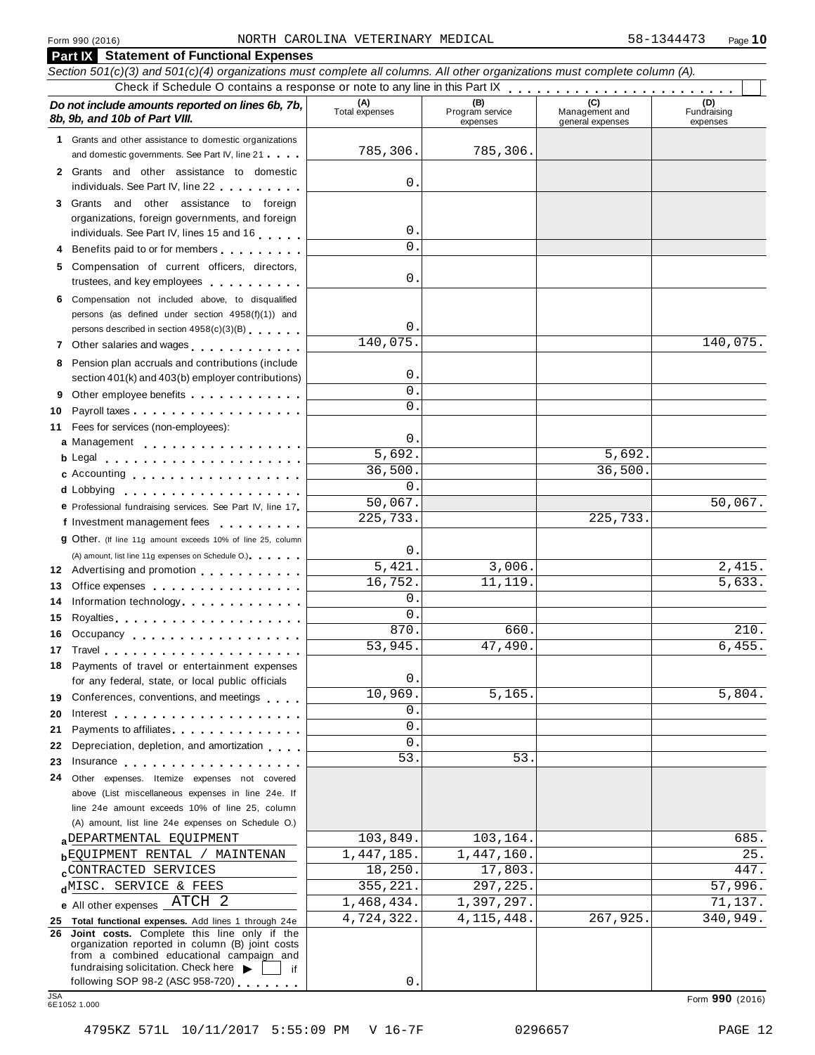Form 990 (2016) NORTH CAROLINA VETERINARY MEDICAL 58-1344473

## Part IX Statement of Functional Expenses

*Section 501(c)(3) and 501(c)(4) organizations must complete all columns. All other organizations must complete column (A).*

Check if Schedule O contains a response or note to any line in this Part IX

| *Do not include amounts reported on lines 6b, 7b, 8b, 9b, and 10b of Part VIII.* | (A) Total expenses | (B) Program service expenses | (C) Management and general expenses | (D) Fundraising expenses |
|---|---|---|---|---|
| **1** Grants and other assistance to domestic organizations and domestic governments. See Part IV, line 21 | 785,306. | 785,306. | | |
| **2** Grants and other assistance to domestic individuals. See Part IV, line 22 | 0. | | | |
| **3** Grants and other assistance to foreign organizations, foreign governments, and foreign individuals. See Part IV, lines 15 and 16 | 0. | | | |
| **4** Benefits paid to or for members | 0. | | | |
| **5** Compensation of current officers, directors, trustees, and key employees | 0. | | | |
| **6** Compensation not included above, to disqualified persons (as defined under section 4958(f)(1)) and persons described in section 4958(c)(3)(B) | 0. | | | |
| **7** Other salaries and wages | 140,075. | | | 140,075. |
| **8** Pension plan accruals and contributions (include section 401(k) and 403(b) employer contributions) | 0. | | | |
| **9** Other employee benefits | 0. | | | |
| **10** Payroll taxes | 0. | | | |
| **11** Fees for services (non-employees): | | | | |
| **a** Management | 0. | | | |
| **b** Legal | 5,692. | | 5,692. | |
| **c** Accounting | 36,500. | | 36,500. | |
| **d** Lobbying | 0. | | | |
| **e** Professional fundraising services. See Part IV, line 17 | 50,067. | | | 50,067. |
| **f** Investment management fees | 225,733. | | 225,733. | |
| **g** Other. (If line 11g amount exceeds 10% of line 25, column (A) amount, list line 11g expenses on Schedule O.) | 0. | | | |
| **12** Advertising and promotion | 5,421. | 3,006. | | 2,415. |
| **13** Office expenses | 16,752. | 11,119. | | 5,633. |
| **14** Information technology | 0. | | | |
| **15** Royalties | 0. | | | |
| **16** Occupancy | 870. | 660. | | 210. |
| **17** Travel | 53,945. | 47,490. | | 6,455. |
| **18** Payments of travel or entertainment expenses for any federal, state, or local public officials | 0. | | | |
| **19** Conferences, conventions, and meetings | 10,969. | 5,165. | | 5,804. |
| **20** Interest | 0. | | | |
| **21** Payments to affiliates | 0. | | | |
| **22** Depreciation, depletion, and amortization | 0. | | | |
| **23** Insurance | 53. | 53. | | |
| **24** Other expenses. Itemize expenses not covered above (List miscellaneous expenses in line 24e. If line 24e amount exceeds 10% of line 25, column (A) amount, list line 24e expenses on Schedule O.) | | | | |
| **a** DEPARTMENTAL EQUIPMENT | 103,849. | 103,164. | | 685. |
| **b** EQUIPMENT RENTAL / MAINTENAN | 1,447,185. | 1,447,160. | | 25. |
| **c** CONTRACTED SERVICES | 18,250. | 17,803. | | 447. |
| **d** MISC. SERVICE & FEES | 355,221. | 297,225. | | 57,996. |
| **e** All other expenses ATCH 2 | 1,468,434. | 1,397,297. | | 71,137. |
| **25 Total functional expenses.** Add lines 1 through 24e | 4,724,322. | 4,115,448. | 267,925. | 340,949. |
| **26 Joint costs.** Complete this line only if the organization reported in column (B) joint costs from a combined educational campaign and fundraising solicitation. Check here ▶ ☐ if following SOP 98-2 (ASC 958-720) | 0. | | | |

JSA 6E1052 1.000

Form **990** (2016)

4795KZ 571L 10/11/2017 5:55:09 PM V 16-7F 0296657 PAGE 12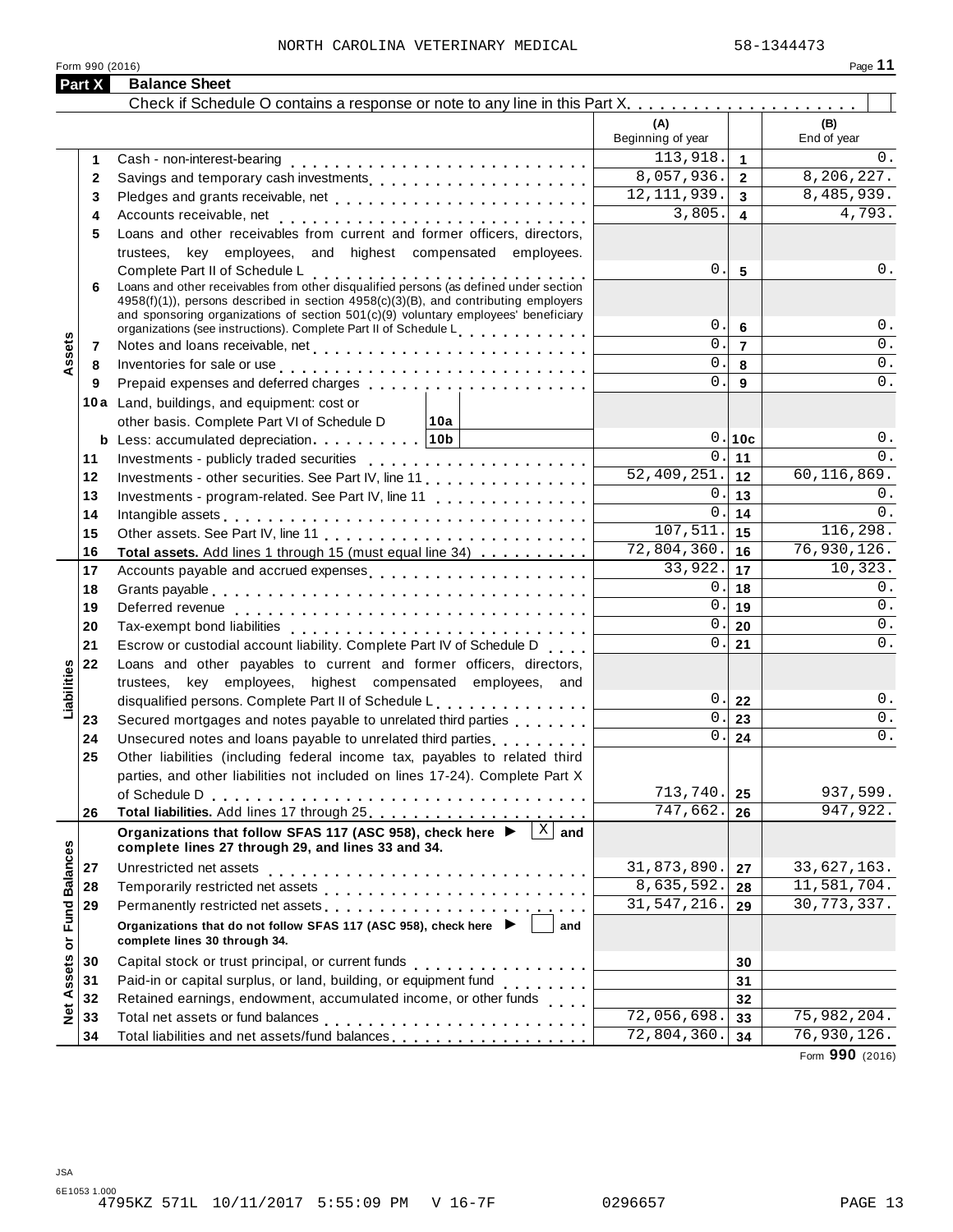NORTH CAROLINA VETERINARY MEDICAL 58-1344473

Form 990 (2016) Page 11

**Part X Balance Sheet**

Check if Schedule O contains a response or note to any line in this Part X . . . . . . . . . . . . . . . . . . . . ☐

| | | | (A) Beginning of year | | (B) End of year |
|---|---|---|---|---|---|
| **Assets** | 1 | Cash - non-interest-bearing | 113,918. | 1 | 0. |
| | 2 | Savings and temporary cash investments | 8,057,936. | 2 | 8,206,227. |
| | 3 | Pledges and grants receivable, net | 12,111,939. | 3 | 8,485,939. |
| | 4 | Accounts receivable, net | 3,805. | 4 | 4,793. |
| | 5 | Loans and other receivables from current and former officers, directors, trustees, key employees, and highest compensated employees. Complete Part II of Schedule L | 0. | 5 | 0. |
| | 6 | Loans and other receivables from other disqualified persons (as defined under section 4958(f)(1)), persons described in section 4958(c)(3)(B), and contributing employers and sponsoring organizations of section 501(c)(9) voluntary employees' beneficiary organizations (see instructions). Complete Part II of Schedule L | 0. | 6 | 0. |
| | 7 | Notes and loans receivable, net | 0. | 7 | 0. |
| | 8 | Inventories for sale or use | 0. | 8 | 0. |
| | 9 | Prepaid expenses and deferred charges | 0. | 9 | 0. |
| | 10a | Land, buildings, and equipment: cost or other basis. Complete Part VI of Schedule D 10a | | | |
| | b | Less: accumulated depreciation 10b | 0. | 10c | 0. |
| | 11 | Investments - publicly traded securities | 0. | 11 | 0. |
| | 12 | Investments - other securities. See Part IV, line 11 | 52,409,251. | 12 | 60,116,869. |
| | 13 | Investments - program-related. See Part IV, line 11 | 0. | 13 | 0. |
| | 14 | Intangible assets | 0. | 14 | 0. |
| | 15 | Other assets. See Part IV, line 11 | 107,511. | 15 | 116,298. |
| | 16 | **Total assets.** Add lines 1 through 15 (must equal line 34) | 72,804,360. | 16 | 76,930,126. |
| **Liabilities** | 17 | Accounts payable and accrued expenses | 33,922. | 17 | 10,323. |
| | 18 | Grants payable | 0. | 18 | 0. |
| | 19 | Deferred revenue | 0. | 19 | 0. |
| | 20 | Tax-exempt bond liabilities | 0. | 20 | 0. |
| | 21 | Escrow or custodial account liability. Complete Part IV of Schedule D | 0. | 21 | 0. |
| | 22 | Loans and other payables to current and former officers, directors, trustees, key employees, highest compensated employees, and disqualified persons. Complete Part II of Schedule L | 0. | 22 | 0. |
| | 23 | Secured mortgages and notes payable to unrelated third parties | 0. | 23 | 0. |
| | 24 | Unsecured notes and loans payable to unrelated third parties | 0. | 24 | 0. |
| | 25 | Other liabilities (including federal income tax, payables to related third parties, and other liabilities not included on lines 17-24). Complete Part X of Schedule D | 713,740. | 25 | 937,599. |
| | 26 | **Total liabilities.** Add lines 17 through 25 | 747,662. | 26 | 947,922. |
| **Net Assets or Fund Balances** | | **Organizations that follow SFAS 117 (ASC 958), check here ▶ ☒ and complete lines 27 through 29, and lines 33 and 34.** | | | |
| | 27 | Unrestricted net assets | 31,873,890. | 27 | 33,627,163. |
| | 28 | Temporarily restricted net assets | 8,635,592. | 28 | 11,581,704. |
| | 29 | Permanently restricted net assets | 31,547,216. | 29 | 30,773,337. |
| | | **Organizations that do not follow SFAS 117 (ASC 958), check here ▶ ☐ and complete lines 30 through 34.** | | | |
| | 30 | Capital stock or trust principal, or current funds | | 30 | |
| | 31 | Paid-in or capital surplus, or land, building, or equipment fund | | 31 | |
| | 32 | Retained earnings, endowment, accumulated income, or other funds | | 32 | |
| | 33 | Total net assets or fund balances | 72,056,698. | 33 | 75,982,204. |
| | 34 | Total liabilities and net assets/fund balances | 72,804,360. | 34 | 76,930,126. |

Form **990** (2016)

JSA
6E1053 1.000
4795KZ 571L 10/11/2017 5:55:09 PM V 16-7F 0296657 PAGE 13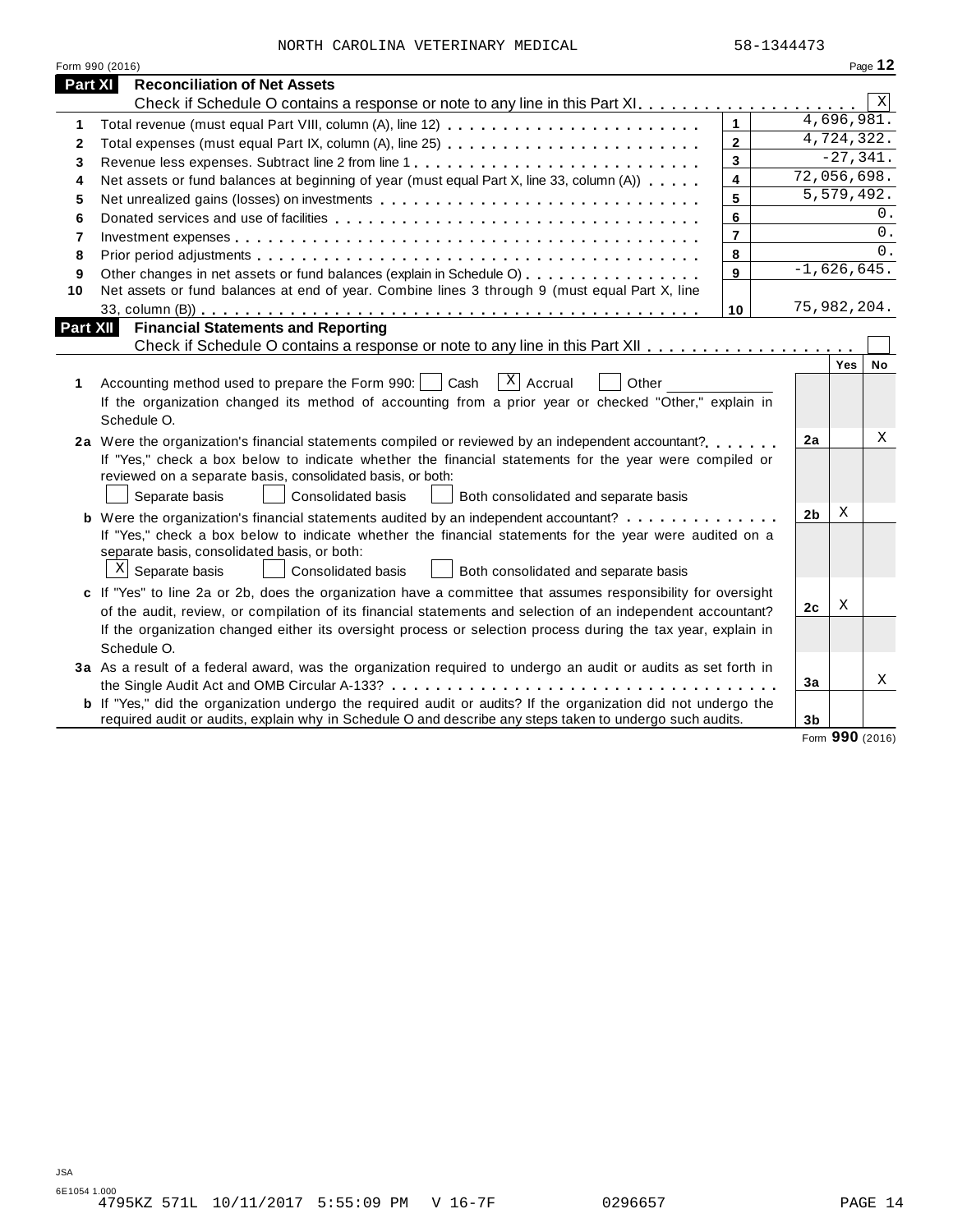NORTH CAROLINA VETERINARY MEDICAL 58-1344473

Form 990 (2016) Page **12**

## Part XI Reconciliation of Net Assets

Check if Schedule O contains a response or note to any line in this Part XI . . . . . . . . . . . . . . . . . . . . [X]

| | | | |
|---|---|---|---|
| 1 | Total revenue (must equal Part VIII, column (A), line 12) | 1 | 4,696,981. |
| 2 | Total expenses (must equal Part IX, column (A), line 25) | 2 | 4,724,322. |
| 3 | Revenue less expenses. Subtract line 2 from line 1 | 3 | -27,341. |
| 4 | Net assets or fund balances at beginning of year (must equal Part X, line 33, column (A)) | 4 | 72,056,698. |
| 5 | Net unrealized gains (losses) on investments | 5 | 5,579,492. |
| 6 | Donated services and use of facilities | 6 | 0. |
| 7 | Investment expenses | 7 | 0. |
| 8 | Prior period adjustments | 8 | 0. |
| 9 | Other changes in net assets or fund balances (explain in Schedule O) | 9 | -1,626,645. |
| 10 | Net assets or fund balances at end of year. Combine lines 3 through 9 (must equal Part X, line 33, column (B)) | 10 | 75,982,204. |

## Part XII Financial Statements and Reporting

Check if Schedule O contains a response or note to any line in this Part XII . . . . . . . . . . . . . . . . . . [ ]

| | | | Yes | No |
|---|---|---|---|---|
| 1 | Accounting method used to prepare the Form 990: [ ] Cash [X] Accrual [ ] Other<br>If the organization changed its method of accounting from a prior year or checked "Other," explain in Schedule O. | | | |
| 2a | Were the organization's financial statements compiled or reviewed by an independent accountant? | 2a | | X |
| | If "Yes," check a box below to indicate whether the financial statements for the year were compiled or reviewed on a separate basis, consolidated basis, or both:<br>[ ] Separate basis [ ] Consolidated basis [ ] Both consolidated and separate basis | | | |
| b | Were the organization's financial statements audited by an independent accountant? | 2b | X | |
| | If "Yes," check a box below to indicate whether the financial statements for the year were audited on a separate basis, consolidated basis, or both:<br>[X] Separate basis [ ] Consolidated basis [ ] Both consolidated and separate basis | | | |
| c | If "Yes" to line 2a or 2b, does the organization have a committee that assumes responsibility for oversight of the audit, review, or compilation of its financial statements and selection of an independent accountant? | 2c | X | |
| | If the organization changed either its oversight process or selection process during the tax year, explain in Schedule O. | | | |
| 3a | As a result of a federal award, was the organization required to undergo an audit or audits as set forth in the Single Audit Act and OMB Circular A-133? | 3a | | X |
| b | If "Yes," did the organization undergo the required audit or audits? If the organization did not undergo the required audit or audits, explain why in Schedule O and describe any steps taken to undergo such audits. | 3b | | |

Form **990** (2016)

JSA
6E1054 1.000
4795KZ 571L 10/11/2017 5:55:09 PM V 16-7F 0296657 PAGE 14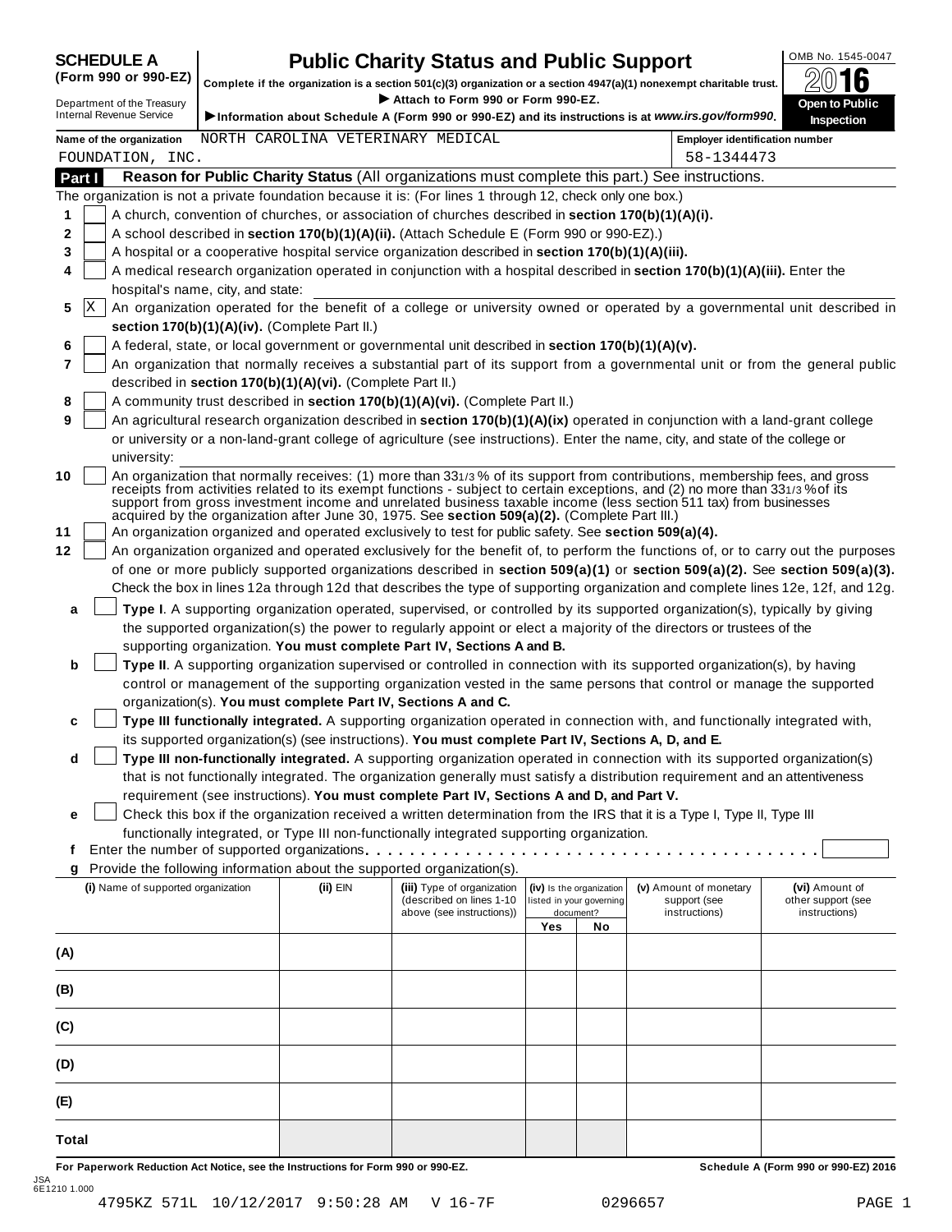**SCHEDULE A (Form 990 or 990-EZ)**

Department of the Treasury
Internal Revenue Service

# Public Charity Status and Public Support

**Complete if the organization is a section 501(c)(3) organization or a section 4947(a)(1) nonexempt charitable trust.**

▶ **Attach to Form 990 or Form 990-EZ.**

▶ **Information about Schedule A (Form 990 or 990-EZ) and its instructions is at *www.irs.gov/form990*.**

OMB No. 1545-0047

**2016**

**Open to Public Inspection**

**Name of the organization** NORTH CAROLINA VETERINARY MEDICAL FOUNDATION, INC.

**Employer identification number** 58-1344473

## Part I — Reason for Public Charity Status (All organizations must complete this part.) See instructions.

The organization is not a private foundation because it is: (For lines 1 through 12, check only one box.)

1. [ ] A church, convention of churches, or association of churches described in **section 170(b)(1)(A)(i).**
2. [ ] A school described in **section 170(b)(1)(A)(ii).** (Attach Schedule E (Form 990 or 990-EZ).)
3. [ ] A hospital or a cooperative hospital service organization described in **section 170(b)(1)(A)(iii).**
4. [ ] A medical research organization operated in conjunction with a hospital described in **section 170(b)(1)(A)(iii).** Enter the hospital's name, city, and state:
5. [X] An organization operated for the benefit of a college or university owned or operated by a governmental unit described in **section 170(b)(1)(A)(iv).** (Complete Part II.)
6. [ ] A federal, state, or local government or governmental unit described in **section 170(b)(1)(A)(v).**
7. [ ] An organization that normally receives a substantial part of its support from a governmental unit or from the general public described in **section 170(b)(1)(A)(vi).** (Complete Part II.)
8. [ ] A community trust described in **section 170(b)(1)(A)(vi).** (Complete Part II.)
9. [ ] An agricultural research organization described in **section 170(b)(1)(A)(ix)** operated in conjunction with a land-grant college or university or a non-land-grant college of agriculture (see instructions). Enter the name, city, and state of the college or university:
10. [ ] An organization that normally receives: (1) more than 33 1/3 % of its support from contributions, membership fees, and gross receipts from activities related to its exempt functions - subject to certain exceptions, and (2) no more than 33 1/3 % of its support from gross investment income and unrelated business taxable income (less section 511 tax) from businesses acquired by the organization after June 30, 1975. See **section 509(a)(2).** (Complete Part III.)
11. [ ] An organization organized and operated exclusively to test for public safety. See **section 509(a)(4).**
12. [ ] An organization organized and operated exclusively for the benefit of, to perform the functions of, or to carry out the purposes of one or more publicly supported organizations described in **section 509(a)(1)** or **section 509(a)(2).** See **section 509(a)(3).** Check the box in lines 12a through 12d that describes the type of supporting organization and complete lines 12e, 12f, and 12g.

   a. [ ] **Type I**. A supporting organization operated, supervised, or controlled by its supported organization(s), typically by giving the supported organization(s) the power to regularly appoint or elect a majority of the directors or trustees of the supporting organization. **You must complete Part IV, Sections A and B.**

   b. [ ] **Type II**. A supporting organization supervised or controlled in connection with its supported organization(s), by having control or management of the supporting organization vested in the same persons that control or manage the supported organization(s). **You must complete Part IV, Sections A and C.**

   c. [ ] **Type III functionally integrated.** A supporting organization operated in connection with, and functionally integrated with, its supported organization(s) (see instructions). **You must complete Part IV, Sections A, D, and E.**

   d. [ ] **Type III non-functionally integrated.** A supporting organization operated in connection with its supported organization(s) that is not functionally integrated. The organization generally must satisfy a distribution requirement and an attentiveness requirement (see instructions). **You must complete Part IV, Sections A and D, and Part V.**

   e. [ ] Check this box if the organization received a written determination from the IRS that it is a Type I, Type II, Type III functionally integrated, or Type III non-functionally integrated supporting organization.

   f. Enter the number of supported organizations . . . . . . . . . . . . . . . . . . . . . . . . . . . . . . . . . . . . .

   g. Provide the following information about the supported organization(s).

| (i) Name of supported organization | (ii) EIN | (iii) Type of organization (described on lines 1-10 above (see instructions)) | (iv) Is the organization listed in your governing document? Yes | No | (v) Amount of monetary support (see instructions) | (vi) Amount of other support (see instructions) |
|---|---|---|---|---|---|---|
| (A) | | | | | | |
| (B) | | | | | | |
| (C) | | | | | | |
| (D) | | | | | | |
| (E) | | | | | | |
| Total | | | | | | |

**For Paperwork Reduction Act Notice, see the Instructions for Form 990 or 990-EZ.** **Schedule A (Form 990 or 990-EZ) 2016**

JSA
6E1210 1.000

4795KZ 571L 10/12/2017 9:50:28 AM V 16-7F 0296657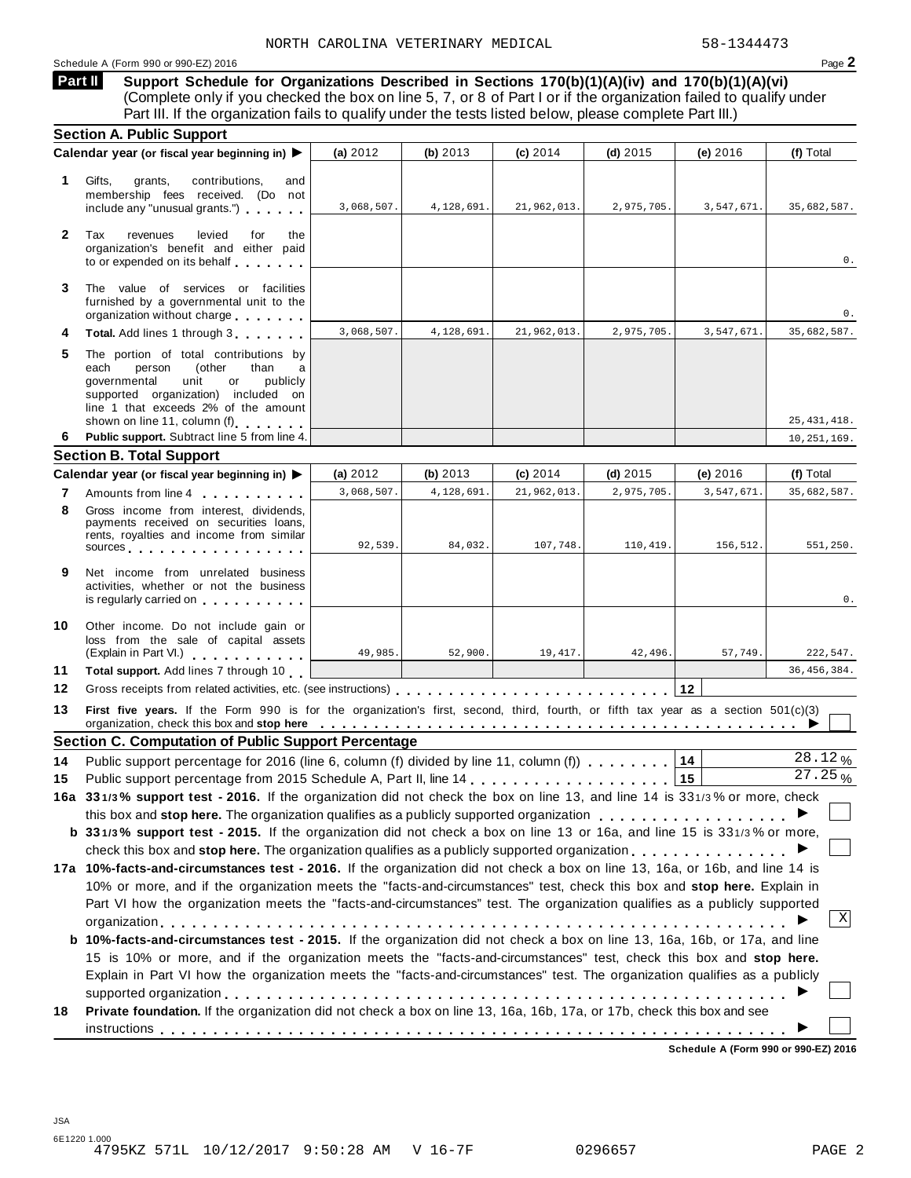NORTH CAROLINA VETERINARY MEDICAL 58-1344473

Schedule A (Form 990 or 990-EZ) 2016

## Part II Support Schedule for Organizations Described in Sections 170(b)(1)(A)(iv) and 170(b)(1)(A)(vi)

(Complete only if you checked the box on line 5, 7, or 8 of Part I or if the organization failed to qualify under Part III. If the organization fails to qualify under the tests listed below, please complete Part III.)

### Section A. Public Support

| | Calendar year (or fiscal year beginning in) ▶ | (a) 2012 | (b) 2013 | (c) 2014 | (d) 2015 | (e) 2016 | (f) Total |
|---|---|---|---|---|---|---|---|
| 1 | Gifts, grants, contributions, and membership fees received. (Do not include any "unusual grants.") | 3,068,507. | 4,128,691. | 21,962,013. | 2,975,705. | 3,547,671. | 35,682,587. |
| 2 | Tax revenues levied for the organization's benefit and either paid to or expended on its behalf | | | | | | 0. |
| 3 | The value of services or facilities furnished by a governmental unit to the organization without charge | | | | | | 0. |
| 4 | **Total.** Add lines 1 through 3 | 3,068,507. | 4,128,691. | 21,962,013. | 2,975,705. | 3,547,671. | 35,682,587. |
| 5 | The portion of total contributions by each person (other than a governmental unit or publicly supported organization) included on line 1 that exceeds 2% of the amount shown on line 11, column (f) | | | | | | 25,431,418. |
| 6 | **Public support.** Subtract line 5 from line 4. | | | | | | 10,251,169. |

### Section B. Total Support

| | Calendar year (or fiscal year beginning in) ▶ | (a) 2012 | (b) 2013 | (c) 2014 | (d) 2015 | (e) 2016 | (f) Total |
|---|---|---|---|---|---|---|---|
| 7 | Amounts from line 4 | 3,068,507. | 4,128,691. | 21,962,013. | 2,975,705. | 3,547,671. | 35,682,587. |
| 8 | Gross income from interest, dividends, payments received on securities loans, rents, royalties and income from similar sources | 92,539. | 84,032. | 107,748. | 110,419. | 156,512. | 551,250. |
| 9 | Net income from unrelated business activities, whether or not the business is regularly carried on | | | | | | 0. |
| 10 | Other income. Do not include gain or loss from the sale of capital assets (Explain in Part VI.) | 49,985. | 52,900. | 19,417. | 42,496. | 57,749. | 222,547. |
| 11 | **Total support.** Add lines 7 through 10 | | | | | | 36,456,384. |

**12** Gross receipts from related activities, etc. (see instructions) | 12 |

**13** **First five years.** If the Form 990 is for the organization's first, second, third, fourth, or fifth tax year as a section 501(c)(3) organization, check this box and **stop here** ▶ ☐

### Section C. Computation of Public Support Percentage

**14** Public support percentage for 2016 (line 6, column (f) divided by line 11, column (f)) | 14 | 28.12 %

**15** Public support percentage from 2015 Schedule A, Part II, line 14 | 15 | 27.25 %

**16a 33 1/3% support test - 2016.** If the organization did not check the box on line 13, and line 14 is 33 1/3% or more, check this box and **stop here.** The organization qualifies as a publicly supported organization ▶ ☐

**b 33 1/3% support test - 2015.** If the organization did not check a box on line 13 or 16a, and line 15 is 33 1/3% or more, check this box and **stop here.** The organization qualifies as a publicly supported organization ▶ ☐

**17a 10%-facts-and-circumstances test - 2016.** If the organization did not check a box on line 13, 16a, or 16b, and line 14 is 10% or more, and if the organization meets the "facts-and-circumstances" test, check this box and **stop here.** Explain in Part VI how the organization meets the "facts-and-circumstances" test. The organization qualifies as a publicly supported organization ▶ ☒

**b 10%-facts-and-circumstances test - 2015.** If the organization did not check a box on line 13, 16a, 16b, or 17a, and line 15 is 10% or more, and if the organization meets the "facts-and-circumstances" test, check this box and **stop here.** Explain in Part VI how the organization meets the "facts-and-circumstances" test. The organization qualifies as a publicly supported organization ▶ ☐

**18** **Private foundation.** If the organization did not check a box on line 13, 16a, 16b, 17a, or 17b, check this box and see instructions ▶ ☐

Schedule A (Form 990 or 990-EZ) 2016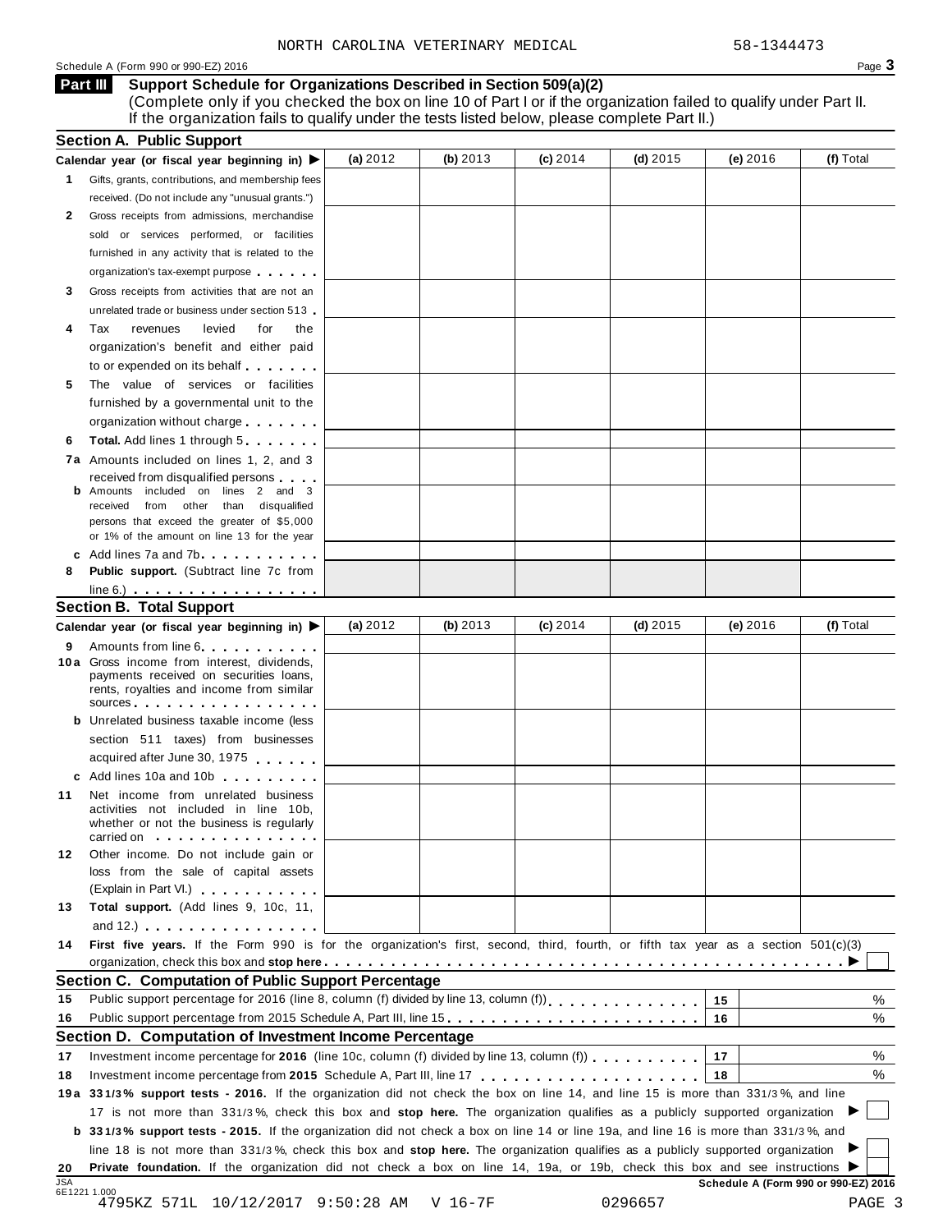NORTH CAROLINA VETERINARY MEDICAL 58-1344473

Schedule A (Form 990 or 990-EZ) 2016

## Part III Support Schedule for Organizations Described in Section 509(a)(2)

(Complete only if you checked the box on line 10 of Part I or if the organization failed to qualify under Part II. If the organization fails to qualify under the tests listed below, please complete Part II.)

### Section A. Public Support

| Calendar year (or fiscal year beginning in) ▶ | (a) 2012 | (b) 2013 | (c) 2014 | (d) 2015 | (e) 2016 | (f) Total |
|---|---|---|---|---|---|---|
| **1** Gifts, grants, contributions, and membership fees received. (Do not include any "unusual grants.") | | | | | | |
| **2** Gross receipts from admissions, merchandise sold or services performed, or facilities furnished in any activity that is related to the organization's tax-exempt purpose | | | | | | |
| **3** Gross receipts from activities that are not an unrelated trade or business under section 513 | | | | | | |
| **4** Tax revenues levied for the organization's benefit and either paid to or expended on its behalf | | | | | | |
| **5** The value of services or facilities furnished by a governmental unit to the organization without charge | | | | | | |
| **6** **Total.** Add lines 1 through 5 | | | | | | |
| **7a** Amounts included on lines 1, 2, and 3 received from disqualified persons | | | | | | |
| **b** Amounts included on lines 2 and 3 received from other than disqualified persons that exceed the greater of $5,000 or 1% of the amount on line 13 for the year | | | | | | |
| **c** Add lines 7a and 7b | | | | | | |
| **8** **Public support.** (Subtract line 7c from line 6.) | | | | | | |

### Section B. Total Support

| Calendar year (or fiscal year beginning in) ▶ | (a) 2012 | (b) 2013 | (c) 2014 | (d) 2015 | (e) 2016 | (f) Total |
|---|---|---|---|---|---|---|
| **9** Amounts from line 6 | | | | | | |
| **10a** Gross income from interest, dividends, payments received on securities loans, rents, royalties and income from similar sources | | | | | | |
| **b** Unrelated business taxable income (less section 511 taxes) from businesses acquired after June 30, 1975 | | | | | | |
| **c** Add lines 10a and 10b | | | | | | |
| **11** Net income from unrelated business activities not included in line 10b, whether or not the business is regularly carried on | | | | | | |
| **12** Other income. Do not include gain or loss from the sale of capital assets (Explain in Part VI.) | | | | | | |
| **13** **Total support.** (Add lines 9, 10c, 11, and 12.) | | | | | | |

**14** **First five years.** If the Form 990 is for the organization's first, second, third, fourth, or fifth tax year as a section 501(c)(3) organization, check this box and **stop here** ▶ ☐

### Section C. Computation of Public Support Percentage

| | | | |
|---|---|---|---|
| **15** | Public support percentage for 2016 (line 8, column (f) divided by line 13, column (f)) | 15 | % |
| **16** | Public support percentage from 2015 Schedule A, Part III, line 15 | 16 | % |

### Section D. Computation of Investment Income Percentage

| | | | |
|---|---|---|---|
| **17** | Investment income percentage for **2016** (line 10c, column (f) divided by line 13, column (f)) | 17 | % |
| **18** | Investment income percentage from **2015** Schedule A, Part III, line 17 | 18 | % |

**19a** **33 1/3% support tests - 2016.** If the organization did not check the box on line 14, and line 15 is more than 33 1/3%, and line 17 is not more than 33 1/3%, check this box and **stop here.** The organization qualifies as a publicly supported organization ▶ ☐

**b** **33 1/3% support tests - 2015.** If the organization did not check a box on line 14 or line 19a, and line 16 is more than 33 1/3%, and line 18 is not more than 33 1/3%, check this box and **stop here.** The organization qualifies as a publicly supported organization ▶ ☐

**20** **Private foundation.** If the organization did not check a box on line 14, 19a, or 19b, check this box and see instructions ▶ ☐

**Schedule A (Form 990 or 990-EZ) 2016**

JSA
6E1221 1.000
4795KZ 571L 10/12/2017 9:50:28 AM V 16-7F 0296657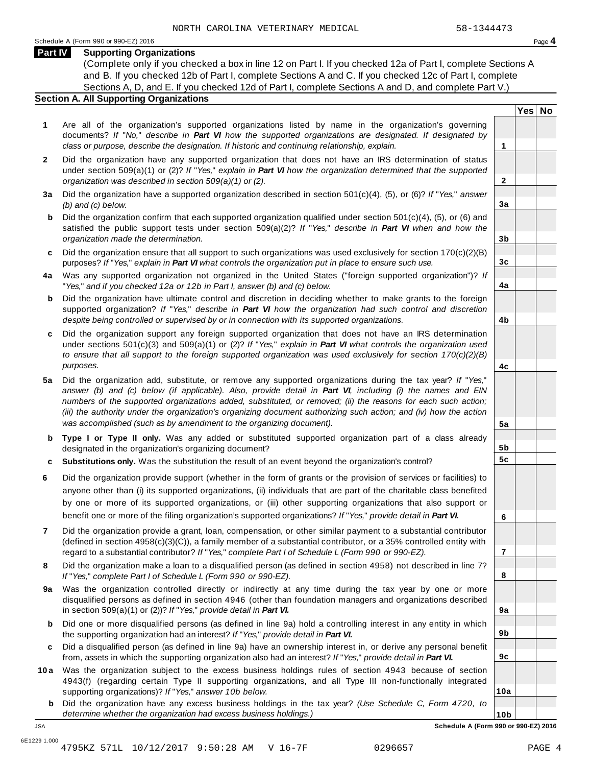## Part IV Supporting Organizations

(Complete only if you checked a box in line 12 on Part I. If you checked 12a of Part I, complete Sections A and B. If you checked 12b of Part I, complete Sections A and C. If you checked 12c of Part I, complete Sections A, D, and E. If you checked 12d of Part I, complete Sections A and D, and complete Part V.)

### Section A. All Supporting Organizations

| | | Line | Yes | No |
|---|---|---|---|---|
| **1** | Are all of the organization's supported organizations listed by name in the organization's governing documents? *If "No," describe in **Part VI** how the supported organizations are designated. If designated by class or purpose, describe the designation. If historic and continuing relationship, explain.* | 1 | | |
| **2** | Did the organization have any supported organization that does not have an IRS determination of status under section 509(a)(1) or (2)? *If "Yes," explain in **Part VI** how the organization determined that the supported organization was described in section 509(a)(1) or (2).* | 2 | | |
| **3a** | Did the organization have a supported organization described in section 501(c)(4), (5), or (6)? *If "Yes," answer (b) and (c) below.* | 3a | | |
| **b** | Did the organization confirm that each supported organization qualified under section 501(c)(4), (5), or (6) and satisfied the public support tests under section 509(a)(2)? *If "Yes," describe in **Part VI** when and how the organization made the determination.* | 3b | | |
| **c** | Did the organization ensure that all support to such organizations was used exclusively for section 170(c)(2)(B) purposes? *If "Yes," explain in **Part VI** what controls the organization put in place to ensure such use.* | 3c | | |
| **4a** | Was any supported organization not organized in the United States ("foreign supported organization")? *If "Yes," and if you checked 12a or 12b in Part I, answer (b) and (c) below.* | 4a | | |
| **b** | Did the organization have ultimate control and discretion in deciding whether to make grants to the foreign supported organization? *If "Yes," describe in **Part VI** how the organization had such control and discretion despite being controlled or supervised by or in connection with its supported organizations.* | 4b | | |
| **c** | Did the organization support any foreign supported organization that does not have an IRS determination under sections 501(c)(3) and 509(a)(1) or (2)? *If "Yes," explain in **Part VI** what controls the organization used to ensure that all support to the foreign supported organization was used exclusively for section 170(c)(2)(B) purposes.* | 4c | | |
| **5a** | Did the organization add, substitute, or remove any supported organizations during the tax year? *If "Yes," answer (b) and (c) below (if applicable). Also, provide detail in **Part VI**, including (i) the names and EIN numbers of the supported organizations added, substituted, or removed; (ii) the reasons for each such action; (iii) the authority under the organization's organizing document authorizing such action; and (iv) how the action was accomplished (such as by amendment to the organizing document).* | 5a | | |
| **b** | **Type I or Type II only.** Was any added or substituted supported organization part of a class already designated in the organization's organizing document? | 5b | | |
| **c** | **Substitutions only.** Was the substitution the result of an event beyond the organization's control? | 5c | | |
| **6** | Did the organization provide support (whether in the form of grants or the provision of services or facilities) to anyone other than (i) its supported organizations, (ii) individuals that are part of the charitable class benefited by one or more of its supported organizations, or (iii) other supporting organizations that also support or benefit one or more of the filing organization's supported organizations? *If "Yes," provide detail in **Part VI.*** | 6 | | |
| **7** | Did the organization provide a grant, loan, compensation, or other similar payment to a substantial contributor (defined in section 4958(c)(3)(C)), a family member of a substantial contributor, or a 35% controlled entity with regard to a substantial contributor? *If "Yes," complete Part I of Schedule L (Form 990 or 990-EZ).* | 7 | | |
| **8** | Did the organization make a loan to a disqualified person (as defined in section 4958) not described in line 7? *If "Yes," complete Part I of Schedule L (Form 990 or 990-EZ).* | 8 | | |
| **9a** | Was the organization controlled directly or indirectly at any time during the tax year by one or more disqualified persons as defined in section 4946 (other than foundation managers and organizations described in section 509(a)(1) or (2))? *If "Yes," provide detail in **Part VI.*** | 9a | | |
| **b** | Did one or more disqualified persons (as defined in line 9a) hold a controlling interest in any entity in which the supporting organization had an interest? *If "Yes," provide detail in **Part VI.*** | 9b | | |
| **c** | Did a disqualified person (as defined in line 9a) have an ownership interest in, or derive any personal benefit from, assets in which the supporting organization also had an interest? *If "Yes," provide detail in **Part VI.*** | 9c | | |
| **10a** | Was the organization subject to the excess business holdings rules of section 4943 because of section 4943(f) (regarding certain Type II supporting organizations, and all Type III non-functionally integrated supporting organizations)? *If "Yes," answer 10b below.* | 10a | | |
| **b** | Did the organization have any excess business holdings in the tax year? *(Use Schedule C, Form 4720, to determine whether the organization had excess business holdings.)* | 10b | | |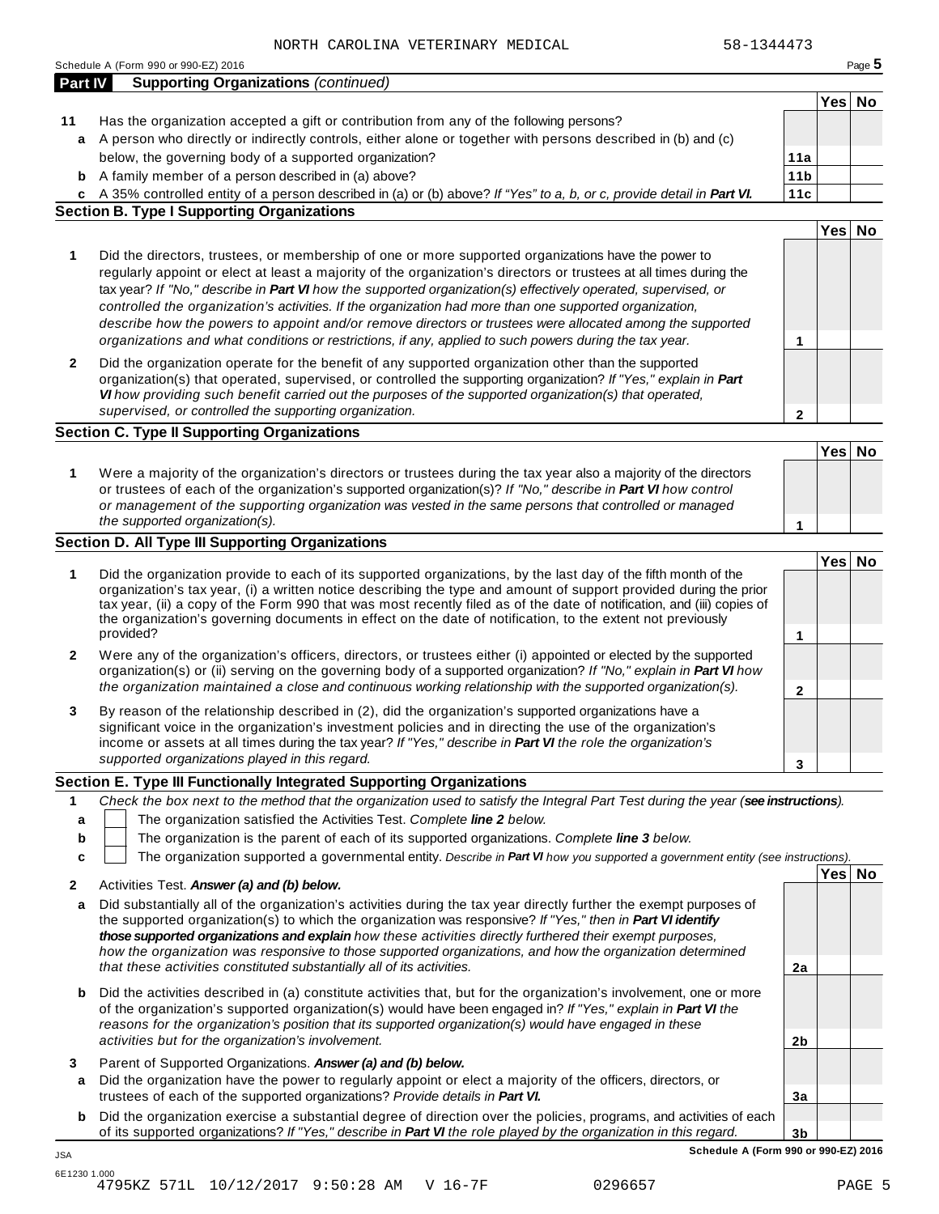NORTH CAROLINA VETERINARY MEDICAL 58-1344473

Schedule A (Form 990 or 990-EZ) 2016

**Part IV Supporting Organizations** *(continued)*

| | | | Yes | No |
|---|---|---|---|---|
| **11** | Has the organization accepted a gift or contribution from any of the following persons? | | | |
| **a** | A person who directly or indirectly controls, either alone or together with persons described in (b) and (c) below, the governing body of a supported organization? | **11a** | | |
| **b** | A family member of a person described in (a) above? | **11b** | | |
| **c** | A 35% controlled entity of a person described in (a) or (b) above? *If "Yes" to a, b, or c, provide detail in **Part VI.*** | **11c** | | |

**Section B. Type I Supporting Organizations**

| | | | Yes | No |
|---|---|---|---|---|
| **1** | Did the directors, trustees, or membership of one or more supported organizations have the power to regularly appoint or elect at least a majority of the organization's directors or trustees at all times during the tax year? *If "No," describe in **Part VI** how the supported organization(s) effectively operated, supervised, or controlled the organization's activities. If the organization had more than one supported organization, describe how the powers to appoint and/or remove directors or trustees were allocated among the supported organizations and what conditions or restrictions, if any, applied to such powers during the tax year.* | **1** | | |
| **2** | Did the organization operate for the benefit of any supported organization other than the supported organization(s) that operated, supervised, or controlled the supporting organization? *If "Yes," explain in **Part VI** how providing such benefit carried out the purposes of the supported organization(s) that operated, supervised, or controlled the supporting organization.* | **2** | | |

**Section C. Type II Supporting Organizations**

| | | | Yes | No |
|---|---|---|---|---|
| **1** | Were a majority of the organization's directors or trustees during the tax year also a majority of the directors or trustees of each of the organization's supported organization(s)? *If "No," describe in **Part VI** how control or management of the supporting organization was vested in the same persons that controlled or managed the supported organization(s).* | **1** | | |

**Section D. All Type III Supporting Organizations**

| | | | Yes | No |
|---|---|---|---|---|
| **1** | Did the organization provide to each of its supported organizations, by the last day of the fifth month of the organization's tax year, (i) a written notice describing the type and amount of support provided during the prior tax year, (ii) a copy of the Form 990 that was most recently filed as of the date of notification, and (iii) copies of the organization's governing documents in effect on the date of notification, to the extent not previously provided? | **1** | | |
| **2** | Were any of the organization's officers, directors, or trustees either (i) appointed or elected by the supported organization(s) or (ii) serving on the governing body of a supported organization? *If "No," explain in **Part VI** how the organization maintained a close and continuous working relationship with the supported organization(s).* | **2** | | |
| **3** | By reason of the relationship described in (2), did the organization's supported organizations have a significant voice in the organization's investment policies and in directing the use of the organization's income or assets at all times during the tax year? *If "Yes," describe in **Part VI** the role the organization's supported organizations played in this regard.* | **3** | | |

**Section E. Type III Functionally Integrated Supporting Organizations**

**1** *Check the box next to the method that the organization used to satisfy the Integral Part Test during the year (**see instructions**).*

- **a** ☐ The organization satisfied the Activities Test. *Complete **line 2** below.*
- **b** ☐ The organization is the parent of each of its supported organizations. *Complete **line 3** below.*
- **c** ☐ The organization supported a governmental entity. *Describe in **Part VI** how you supported a government entity (see instructions).*

| | | | Yes | No |
|---|---|---|---|---|
| **2** | Activities Test. ***Answer (a) and (b) below.*** | | | |
| **a** | Did substantially all of the organization's activities during the tax year directly further the exempt purposes of the supported organization(s) to which the organization was responsive? *If "Yes," then in **Part VI identify those supported organizations and explain** how these activities directly furthered their exempt purposes, how the organization was responsive to those supported organizations, and how the organization determined that these activities constituted substantially all of its activities.* | **2a** | | |
| **b** | Did the activities described in (a) constitute activities that, but for the organization's involvement, one or more of the organization's supported organization(s) would have been engaged in? *If "Yes," explain in **Part VI** the reasons for the organization's position that its supported organization(s) would have engaged in these activities but for the organization's involvement.* | **2b** | | |
| **3** | Parent of Supported Organizations. ***Answer (a) and (b) below.*** | | | |
| **a** | Did the organization have the power to regularly appoint or elect a majority of the officers, directors, or trustees of each of the supported organizations? *Provide details in **Part VI.*** | **3a** | | |
| **b** | Did the organization exercise a substantial degree of direction over the policies, programs, and activities of each of its supported organizations? *If "Yes," describe in **Part VI** the role played by the organization in this regard.* | **3b** | | |

**Schedule A (Form 990 or 990-EZ) 2016**

JSA
6E1230 1.000
4795KZ 571L 10/12/2017 9:50:28 AM V 16-7F 0296657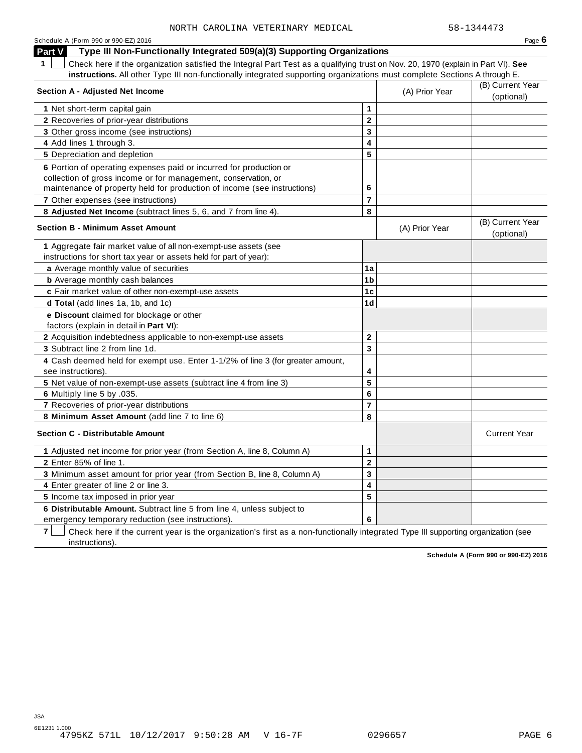NORTH CAROLINA VETERINARY MEDICAL 58-1344473

Schedule A (Form 990 or 990-EZ) 2016 Page **6**

## Part V Type III Non-Functionally Integrated 509(a)(3) Supporting Organizations

**1** ☐ Check here if the organization satisfied the Integral Part Test as a qualifying trust on Nov. 20, 1970 (explain in Part VI). **See instructions.** All other Type III non-functionally integrated supporting organizations must complete Sections A through E.

| **Section A - Adjusted Net Income** | | (A) Prior Year | (B) Current Year (optional) |
|---|---|---|---|
| **1** Net short-term capital gain | **1** | | |
| **2** Recoveries of prior-year distributions | **2** | | |
| **3** Other gross income (see instructions) | **3** | | |
| **4** Add lines 1 through 3. | **4** | | |
| **5** Depreciation and depletion | **5** | | |
| **6** Portion of operating expenses paid or incurred for production or collection of gross income or for management, conservation, or maintenance of property held for production of income (see instructions) | **6** | | |
| **7** Other expenses (see instructions) | **7** | | |
| **8 Adjusted Net Income** (subtract lines 5, 6, and 7 from line 4). | **8** | | |

| **Section B - Minimum Asset Amount** | | (A) Prior Year | (B) Current Year (optional) |
|---|---|---|---|
| **1** Aggregate fair market value of all non-exempt-use assets (see instructions for short tax year or assets held for part of year): | | | |
| **a** Average monthly value of securities | **1a** | | |
| **b** Average monthly cash balances | **1b** | | |
| **c** Fair market value of other non-exempt-use assets | **1c** | | |
| **d Total** (add lines 1a, 1b, and 1c) | **1d** | | |
| **e Discount** claimed for blockage or other factors (explain in detail in **Part VI**): | | | |
| **2** Acquisition indebtedness applicable to non-exempt-use assets | **2** | | |
| **3** Subtract line 2 from line 1d. | **3** | | |
| **4** Cash deemed held for exempt use. Enter 1-1/2% of line 3 (for greater amount, see instructions). | **4** | | |
| **5** Net value of non-exempt-use assets (subtract line 4 from line 3) | **5** | | |
| **6** Multiply line 5 by .035. | **6** | | |
| **7** Recoveries of prior-year distributions | **7** | | |
| **8 Minimum Asset Amount** (add line 7 to line 6) | **8** | | |

| **Section C - Distributable Amount** | | | Current Year |
|---|---|---|---|
| **1** Adjusted net income for prior year (from Section A, line 8, Column A) | **1** | | |
| **2** Enter 85% of line 1. | **2** | | |
| **3** Minimum asset amount for prior year (from Section B, line 8, Column A) | **3** | | |
| **4** Enter greater of line 2 or line 3. | **4** | | |
| **5** Income tax imposed in prior year | **5** | | |
| **6 Distributable Amount.** Subtract line 5 from line 4, unless subject to emergency temporary reduction (see instructions). | **6** | | |

**7** ☐ Check here if the current year is the organization's first as a non-functionally integrated Type III supporting organization (see instructions).

**Schedule A (Form 990 or 990-EZ) 2016**

JSA
6E1231 1.000
4795KZ 571L 10/12/2017 9:50:28 AM V 16-7F 0296657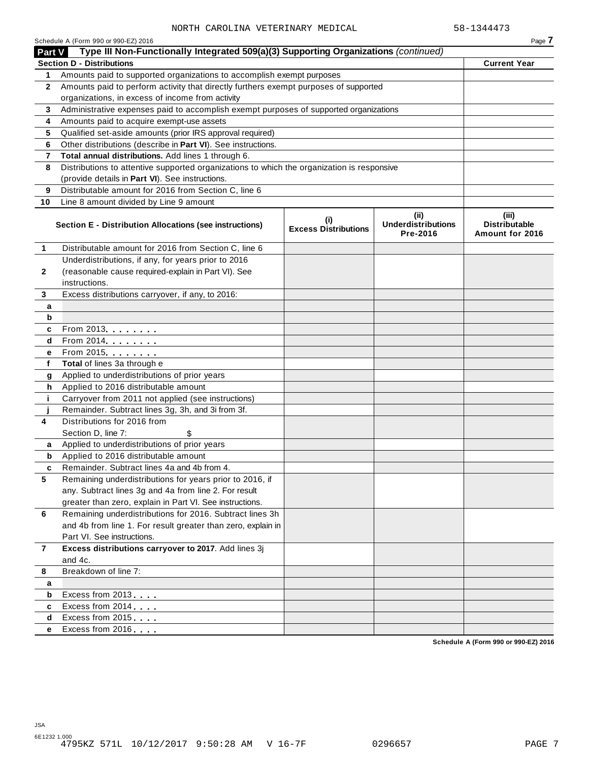NORTH CAROLINA VETERINARY MEDICAL 58-1344473

Schedule A (Form 990 or 990-EZ) 2016

## Part V Type III Non-Functionally Integrated 509(a)(3) Supporting Organizations *(continued)*

| **Section D - Distributions** | | **Current Year** |
|---|---|---|
| 1 | Amounts paid to supported organizations to accomplish exempt purposes | |
| 2 | Amounts paid to perform activity that directly furthers exempt purposes of supported organizations, in excess of income from activity | |
| 3 | Administrative expenses paid to accomplish exempt purposes of supported organizations | |
| 4 | Amounts paid to acquire exempt-use assets | |
| 5 | Qualified set-aside amounts (prior IRS approval required) | |
| 6 | Other distributions (describe in **Part VI**). See instructions. | |
| 7 | **Total annual distributions.** Add lines 1 through 6. | |
| 8 | Distributions to attentive supported organizations to which the organization is responsive (provide details in **Part VI**). See instructions. | |
| 9 | Distributable amount for 2016 from Section C, line 6 | |
| 10 | Line 8 amount divided by Line 9 amount | |

| | **Section E - Distribution Allocations (see instructions)** | **(i) Excess Distributions** | **(ii) Underdistributions Pre-2016** | **(iii) Distributable Amount for 2016** |
|---|---|---|---|---|
| 1 | Distributable amount for 2016 from Section C, line 6 | | | |
| 2 | Underdistributions, if any, for years prior to 2016 (reasonable cause required-explain in Part VI). See instructions. | | | |
| 3 | Excess distributions carryover, if any, to 2016: | | | |
| a | | | | |
| b | | | | |
| c | From 2013 | | | |
| d | From 2014 | | | |
| e | From 2015 | | | |
| f | **Total** of lines 3a through e | | | |
| g | Applied to underdistributions of prior years | | | |
| h | Applied to 2016 distributable amount | | | |
| i | Carryover from 2011 not applied (see instructions) | | | |
| j | Remainder. Subtract lines 3g, 3h, and 3i from 3f. | | | |
| 4 | Distributions for 2016 from Section D, line 7: $ | | | |
| a | Applied to underdistributions of prior years | | | |
| b | Applied to 2016 distributable amount | | | |
| c | Remainder. Subtract lines 4a and 4b from 4. | | | |
| 5 | Remaining underdistributions for years prior to 2016, if any. Subtract lines 3g and 4a from line 2. For result greater than zero, explain in Part VI. See instructions. | | | |
| 6 | Remaining underdistributions for 2016. Subtract lines 3h and 4b from line 1. For result greater than zero, explain in Part VI. See instructions. | | | |
| 7 | **Excess distributions carryover to 2017**. Add lines 3j and 4c. | | | |
| 8 | Breakdown of line 7: | | | |
| a | | | | |
| b | Excess from 2013 | | | |
| c | Excess from 2014 | | | |
| d | Excess from 2015 | | | |
| e | Excess from 2016 | | | |

**Schedule A (Form 990 or 990-EZ) 2016**

JSA
6E1232 1.000
4795KZ 571L 10/12/2017 9:50:28 AM V 16-7F 0296657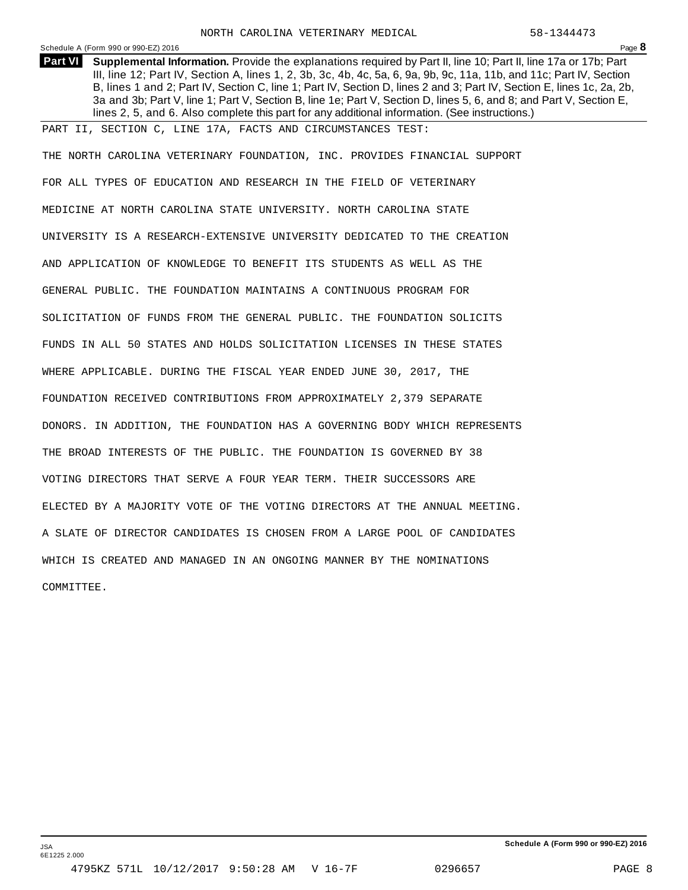**Part VI Supplemental Information.** Provide the explanations required by Part II, line 10; Part II, line 17a or 17b; Part III, line 12; Part IV, Section A, lines 1, 2, 3b, 3c, 4b, 4c, 5a, 6, 9a, 9b, 9c, 11a, 11b, and 11c; Part IV, Section B, lines 1 and 2; Part IV, Section C, line 1; Part IV, Section D, lines 2 and 3; Part IV, Section E, lines 1c, 2a, 2b, 3a and 3b; Part V, line 1; Part V, Section B, line 1e; Part V, Section D, lines 5, 6, and 8; and Part V, Section E, lines 2, 5, and 6. Also complete this part for any additional information. (See instructions.)

PART II, SECTION C, LINE 17A, FACTS AND CIRCUMSTANCES TEST:

THE NORTH CAROLINA VETERINARY FOUNDATION, INC. PROVIDES FINANCIAL SUPPORT FOR ALL TYPES OF EDUCATION AND RESEARCH IN THE FIELD OF VETERINARY MEDICINE AT NORTH CAROLINA STATE UNIVERSITY. NORTH CAROLINA STATE UNIVERSITY IS A RESEARCH-EXTENSIVE UNIVERSITY DEDICATED TO THE CREATION AND APPLICATION OF KNOWLEDGE TO BENEFIT ITS STUDENTS AS WELL AS THE GENERAL PUBLIC. THE FOUNDATION MAINTAINS A CONTINUOUS PROGRAM FOR SOLICITATION OF FUNDS FROM THE GENERAL PUBLIC. THE FOUNDATION SOLICITS FUNDS IN ALL 50 STATES AND HOLDS SOLICITATION LICENSES IN THESE STATES WHERE APPLICABLE. DURING THE FISCAL YEAR ENDED JUNE 30, 2017, THE FOUNDATION RECEIVED CONTRIBUTIONS FROM APPROXIMATELY 2,379 SEPARATE DONORS. IN ADDITION, THE FOUNDATION HAS A GOVERNING BODY WHICH REPRESENTS THE BROAD INTERESTS OF THE PUBLIC. THE FOUNDATION IS GOVERNED BY 38 VOTING DIRECTORS THAT SERVE A FOUR YEAR TERM. THEIR SUCCESSORS ARE ELECTED BY A MAJORITY VOTE OF THE VOTING DIRECTORS AT THE ANNUAL MEETING. A SLATE OF DIRECTOR CANDIDATES IS CHOSEN FROM A LARGE POOL OF CANDIDATES WHICH IS CREATED AND MANAGED IN AN ONGOING MANNER BY THE NOMINATIONS COMMITTEE.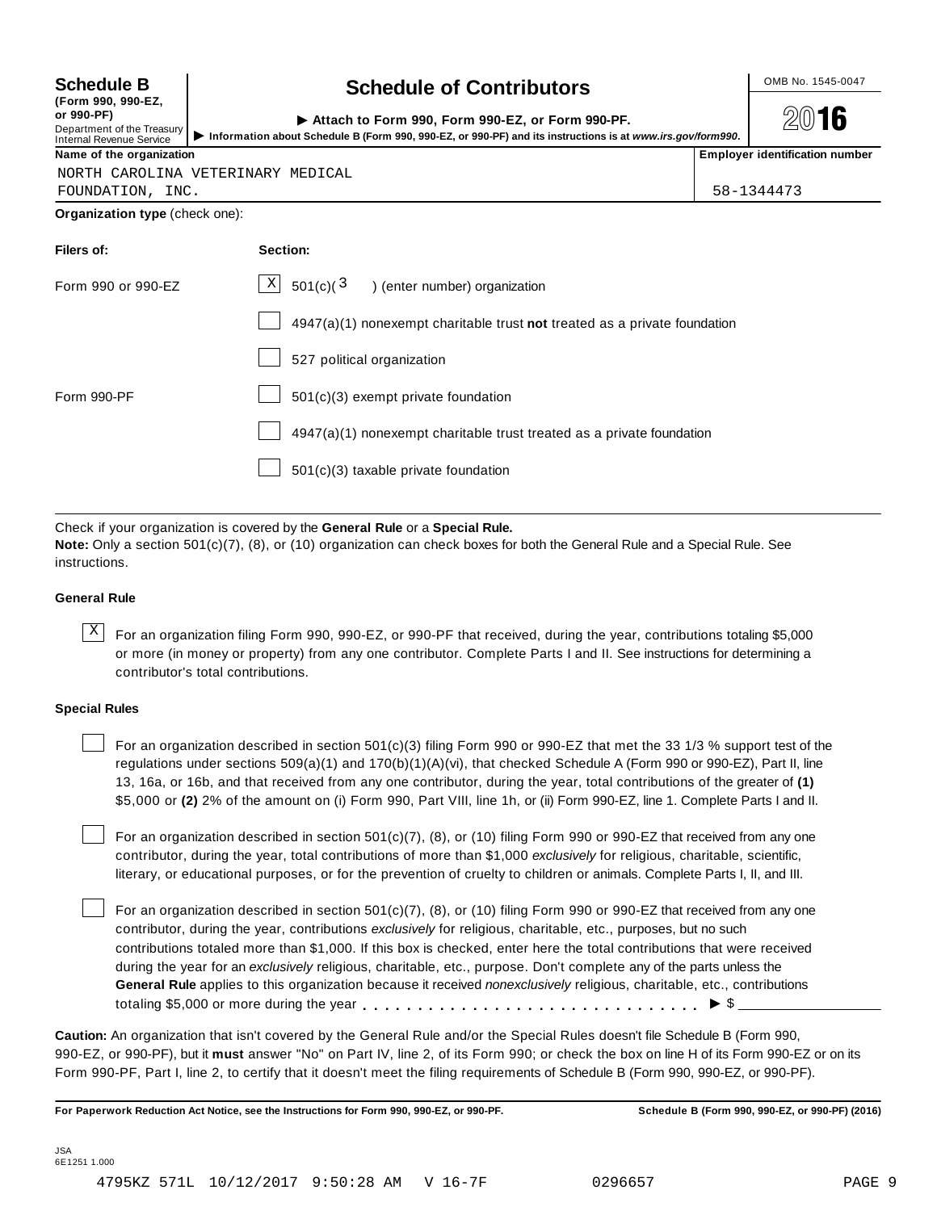**Schedule B**
**(Form 990, 990-EZ, or 990-PF)**
Department of the Treasury
Internal Revenue Service

# Schedule of Contributors

▶ **Attach to Form 990, Form 990-EZ, or Form 990-PF.**
▶ **Information about Schedule B (Form 990, 990-EZ, or 990-PF) and its instructions is at *www.irs.gov/form990*.**

OMB No. 1545-0047

**2016**

| Name of the organization | Employer identification number |
|---|---|
| NORTH CAROLINA VETERINARY MEDICAL FOUNDATION, INC. | 58-1344473 |

**Organization type** (check one):

| Filers of: | Section: |
|---|---|
| Form 990 or 990-EZ | [X] 501(c)( 3 ) (enter number) organization |
| | [ ] 4947(a)(1) nonexempt charitable trust **not** treated as a private foundation |
| | [ ] 527 political organization |
| Form 990-PF | [ ] 501(c)(3) exempt private foundation |
| | [ ] 4947(a)(1) nonexempt charitable trust treated as a private foundation |
| | [ ] 501(c)(3) taxable private foundation |

Check if your organization is covered by the **General Rule** or a **Special Rule.**
**Note:** Only a section 501(c)(7), (8), or (10) organization can check boxes for both the General Rule and a Special Rule. See instructions.

### General Rule

[X] For an organization filing Form 990, 990-EZ, or 990-PF that received, during the year, contributions totaling $5,000 or more (in money or property) from any one contributor. Complete Parts I and II. See instructions for determining a contributor's total contributions.

### Special Rules

[ ] For an organization described in section 501(c)(3) filing Form 990 or 990-EZ that met the 33 1/3 % support test of the regulations under sections 509(a)(1) and 170(b)(1)(A)(vi), that checked Schedule A (Form 990 or 990-EZ), Part II, line 13, 16a, or 16b, and that received from any one contributor, during the year, total contributions of the greater of **(1)** $5,000 or **(2)** 2% of the amount on (i) Form 990, Part VIII, line 1h, or (ii) Form 990-EZ, line 1. Complete Parts I and II.

[ ] For an organization described in section 501(c)(7), (8), or (10) filing Form 990 or 990-EZ that received from any one contributor, during the year, total contributions of more than $1,000 *exclusively* for religious, charitable, scientific, literary, or educational purposes, or for the prevention of cruelty to children or animals. Complete Parts I, II, and III.

[ ] For an organization described in section 501(c)(7), (8), or (10) filing Form 990 or 990-EZ that received from any one contributor, during the year, contributions *exclusively* for religious, charitable, etc., purposes, but no such contributions totaled more than $1,000. If this box is checked, enter here the total contributions that were received during the year for an *exclusively* religious, charitable, etc., purpose. Don't complete any of the parts unless the **General Rule** applies to this organization because it received *nonexclusively* religious, charitable, etc., contributions totaling $5,000 or more during the year . . . . . . . . . . . . . . . . . . . . . . . . . . . . . ▶ $ ______________

**Caution:** An organization that isn't covered by the General Rule and/or the Special Rules doesn't file Schedule B (Form 990, 990-EZ, or 990-PF), but it **must** answer "No" on Part IV, line 2, of its Form 990; or check the box on line H of its Form 990-EZ or on its Form 990-PF, Part I, line 2, to certify that it doesn't meet the filing requirements of Schedule B (Form 990, 990-EZ, or 990-PF).

**For Paperwork Reduction Act Notice, see the Instructions for Form 990, 990-EZ, or 990-PF.** **Schedule B (Form 990, 990-EZ, or 990-PF) (2016)**

JSA
6E1251 1.000

4795KZ 571L 10/12/2017 9:50:28 AM V 16-7F 0296657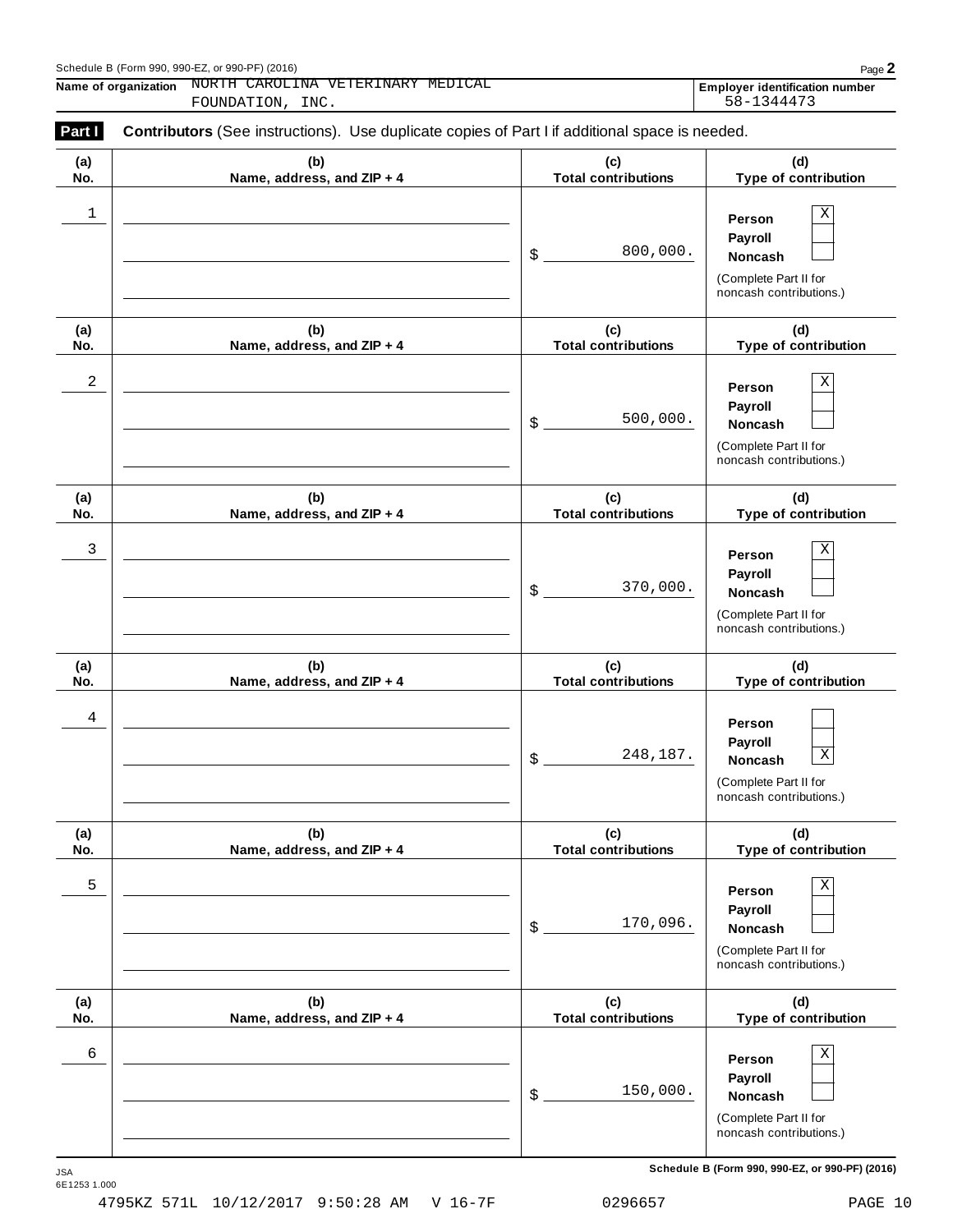Schedule B (Form 990, 990-EZ, or 990-PF) (2016)

**Name of organization** NORTH CAROLINA VETERINARY MEDICAL FOUNDATION, INC.

**Employer identification number** 58-1344473

**Part I** **Contributors** (See instructions). Use duplicate copies of Part I if additional space is needed.

| (a) No. | (b) Name, address, and ZIP + 4 | (c) Total contributions | (d) Type of contribution |
|---|---|---|---|
| 1 | | $ 800,000. | Person X<br>Payroll<br>Noncash<br>(Complete Part II for noncash contributions.) |
| 2 | | $ 500,000. | Person X<br>Payroll<br>Noncash<br>(Complete Part II for noncash contributions.) |
| 3 | | $ 370,000. | Person X<br>Payroll<br>Noncash<br>(Complete Part II for noncash contributions.) |
| 4 | | $ 248,187. | Person<br>Payroll<br>Noncash X<br>(Complete Part II for noncash contributions.) |
| 5 | | $ 170,096. | Person X<br>Payroll<br>Noncash<br>(Complete Part II for noncash contributions.) |
| 6 | | $ 150,000. | Person X<br>Payroll<br>Noncash<br>(Complete Part II for noncash contributions.) |

**Schedule B (Form 990, 990-EZ, or 990-PF) (2016)**

JSA
6E1253 1.000

4795KZ 571L 10/12/2017 9:50:28 AM V 16-7F 0296657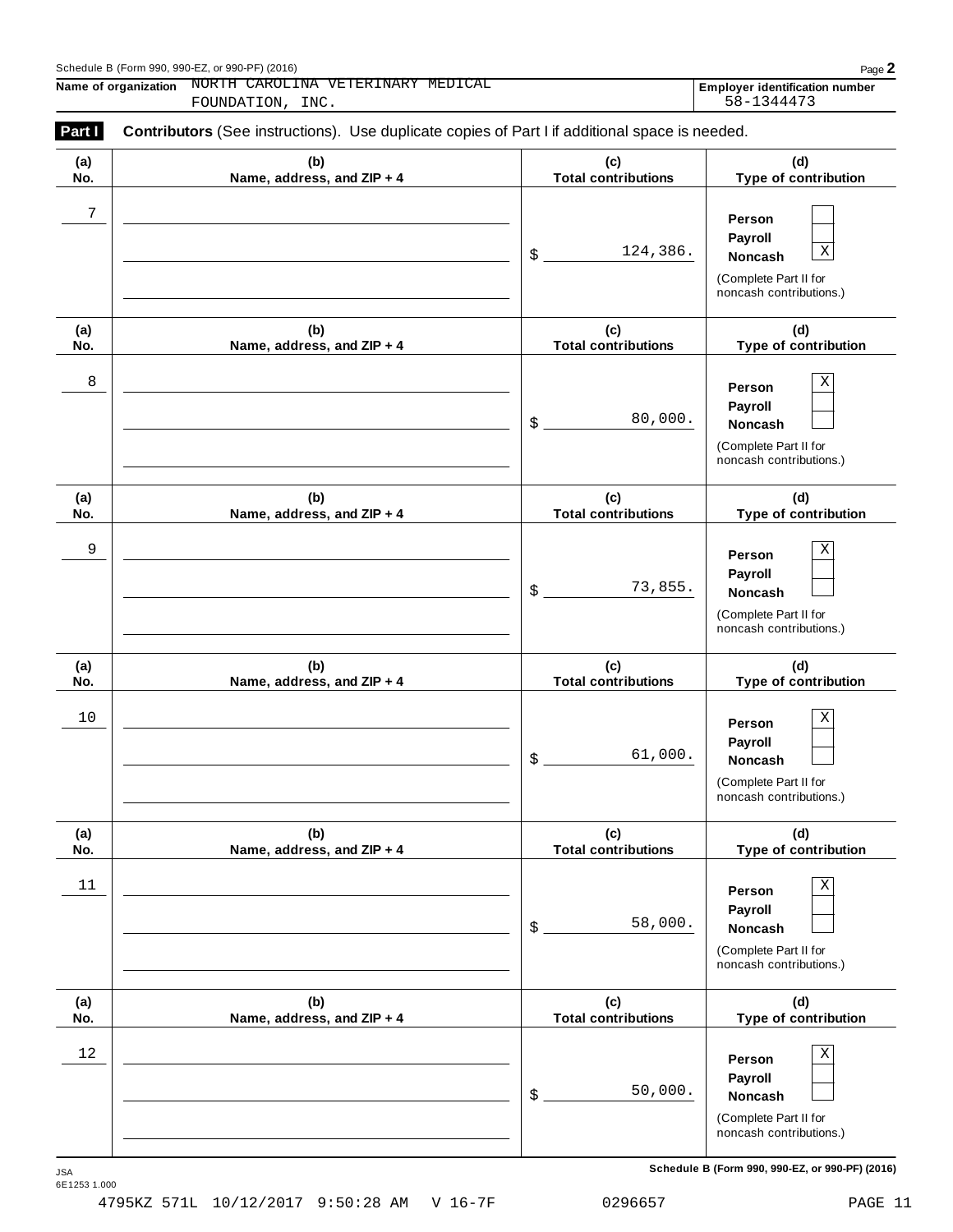Schedule B (Form 990, 990-EZ, or 990-PF) (2016)

**Name of organization** NORTH CAROLINA VETERINARY MEDICAL FOUNDATION, INC.

**Employer identification number** 58-1344473

**Part I** **Contributors** (See instructions). Use duplicate copies of Part I if additional space is needed.

| (a) No. | (b) Name, address, and ZIP + 4 | (c) Total contributions | (d) Type of contribution |
|---|---|---|---|
| 7 | | $ 124,386. | Person [ ] Payroll [ ] Noncash [X] (Complete Part II for noncash contributions.) |
| 8 | | $ 80,000. | Person [X] Payroll [ ] Noncash [ ] (Complete Part II for noncash contributions.) |
| 9 | | $ 73,855. | Person [X] Payroll [ ] Noncash [ ] (Complete Part II for noncash contributions.) |
| 10 | | $ 61,000. | Person [X] Payroll [ ] Noncash [ ] (Complete Part II for noncash contributions.) |
| 11 | | $ 58,000. | Person [X] Payroll [ ] Noncash [ ] (Complete Part II for noncash contributions.) |
| 12 | | $ 50,000. | Person [X] Payroll [ ] Noncash [ ] (Complete Part II for noncash contributions.) |

JSA 6E1253 1.000

**Schedule B (Form 990, 990-EZ, or 990-PF) (2016)**

4795KZ 571L 10/12/2017 9:50:28 AM V 16-7F 0296657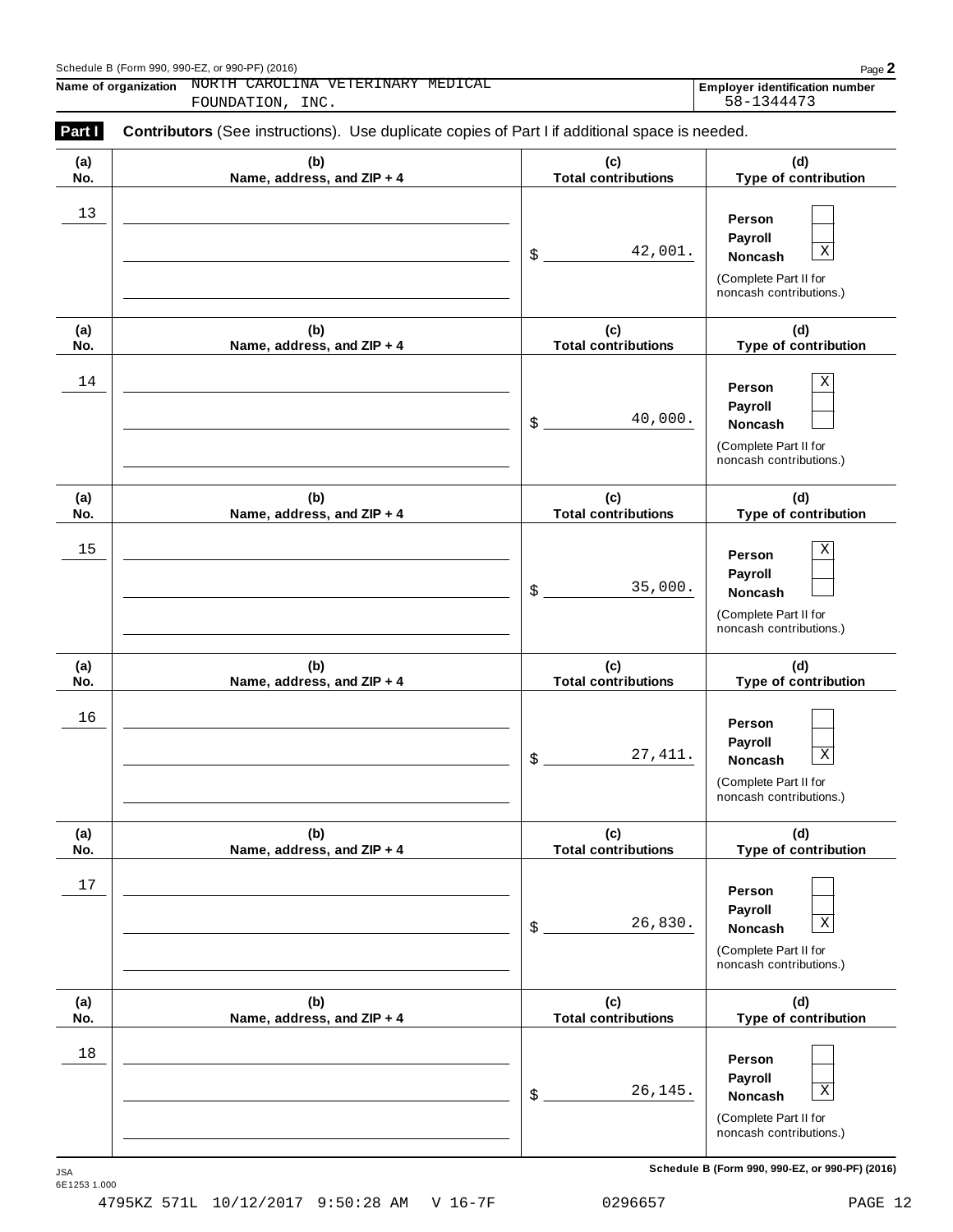Schedule B (Form 990, 990-EZ, or 990-PF) (2016)

**Name of organization** NORTH CAROLINA VETERINARY MEDICAL FOUNDATION, INC.

**Employer identification number** 58-1344473

**Part I** **Contributors** (See instructions). Use duplicate copies of Part I if additional space is needed.

| (a) No. | (b) Name, address, and ZIP + 4 | (c) Total contributions | (d) Type of contribution |
|---|---|---|---|
| 13 | | $ 42,001. | Person [ ] Payroll [ ] Noncash [X] (Complete Part II for noncash contributions.) |
| 14 | | $ 40,000. | Person [X] Payroll [ ] Noncash [ ] (Complete Part II for noncash contributions.) |
| 15 | | $ 35,000. | Person [X] Payroll [ ] Noncash [ ] (Complete Part II for noncash contributions.) |
| 16 | | $ 27,411. | Person [ ] Payroll [ ] Noncash [X] (Complete Part II for noncash contributions.) |
| 17 | | $ 26,830. | Person [ ] Payroll [ ] Noncash [X] (Complete Part II for noncash contributions.) |
| 18 | | $ 26,145. | Person [ ] Payroll [ ] Noncash [X] (Complete Part II for noncash contributions.) |

JSA
6E1253 1.000

Schedule B (Form 990, 990-EZ, or 990-PF) (2016)

4795KZ 571L 10/12/2017 9:50:28 AM V 16-7F 0296657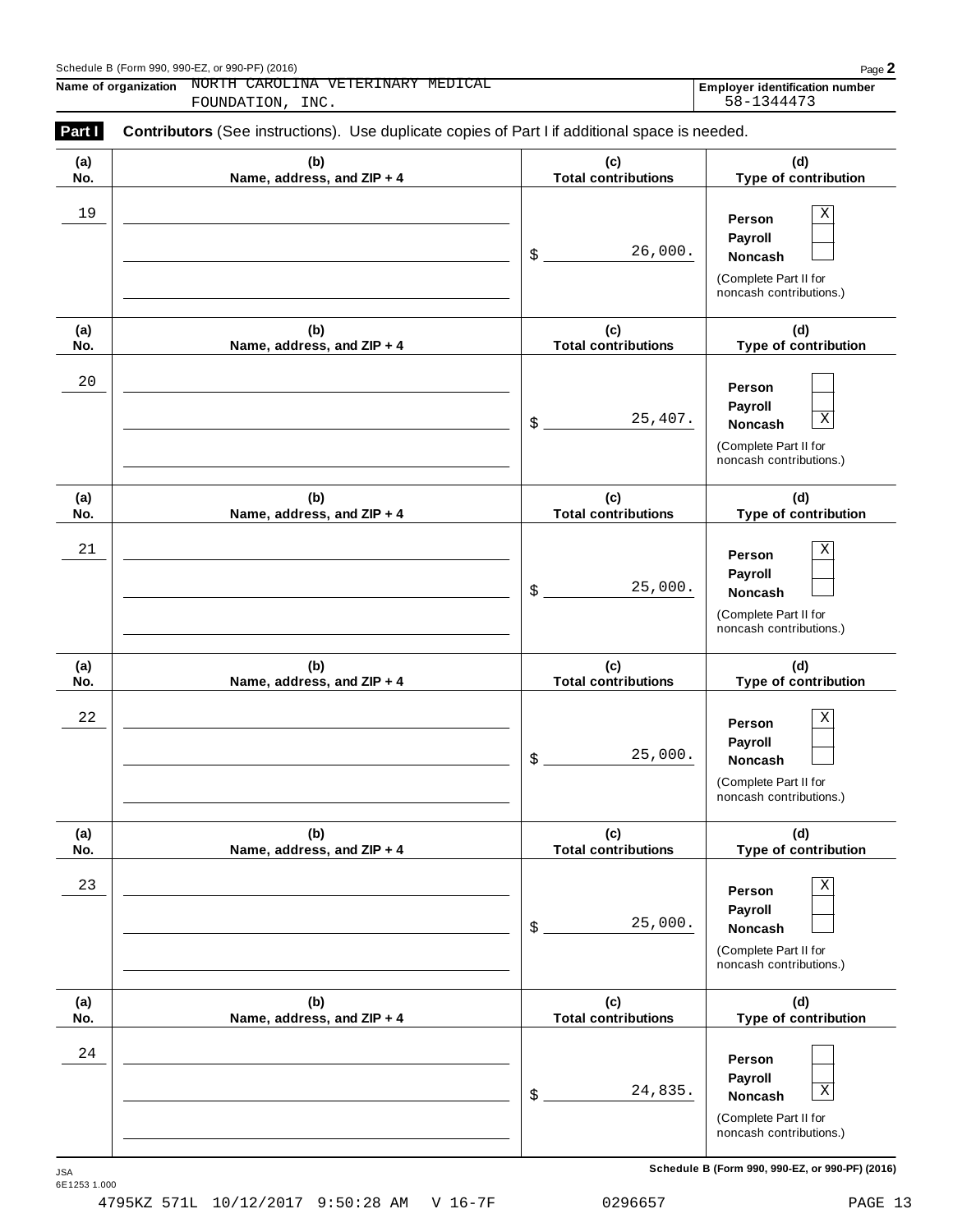Schedule B (Form 990, 990-EZ, or 990-PF) (2016)

**Name of organization** NORTH CAROLINA VETERINARY MEDICAL FOUNDATION, INC.

**Employer identification number** 58-1344473

**Part I** **Contributors** (See instructions). Use duplicate copies of Part I if additional space is needed.

| (a) No. | (b) Name, address, and ZIP + 4 | (c) Total contributions | (d) Type of contribution |
|---|---|---|---|
| 19 | | $ 26,000. | Person [X] Payroll [ ] Noncash [ ] (Complete Part II for noncash contributions.) |
| 20 | | $ 25,407. | Person [ ] Payroll [ ] Noncash [X] (Complete Part II for noncash contributions.) |
| 21 | | $ 25,000. | Person [X] Payroll [ ] Noncash [ ] (Complete Part II for noncash contributions.) |
| 22 | | $ 25,000. | Person [X] Payroll [ ] Noncash [ ] (Complete Part II for noncash contributions.) |
| 23 | | $ 25,000. | Person [X] Payroll [ ] Noncash [ ] (Complete Part II for noncash contributions.) |
| 24 | | $ 24,835. | Person [ ] Payroll [ ] Noncash [X] (Complete Part II for noncash contributions.) |

JSA
6E1253 1.000

4795KZ 571L 10/12/2017 9:50:28 AM V 16-7F 0296657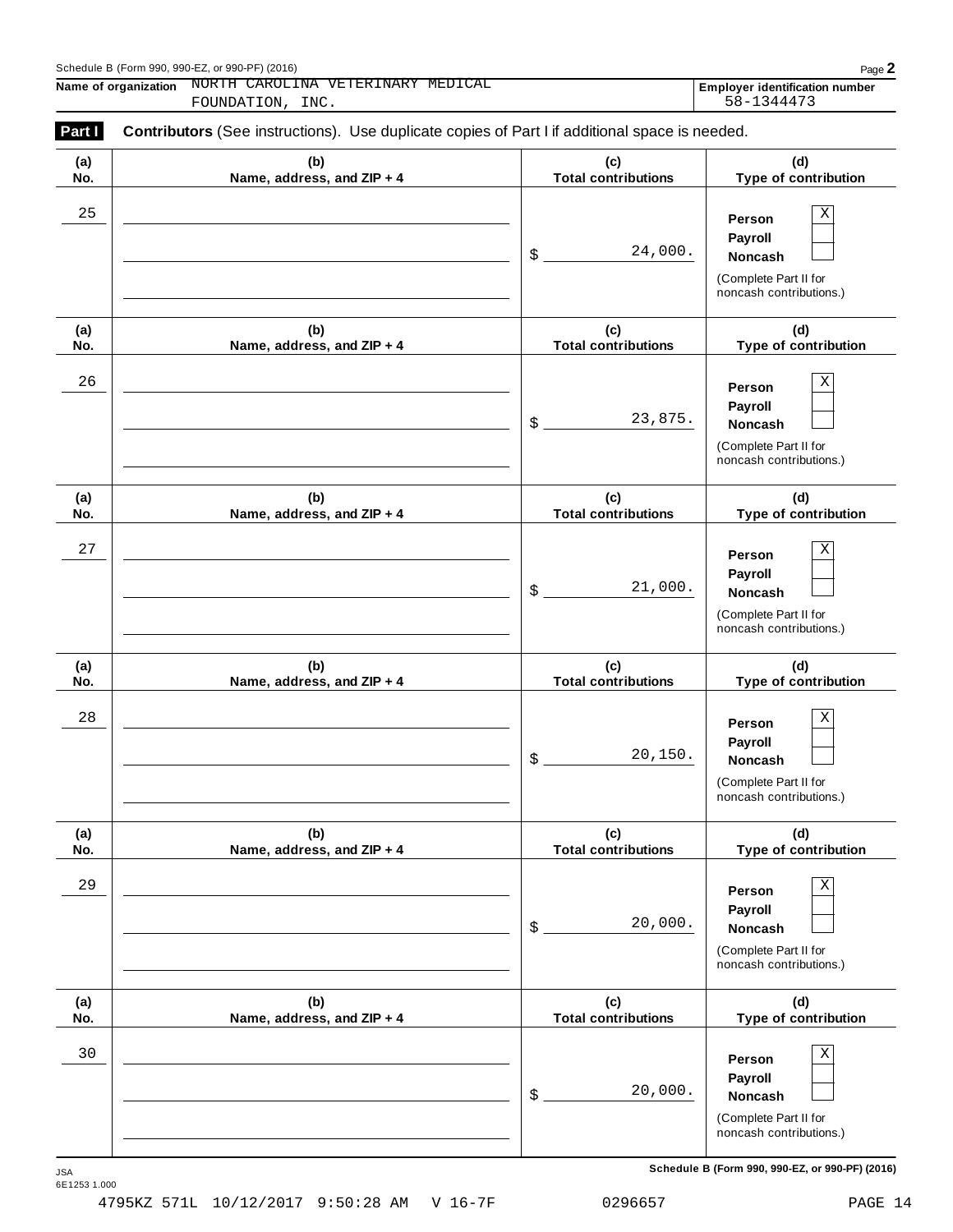Name of organization NORTH CAROLINA VETERINARY MEDICAL FOUNDATION, INC.

Employer identification number 58-1344473

**Part I** **Contributors** (See instructions). Use duplicate copies of Part I if additional space is needed.

| (a) No. | (b) Name, address, and ZIP + 4 | (c) Total contributions | (d) Type of contribution |
|---|---|---|---|
| 25 | | $ 24,000. | Person X / Payroll / Noncash (Complete Part II for noncash contributions.) |
| 26 | | $ 23,875. | Person X / Payroll / Noncash (Complete Part II for noncash contributions.) |
| 27 | | $ 21,000. | Person X / Payroll / Noncash (Complete Part II for noncash contributions.) |
| 28 | | $ 20,150. | Person X / Payroll / Noncash (Complete Part II for noncash contributions.) |
| 29 | | $ 20,000. | Person X / Payroll / Noncash (Complete Part II for noncash contributions.) |
| 30 | | $ 20,000. | Person X / Payroll / Noncash (Complete Part II for noncash contributions.) |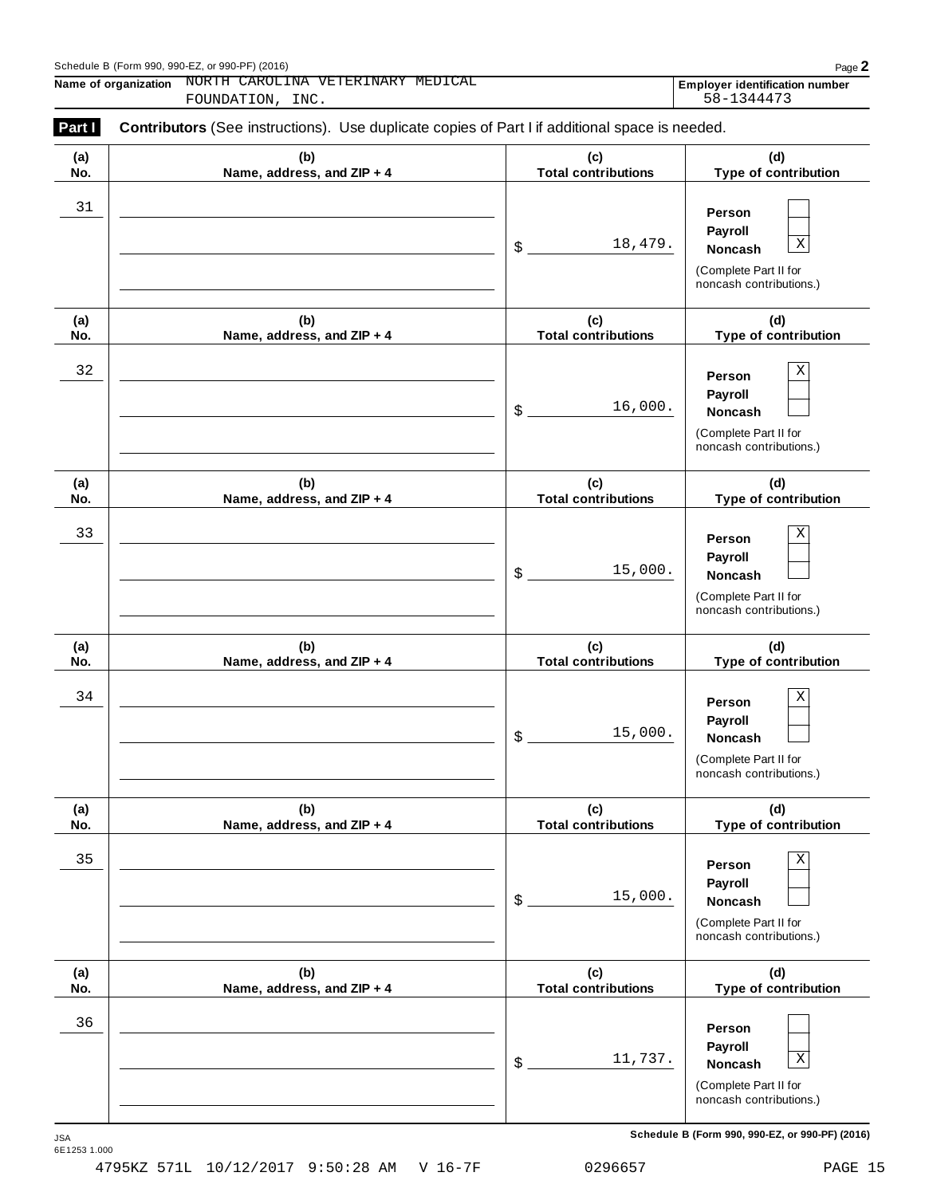Schedule B (Form 990, 990-EZ, or 990-PF) (2016)

**Name of organization** NORTH CAROLINA VETERINARY MEDICAL FOUNDATION, INC.

**Employer identification number** 58-1344473

**Part I** **Contributors** (See instructions). Use duplicate copies of Part I if additional space is needed.

| (a) No. | (b) Name, address, and ZIP + 4 | (c) Total contributions | (d) Type of contribution |
|---|---|---|---|
| 31 | | $ 18,479. | Person [ ] Payroll [ ] Noncash [X] (Complete Part II for noncash contributions.) |
| 32 | | $ 16,000. | Person [X] Payroll [ ] Noncash [ ] (Complete Part II for noncash contributions.) |
| 33 | | $ 15,000. | Person [X] Payroll [ ] Noncash [ ] (Complete Part II for noncash contributions.) |
| 34 | | $ 15,000. | Person [X] Payroll [ ] Noncash [ ] (Complete Part II for noncash contributions.) |
| 35 | | $ 15,000. | Person [X] Payroll [ ] Noncash [ ] (Complete Part II for noncash contributions.) |
| 36 | | $ 11,737. | Person [ ] Payroll [ ] Noncash [X] (Complete Part II for noncash contributions.) |

JSA
6E1253 1.000

**Schedule B (Form 990, 990-EZ, or 990-PF) (2016)**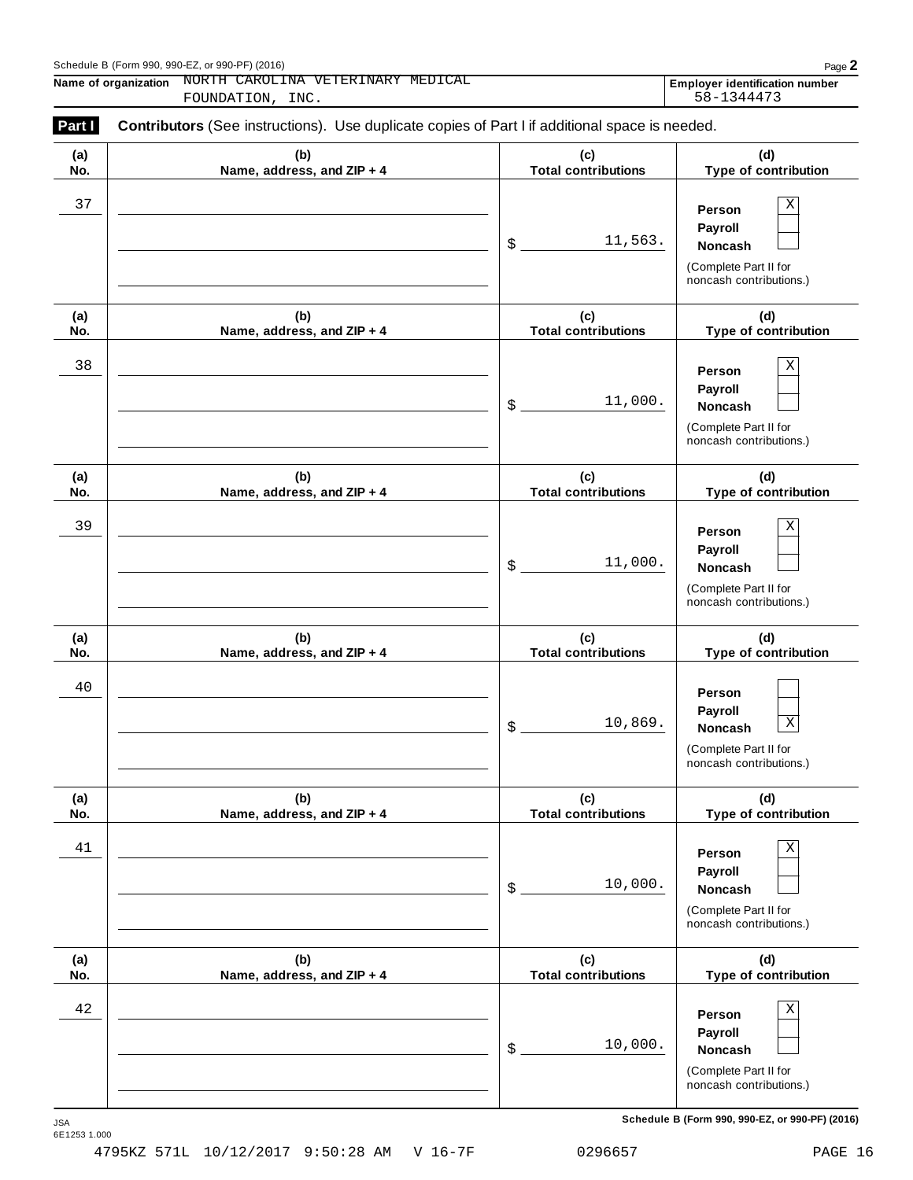**Name of organization** NORTH CAROLINA VETERINARY MEDICAL FOUNDATION, INC.

**Employer identification number** 58-1344473

## Part I **Contributors** (See instructions). Use duplicate copies of Part I if additional space is needed.

| (a) No. | (b) Name, address, and ZIP + 4 | (c) Total contributions | (d) Type of contribution |
|---|---|---|---|
| 37 | | $ 11,563. | Person [X] Payroll [ ] Noncash [ ] (Complete Part II for noncash contributions.) |
| 38 | | $ 11,000. | Person [X] Payroll [ ] Noncash [ ] (Complete Part II for noncash contributions.) |
| 39 | | $ 11,000. | Person [X] Payroll [ ] Noncash [ ] (Complete Part II for noncash contributions.) |
| 40 | | $ 10,869. | Person [ ] Payroll [ ] Noncash [X] (Complete Part II for noncash contributions.) |
| 41 | | $ 10,000. | Person [X] Payroll [ ] Noncash [ ] (Complete Part II for noncash contributions.) |
| 42 | | $ 10,000. | Person [X] Payroll [ ] Noncash [ ] (Complete Part II for noncash contributions.) |

**Schedule B (Form 990, 990-EZ, or 990-PF) (2016)**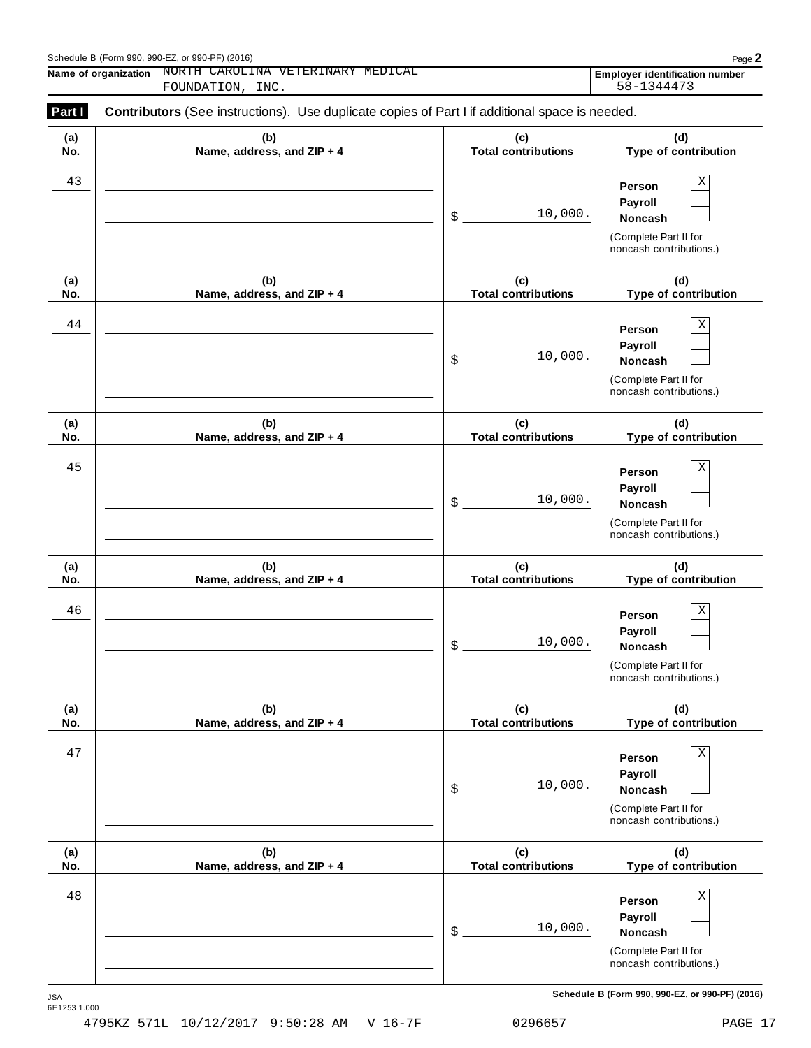Schedule B (Form 990, 990-EZ, or 990-PF) (2016)

**Name of organization** NORTH CAROLINA VETERINARY MEDICAL FOUNDATION, INC.

**Employer identification number** 58-1344473

**Part I** **Contributors** (See instructions). Use duplicate copies of Part I if additional space is needed.

| (a) No. | (b) Name, address, and ZIP + 4 | (c) Total contributions | (d) Type of contribution |
|---|---|---|---|
| 43 | | $ 10,000. | Person [X] Payroll [ ] Noncash [ ] (Complete Part II for noncash contributions.) |
| 44 | | $ 10,000. | Person [X] Payroll [ ] Noncash [ ] (Complete Part II for noncash contributions.) |
| 45 | | $ 10,000. | Person [X] Payroll [ ] Noncash [ ] (Complete Part II for noncash contributions.) |
| 46 | | $ 10,000. | Person [X] Payroll [ ] Noncash [ ] (Complete Part II for noncash contributions.) |
| 47 | | $ 10,000. | Person [X] Payroll [ ] Noncash [ ] (Complete Part II for noncash contributions.) |
| 48 | | $ 10,000. | Person [X] Payroll [ ] Noncash [ ] (Complete Part II for noncash contributions.) |

JSA 6E1253 1.000

4795KZ 571L 10/12/2017 9:50:28 AM V 16-7F 0296657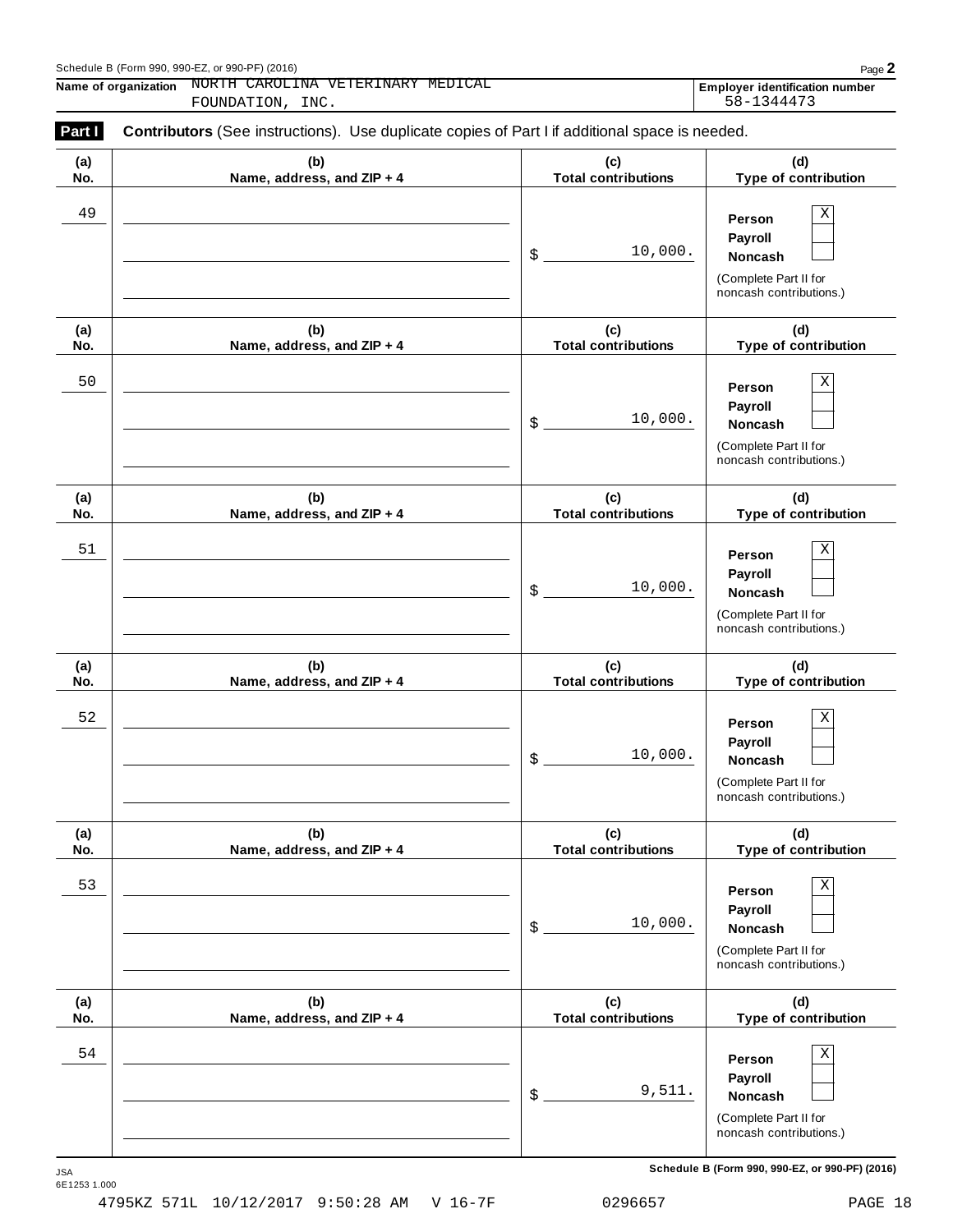Name of organization NORTH CAROLINA VETERINARY MEDICAL FOUNDATION, INC.

**Employer identification number** 58-1344473

**Part I** **Contributors** (See instructions). Use duplicate copies of Part I if additional space is needed.

| (a) No. | (b) Name, address, and ZIP + 4 | (c) Total contributions | (d) Type of contribution |
|---|---|---|---|
| 49 | | $ 10,000. | Person X<br>Payroll<br>Noncash<br>(Complete Part II for noncash contributions.) |
| 50 | | $ 10,000. | Person X<br>Payroll<br>Noncash<br>(Complete Part II for noncash contributions.) |
| 51 | | $ 10,000. | Person X<br>Payroll<br>Noncash<br>(Complete Part II for noncash contributions.) |
| 52 | | $ 10,000. | Person X<br>Payroll<br>Noncash<br>(Complete Part II for noncash contributions.) |
| 53 | | $ 10,000. | Person X<br>Payroll<br>Noncash<br>(Complete Part II for noncash contributions.) |
| 54 | | $ 9,511. | Person X<br>Payroll<br>Noncash<br>(Complete Part II for noncash contributions.) |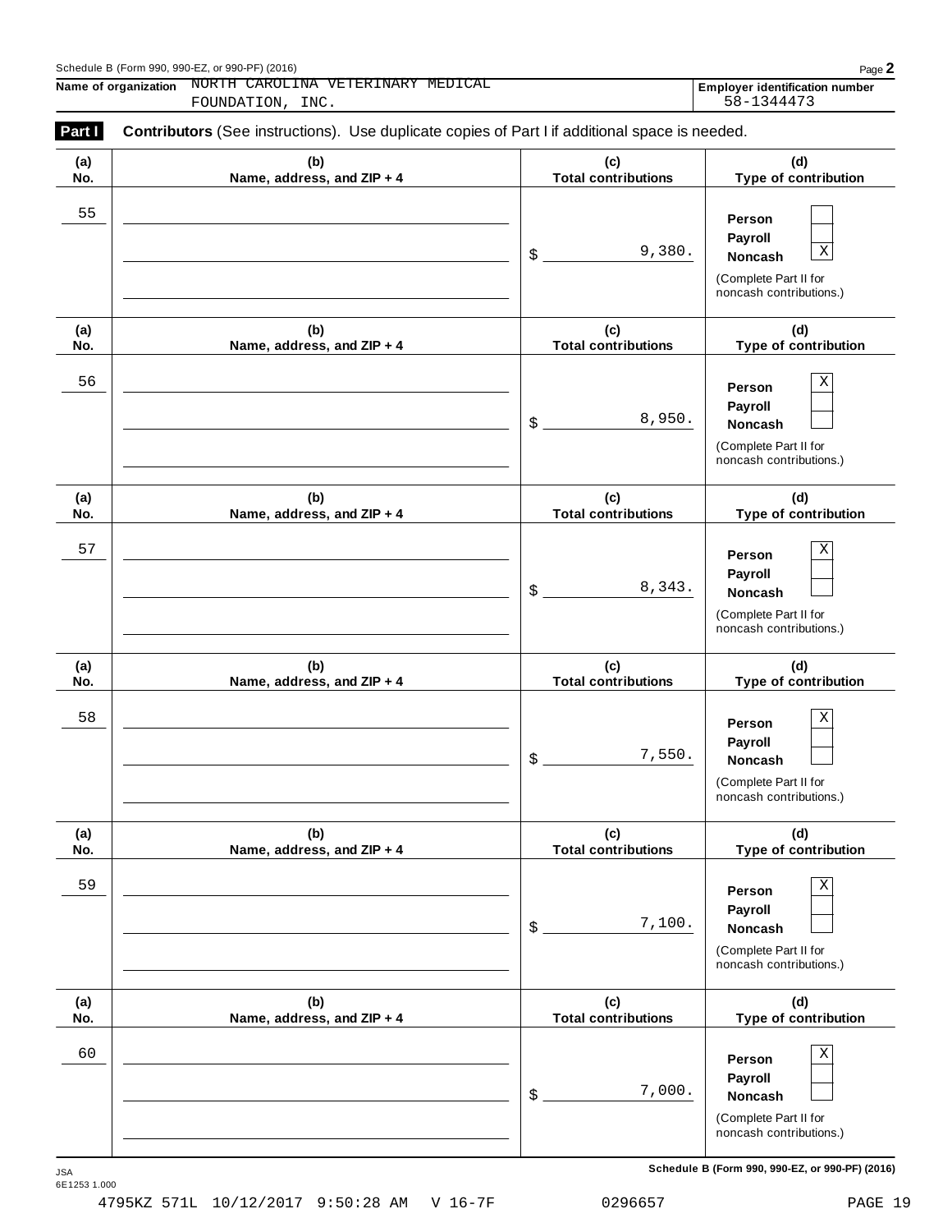Schedule B (Form 990, 990-EZ, or 990-PF) (2016)

**Name of organization** NORTH CAROLINA VETERINARY MEDICAL FOUNDATION, INC.

**Employer identification number** 58-1344473

**Part I** **Contributors** (See instructions). Use duplicate copies of Part I if additional space is needed.

| (a) No. | (b) Name, address, and ZIP + 4 | (c) Total contributions | (d) Type of contribution |
|---|---|---|---|
| 55 | | $ 9,380. | Person [ ] Payroll [ ] Noncash [X] (Complete Part II for noncash contributions.) |
| 56 | | $ 8,950. | Person [X] Payroll [ ] Noncash [ ] (Complete Part II for noncash contributions.) |
| 57 | | $ 8,343. | Person [X] Payroll [ ] Noncash [ ] (Complete Part II for noncash contributions.) |
| 58 | | $ 7,550. | Person [X] Payroll [ ] Noncash [ ] (Complete Part II for noncash contributions.) |
| 59 | | $ 7,100. | Person [X] Payroll [ ] Noncash [ ] (Complete Part II for noncash contributions.) |
| 60 | | $ 7,000. | Person [X] Payroll [ ] Noncash [ ] (Complete Part II for noncash contributions.) |

JSA
6E1253 1.000

**Schedule B (Form 990, 990-EZ, or 990-PF) (2016)**

4795KZ 571L 10/12/2017 9:50:28 AM V 16-7F 0296657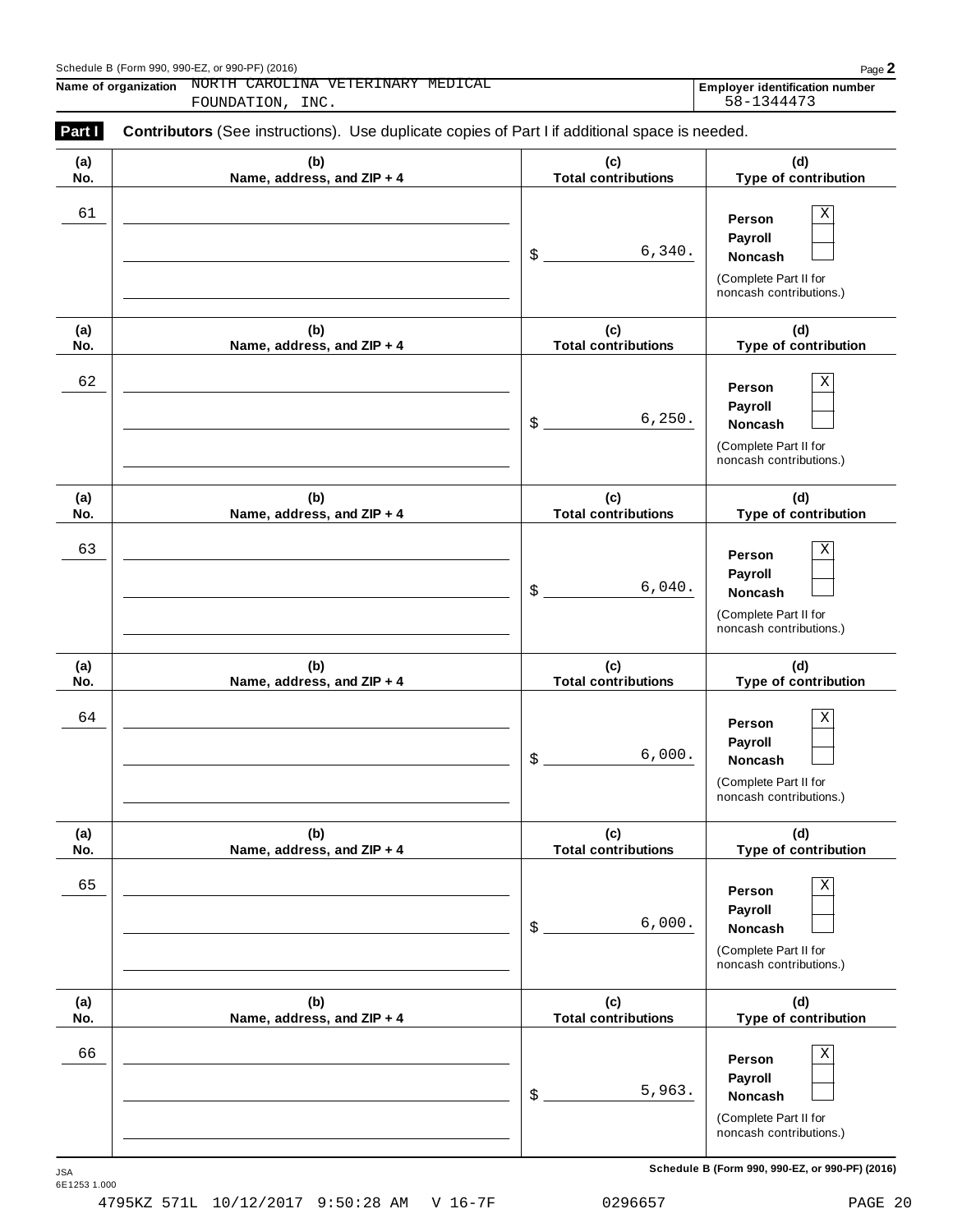Name of organization NORTH CAROLINA VETERINARY MEDICAL FOUNDATION, INC.

Employer identification number 58-1344473

**Part I** **Contributors** (See instructions). Use duplicate copies of Part I if additional space is needed.

| (a) No. | (b) Name, address, and ZIP + 4 | (c) Total contributions | (d) Type of contribution |
|---|---|---|---|
| 61 | | $ 6,340. | Person [X] Payroll [ ] Noncash [ ] (Complete Part II for noncash contributions.) |
| 62 | | $ 6,250. | Person [X] Payroll [ ] Noncash [ ] (Complete Part II for noncash contributions.) |
| 63 | | $ 6,040. | Person [X] Payroll [ ] Noncash [ ] (Complete Part II for noncash contributions.) |
| 64 | | $ 6,000. | Person [X] Payroll [ ] Noncash [ ] (Complete Part II for noncash contributions.) |
| 65 | | $ 6,000. | Person [X] Payroll [ ] Noncash [ ] (Complete Part II for noncash contributions.) |
| 66 | | $ 5,963. | Person [X] Payroll [ ] Noncash [ ] (Complete Part II for noncash contributions.) |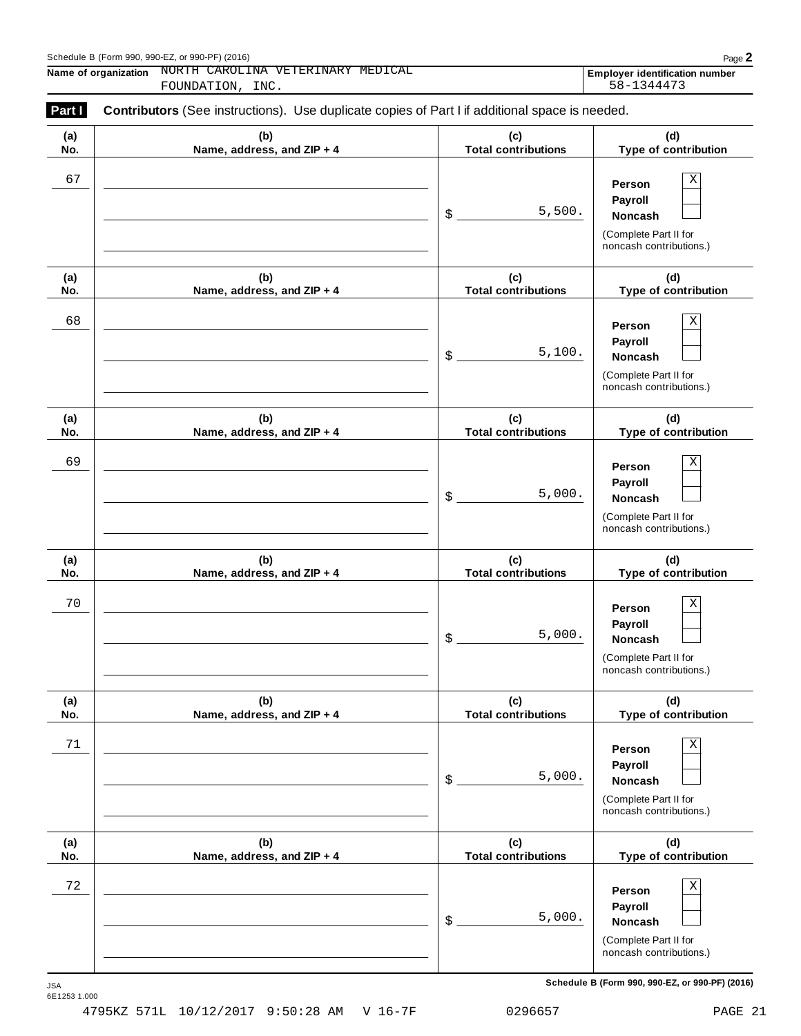Schedule B (Form 990, 990-EZ, or 990-PF) (2016)

**Name of organization** NORTH CAROLINA VETERINARY MEDICAL FOUNDATION, INC.

**Employer identification number** 58-1344473

**Part I** **Contributors** (See instructions). Use duplicate copies of Part I if additional space is needed.

| (a) No. | (b) Name, address, and ZIP + 4 | (c) Total contributions | (d) Type of contribution |
|---|---|---|---|
| 67 | | $ 5,500. | Person [X] Payroll [ ] Noncash [ ] (Complete Part II for noncash contributions.) |
| 68 | | $ 5,100. | Person [X] Payroll [ ] Noncash [ ] (Complete Part II for noncash contributions.) |
| 69 | | $ 5,000. | Person [X] Payroll [ ] Noncash [ ] (Complete Part II for noncash contributions.) |
| 70 | | $ 5,000. | Person [X] Payroll [ ] Noncash [ ] (Complete Part II for noncash contributions.) |
| 71 | | $ 5,000. | Person [X] Payroll [ ] Noncash [ ] (Complete Part II for noncash contributions.) |
| 72 | | $ 5,000. | Person [X] Payroll [ ] Noncash [ ] (Complete Part II for noncash contributions.) |

JSA
6E1253 1.000

**Schedule B (Form 990, 990-EZ, or 990-PF) (2016)**

4795KZ 571L 10/12/2017 9:50:28 AM V 16-7F 0296657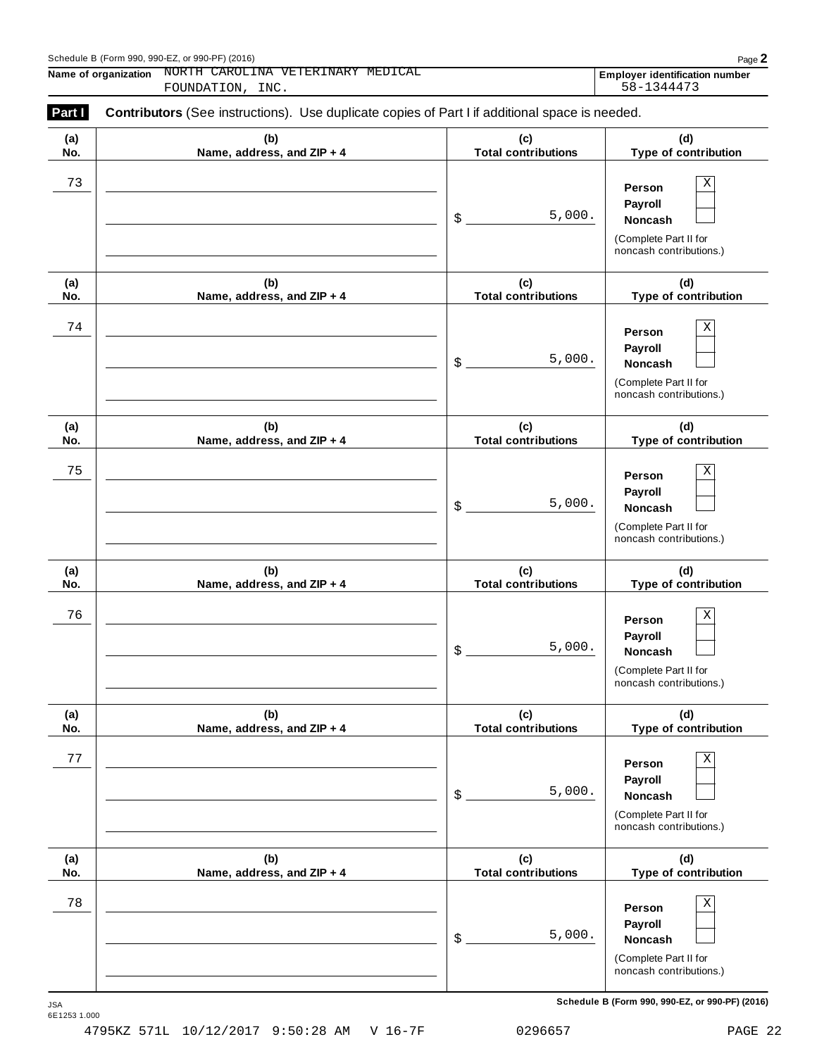Schedule B (Form 990, 990-EZ, or 990-PF) (2016)

**Name of organization** NORTH CAROLINA VETERINARY MEDICAL FOUNDATION, INC.

**Employer identification number** 58-1344473

**Part I** **Contributors** (See instructions). Use duplicate copies of Part I if additional space is needed.

| (a) No. | (b) Name, address, and ZIP + 4 | (c) Total contributions | (d) Type of contribution |
|---|---|---|---|
| 73 | | $ 5,000. | Person [X] Payroll [ ] Noncash [ ] (Complete Part II for noncash contributions.) |
| 74 | | $ 5,000. | Person [X] Payroll [ ] Noncash [ ] (Complete Part II for noncash contributions.) |
| 75 | | $ 5,000. | Person [X] Payroll [ ] Noncash [ ] (Complete Part II for noncash contributions.) |
| 76 | | $ 5,000. | Person [X] Payroll [ ] Noncash [ ] (Complete Part II for noncash contributions.) |
| 77 | | $ 5,000. | Person [X] Payroll [ ] Noncash [ ] (Complete Part II for noncash contributions.) |
| 78 | | $ 5,000. | Person [X] Payroll [ ] Noncash [ ] (Complete Part II for noncash contributions.) |

JSA 6E1253 1.000

**Schedule B (Form 990, 990-EZ, or 990-PF) (2016)**

4795KZ 571L 10/12/2017 9:50:28 AM V 16-7F 0296657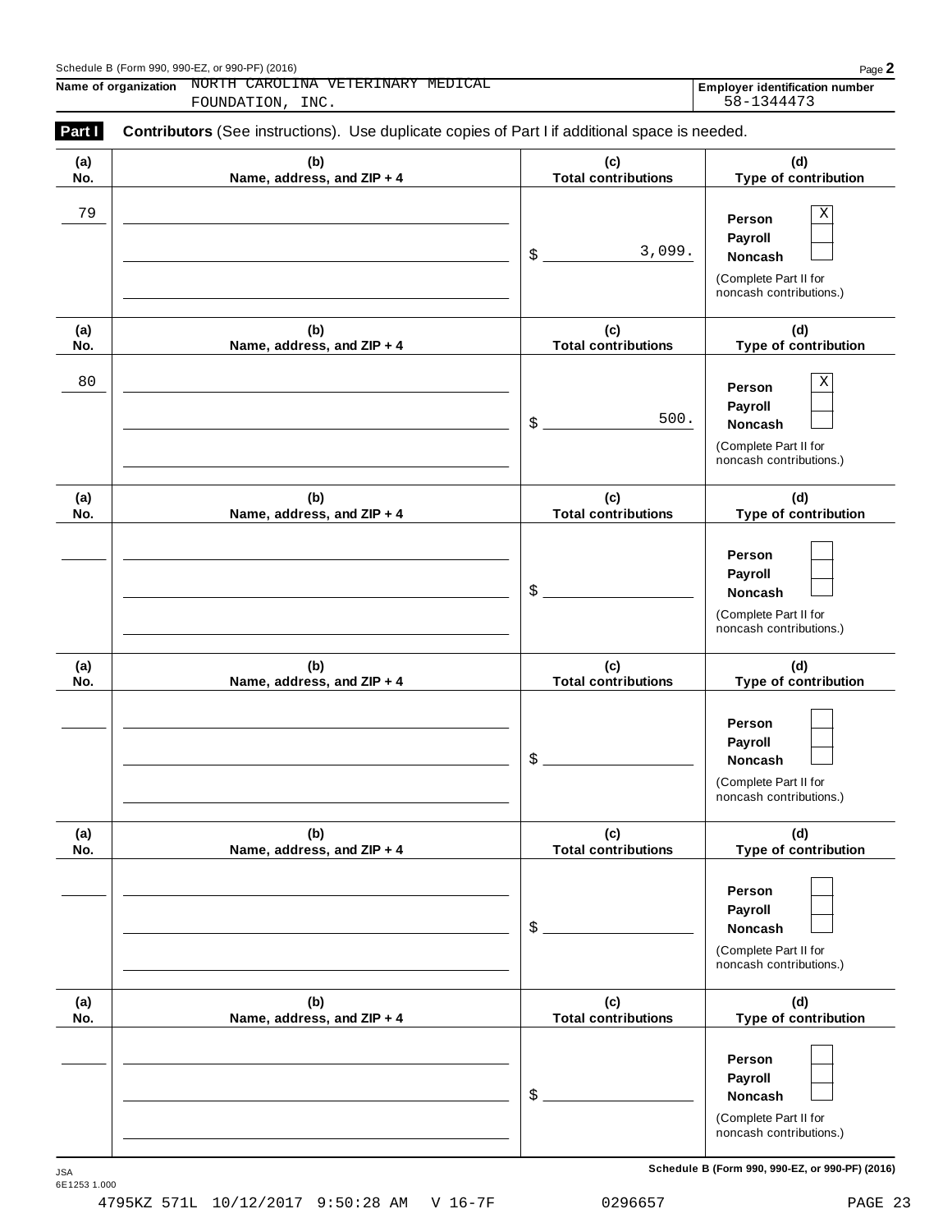Schedule B (Form 990, 990-EZ, or 990-PF) (2016)

**Name of organization** NORTH CAROLINA VETERINARY MEDICAL FOUNDATION, INC.

**Employer identification number** 58-1344473

**Part I** **Contributors** (See instructions). Use duplicate copies of Part I if additional space is needed.

| (a) No. | (b) Name, address, and ZIP + 4 | (c) Total contributions | (d) Type of contribution |
|---|---|---|---|
| 79 | | $ 3,099. | Person [X] Payroll [ ] Noncash [ ] (Complete Part II for noncash contributions.) |
| 80 | | $ 500. | Person [X] Payroll [ ] Noncash [ ] (Complete Part II for noncash contributions.) |
| | | $ | Person [ ] Payroll [ ] Noncash [ ] (Complete Part II for noncash contributions.) |
| | | $ | Person [ ] Payroll [ ] Noncash [ ] (Complete Part II for noncash contributions.) |
| | | $ | Person [ ] Payroll [ ] Noncash [ ] (Complete Part II for noncash contributions.) |
| | | $ | Person [ ] Payroll [ ] Noncash [ ] (Complete Part II for noncash contributions.) |

JSA
6E1253 1.000

**Schedule B (Form 990, 990-EZ, or 990-PF) (2016)**

4795KZ 571L 10/12/2017 9:50:28 AM V 16-7F 0296657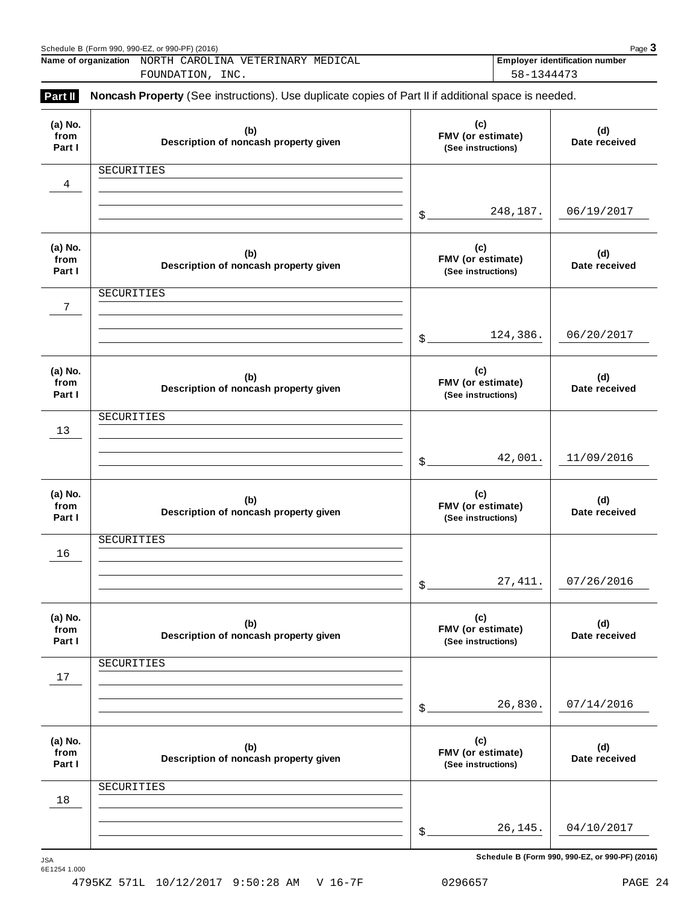Name of organization NORTH CAROLINA VETERINARY MEDICAL FOUNDATION, INC.

Employer identification number 58-1344473

## Part II Noncash Property

(See instructions). Use duplicate copies of Part II if additional space is needed.

| (a) No. from Part I | (b) Description of noncash property given | (c) FMV (or estimate) (See instructions) | (d) Date received |
|---|---|---|---|
| 4 | SECURITIES | $ 248,187. | 06/19/2017 |
| 7 | SECURITIES | $ 124,386. | 06/20/2017 |
| 13 | SECURITIES | $ 42,001. | 11/09/2016 |
| 16 | SECURITIES | $ 27,411. | 07/26/2016 |
| 17 | SECURITIES | $ 26,830. | 07/14/2016 |
| 18 | SECURITIES | $ 26,145. | 04/10/2017 |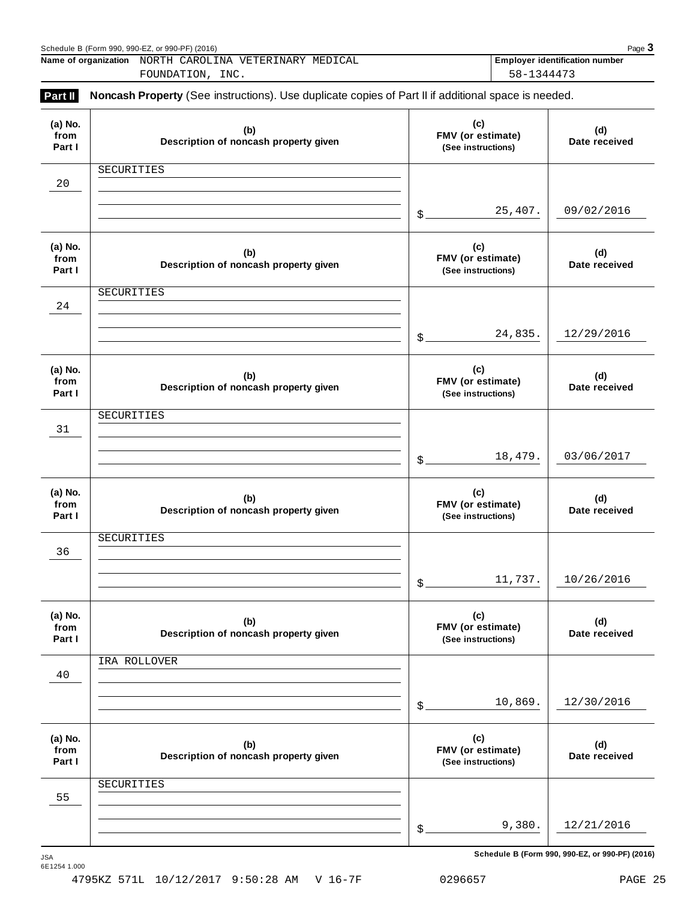Name of organization NORTH CAROLINA VETERINARY MEDICAL FOUNDATION, INC.

Employer identification number 58-1344473

**Part II** **Noncash Property** (See instructions). Use duplicate copies of Part II if additional space is needed.

| (a) No. from Part I | (b) Description of noncash property given | (c) FMV (or estimate) (See instructions) | (d) Date received |
|---|---|---|---|
| 20 | SECURITIES | $ 25,407. | 09/02/2016 |
| 24 | SECURITIES | $ 24,835. | 12/29/2016 |
| 31 | SECURITIES | $ 18,479. | 03/06/2017 |
| 36 | SECURITIES | $ 11,737. | 10/26/2016 |
| 40 | IRA ROLLOVER | $ 10,869. | 12/30/2016 |
| 55 | SECURITIES | $ 9,380. | 12/21/2016 |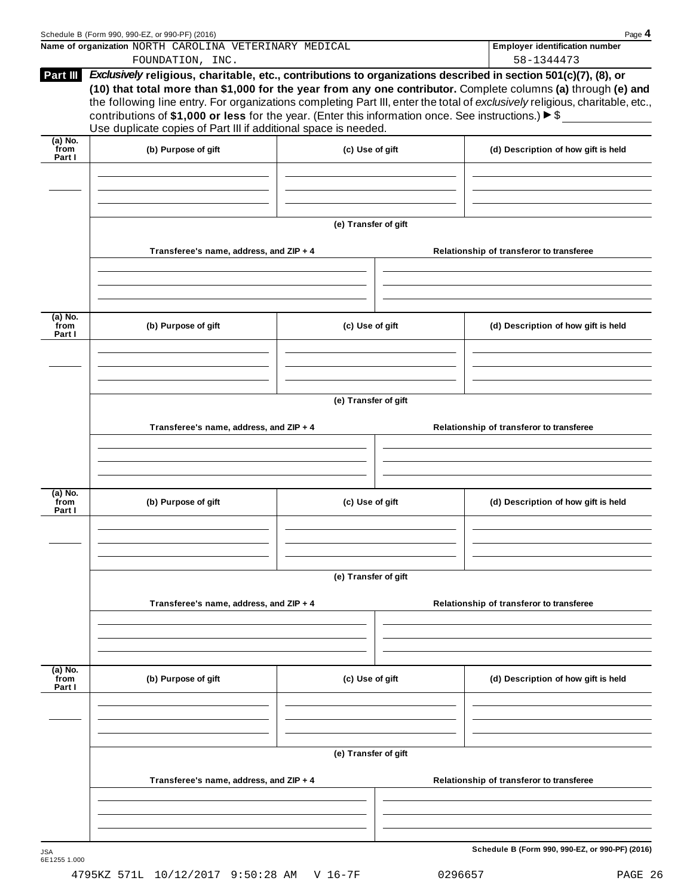Name of organization NORTH CAROLINA VETERINARY MEDICAL FOUNDATION, INC.

Employer identification number 58-1344473

**Part III** ***Exclusively*** **religious, charitable, etc., contributions to organizations described in section 501(c)(7), (8), or (10) that total more than $1,000 for the year from any one contributor.** Complete columns **(a)** through **(e)** and the following line entry. For organizations completing Part III, enter the total of *exclusively* religious, charitable, etc., contributions of **$1,000 or less** for the year. (Enter this information once. See instructions.) ▶ $ \_\_\_\_\_\_\_\_\_\_
Use duplicate copies of Part III if additional space is needed.

| (a) No. from Part I | (b) Purpose of gift | (c) Use of gift | (d) Description of how gift is held |
|---|---|---|---|
| | | | |

**(e) Transfer of gift**

| Transferee's name, address, and ZIP + 4 | Relationship of transferor to transferee |
|---|---|
| | |

| (a) No. from Part I | (b) Purpose of gift | (c) Use of gift | (d) Description of how gift is held |
|---|---|---|---|
| | | | |

**(e) Transfer of gift**

| Transferee's name, address, and ZIP + 4 | Relationship of transferor to transferee |
|---|---|
| | |

| (a) No. from Part I | (b) Purpose of gift | (c) Use of gift | (d) Description of how gift is held |
|---|---|---|---|
| | | | |

**(e) Transfer of gift**

| Transferee's name, address, and ZIP + 4 | Relationship of transferor to transferee |
|---|---|
| | |

| (a) No. from Part I | (b) Purpose of gift | (c) Use of gift | (d) Description of how gift is held |
|---|---|---|---|
| | | | |

**(e) Transfer of gift**

| Transferee's name, address, and ZIP + 4 | Relationship of transferor to transferee |
|---|---|
| | |

**Schedule B (Form 990, 990-EZ, or 990-PF) (2016)**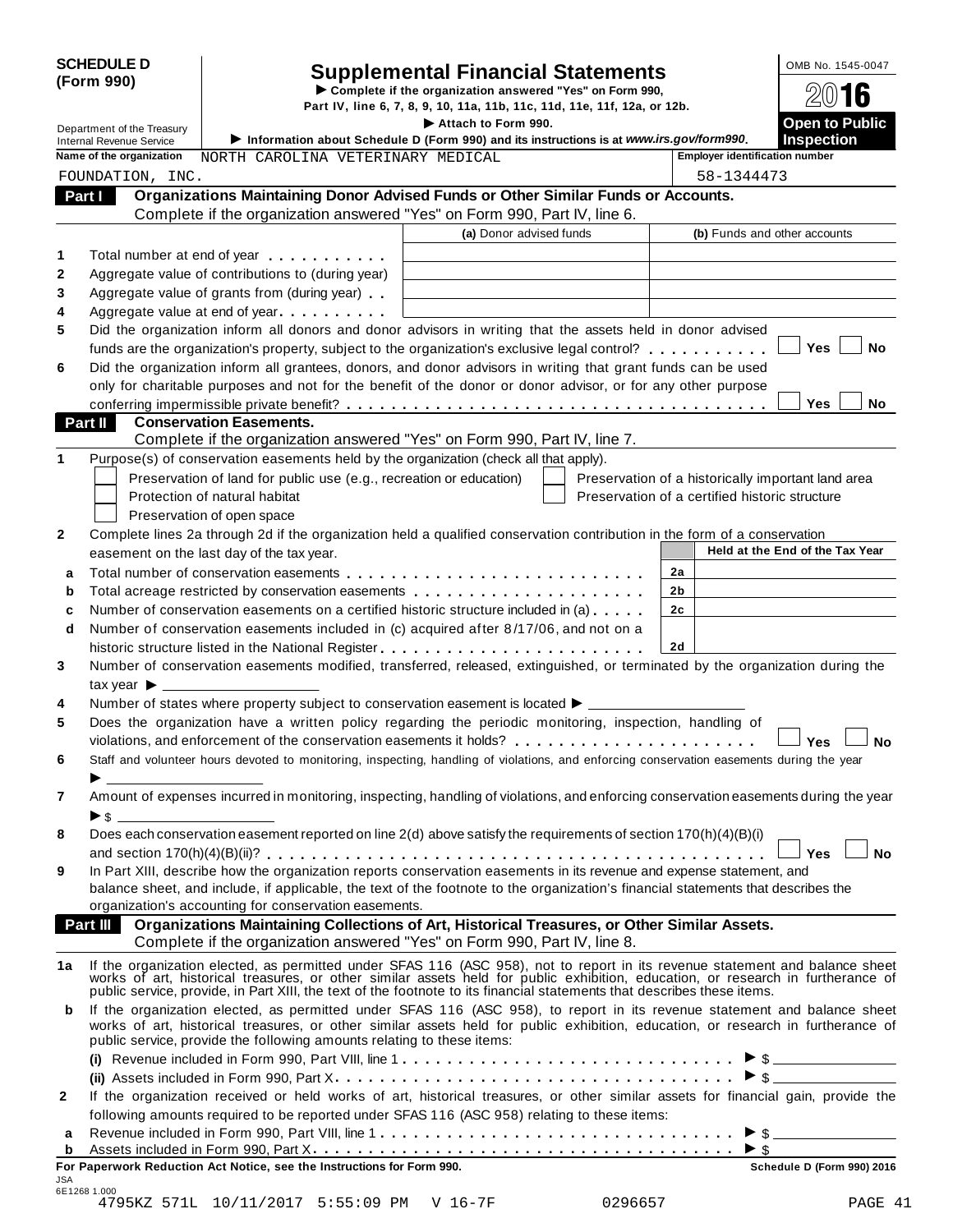**SCHEDULE D (Form 990)**

Department of the Treasury
Internal Revenue Service

# Supplemental Financial Statements

▶ Complete if the organization answered "Yes" on Form 990, Part IV, line 6, 7, 8, 9, 10, 11a, 11b, 11c, 11d, 11e, 11f, 12a, or 12b.

▶ Attach to Form 990.

▶ Information about Schedule D (Form 990) and its instructions is at www.irs.gov/form990.

OMB No. 1545-0047

2016

**Open to Public Inspection**

**Name of the organization:** NORTH CAROLINA VETERINARY MEDICAL FOUNDATION, INC.

**Employer identification number:** 58-1344473

## Part I Organizations Maintaining Donor Advised Funds or Other Similar Funds or Accounts.

Complete if the organization answered "Yes" on Form 990, Part IV, line 6.

| | | (a) Donor advised funds | (b) Funds and other accounts |
|---|---|---|---|
| 1 | Total number at end of year | | |
| 2 | Aggregate value of contributions to (during year) | | |
| 3 | Aggregate value of grants from (during year) | | |
| 4 | Aggregate value at end of year | | |

5 Did the organization inform all donors and donor advisors in writing that the assets held in donor advised funds are the organization's property, subject to the organization's exclusive legal control? ☐ Yes ☐ No

6 Did the organization inform all grantees, donors, and donor advisors in writing that grant funds can be used only for charitable purposes and not for the benefit of the donor or donor advisor, or for any other purpose conferring impermissible private benefit? ☐ Yes ☐ No

## Part II Conservation Easements.

Complete if the organization answered "Yes" on Form 990, Part IV, line 7.

1 Purpose(s) of conservation easements held by the organization (check all that apply).

- ☐ Preservation of land for public use (e.g., recreation or education)
- ☐ Protection of natural habitat
- ☐ Preservation of open space
- ☐ Preservation of a historically important land area
- ☐ Preservation of a certified historic structure

2 Complete lines 2a through 2d if the organization held a qualified conservation contribution in the form of a conservation easement on the last day of the tax year.

| | | | Held at the End of the Tax Year |
|---|---|---|---|
| a | Total number of conservation easements | 2a | |
| b | Total acreage restricted by conservation easements | 2b | |
| c | Number of conservation easements on a certified historic structure included in (a) | 2c | |
| d | Number of conservation easements included in (c) acquired after 8/17/06, and not on a historic structure listed in the National Register | 2d | |

3 Number of conservation easements modified, transferred, released, extinguished, or terminated by the organization during the tax year ▶ \_\_\_\_\_\_\_\_

4 Number of states where property subject to conservation easement is located ▶ \_\_\_\_\_\_\_\_

5 Does the organization have a written policy regarding the periodic monitoring, inspection, handling of violations, and enforcement of the conservation easements it holds? ☐ Yes ☐ No

6 Staff and volunteer hours devoted to monitoring, inspecting, handling of violations, and enforcing conservation easements during the year ▶ \_\_\_\_\_\_\_\_

7 Amount of expenses incurred in monitoring, inspecting, handling of violations, and enforcing conservation easements during the year ▶ $ \_\_\_\_\_\_\_\_

8 Does each conservation easement reported on line 2(d) above satisfy the requirements of section 170(h)(4)(B)(i) and section 170(h)(4)(B)(ii)? ☐ Yes ☐ No

9 In Part XIII, describe how the organization reports conservation easements in its revenue and expense statement, and balance sheet, and include, if applicable, the text of the footnote to the organization's financial statements that describes the organization's accounting for conservation easements.

## Part III Organizations Maintaining Collections of Art, Historical Treasures, or Other Similar Assets.

Complete if the organization answered "Yes" on Form 990, Part IV, line 8.

1a If the organization elected, as permitted under SFAS 116 (ASC 958), not to report in its revenue statement and balance sheet works of art, historical treasures, or other similar assets held for public exhibition, education, or research in furtherance of public service, provide, in Part XIII, the text of the footnote to its financial statements that describes these items.

b If the organization elected, as permitted under SFAS 116 (ASC 958), to report in its revenue statement and balance sheet works of art, historical treasures, or other similar assets held for public exhibition, education, or research in furtherance of public service, provide the following amounts relating to these items:

(i) Revenue included in Form 990, Part VIII, line 1 ▶ $ \_\_\_\_\_\_\_\_

(ii) Assets included in Form 990, Part X ▶ $ \_\_\_\_\_\_\_\_

2 If the organization received or held works of art, historical treasures, or other similar assets for financial gain, provide the following amounts required to be reported under SFAS 116 (ASC 958) relating to these items:

a Revenue included in Form 990, Part VIII, line 1 ▶ $ \_\_\_\_\_\_\_\_

b Assets included in Form 990, Part X ▶ $ \_\_\_\_\_\_\_\_

**For Paperwork Reduction Act Notice, see the Instructions for Form 990.** **Schedule D (Form 990) 2016**

JSA
6E1268 1.000
4795KZ 571L 10/11/2017 5:55:09 PM V 16-7F 0296657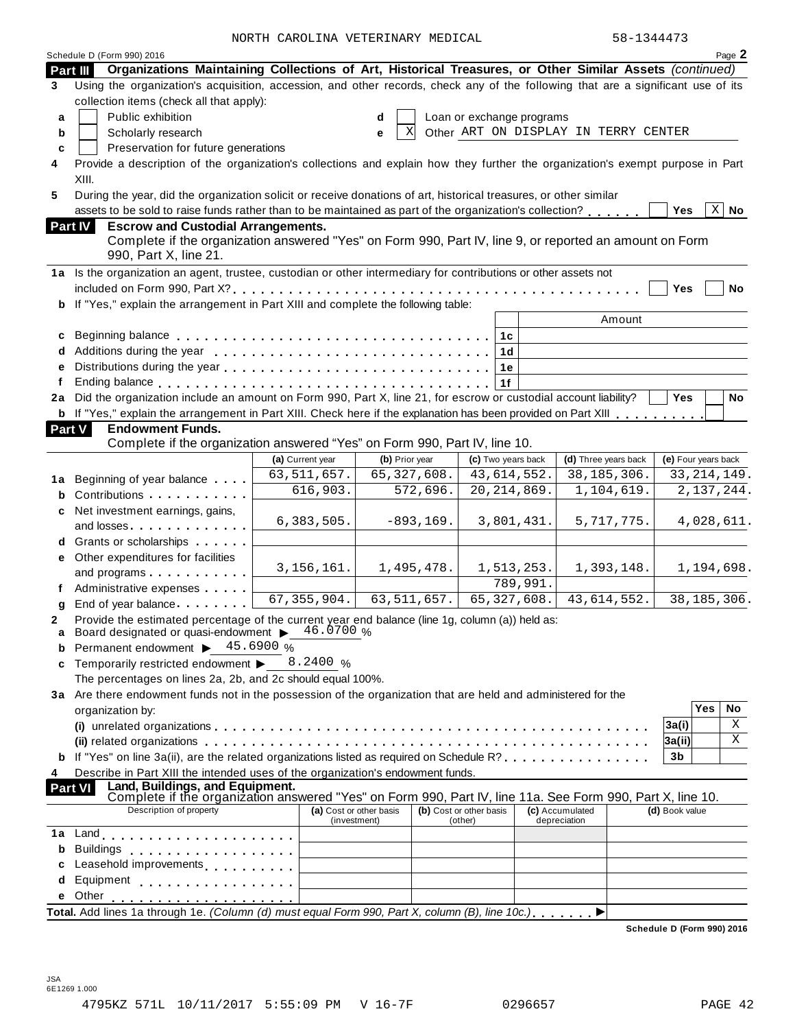NORTH CAROLINA VETERINARY MEDICAL 58-1344473

Schedule D (Form 990) 2016 Page **2**

**Part III Organizations Maintaining Collections of Art, Historical Treasures, or Other Similar Assets** *(continued)*

**3** Using the organization's acquisition, accession, and other records, check any of the following that are a significant use of its collection items (check all that apply):

- **a** ☐ Public exhibition
- **b** ☐ Scholarly research
- **c** ☐ Preservation for future generations
- **d** ☐ Loan or exchange programs
- **e** ☒ Other ART ON DISPLAY IN TERRY CENTER

**4** Provide a description of the organization's collections and explain how they further the organization's exempt purpose in Part XIII.

**5** During the year, did the organization solicit or receive donations of art, historical treasures, or other similar assets to be sold to raise funds rather than to be maintained as part of the organization's collection? ☐ Yes ☒ No

**Part IV Escrow and Custodial Arrangements.**
Complete if the organization answered "Yes" on Form 990, Part IV, line 9, or reported an amount on Form 990, Part X, line 21.

**1a** Is the organization an agent, trustee, custodian or other intermediary for contributions or other assets not included on Form 990, Part X? ☐ Yes ☐ No

**b** If "Yes," explain the arrangement in Part XIII and complete the following table:

| | | | Amount |
|---|---|---|---|
| **c** | Beginning balance | 1c | |
| **d** | Additions during the year | 1d | |
| **e** | Distributions during the year | 1e | |
| **f** | Ending balance | 1f | |

**2a** Did the organization include an amount on Form 990, Part X, line 21, for escrow or custodial account liability? ☐ Yes ☐ No

**b** If "Yes," explain the arrangement in Part XIII. Check here if the explanation has been provided on Part XIII ☐

**Part V Endowment Funds.**
Complete if the organization answered "Yes" on Form 990, Part IV, line 10.

| | | (a) Current year | (b) Prior year | (c) Two years back | (d) Three years back | (e) Four years back |
|---|---|---|---|---|---|---|
| **1a** | Beginning of year balance | 63,511,657. | 65,327,608. | 43,614,552. | 38,185,306. | 33,214,149. |
| **b** | Contributions | 616,903. | 572,696. | 20,214,869. | 1,104,619. | 2,137,244. |
| **c** | Net investment earnings, gains, and losses | 6,383,505. | -893,169. | 3,801,431. | 5,717,775. | 4,028,611. |
| **d** | Grants or scholarships | | | | | |
| **e** | Other expenditures for facilities and programs | 3,156,161. | 1,495,478. | 1,513,253. | 1,393,148. | 1,194,698. |
| **f** | Administrative expenses | | | 789,991. | | |
| **g** | End of year balance | 67,355,904. | 63,511,657. | 65,327,608. | 43,614,552. | 38,185,306. |

**2** Provide the estimated percentage of the current year end balance (line 1g, column (a)) held as:

- **a** Board designated or quasi-endowment ▶ 46.0700 %
- **b** Permanent endowment ▶ 45.6900 %
- **c** Temporarily restricted endowment ▶ 8.2400 %

The percentages on lines 2a, 2b, and 2c should equal 100%.

**3a** Are there endowment funds not in the possession of the organization that are held and administered for the organization by:

| | | | Yes | No |
|---|---|---|---|---|
| | **(i)** unrelated organizations | 3a(i) | | X |
| | **(ii)** related organizations | 3a(ii) | | X |
| **b** | If "Yes" on line 3a(ii), are the related organizations listed as required on Schedule R? | 3b | | |

**4** Describe in Part XIII the intended uses of the organization's endowment funds.

**Part VI Land, Buildings, and Equipment.**
Complete if the organization answered "Yes" on Form 990, Part IV, line 11a. See Form 990, Part X, line 10.

| | Description of property | (a) Cost or other basis (investment) | (b) Cost or other basis (other) | (c) Accumulated depreciation | (d) Book value |
|---|---|---|---|---|---|
| **1a** | Land | | | | |
| **b** | Buildings | | | | |
| **c** | Leasehold improvements | | | | |
| **d** | Equipment | | | | |
| **e** | Other | | | | |

**Total.** Add lines 1a through 1e. *(Column (d) must equal Form 990, Part X, column (B), line 10c.)* ▶

**Schedule D (Form 990) 2016**

JSA
6E1269 1.000

4795KZ 571L 10/11/2017 5:55:09 PM V 16-7F 0296657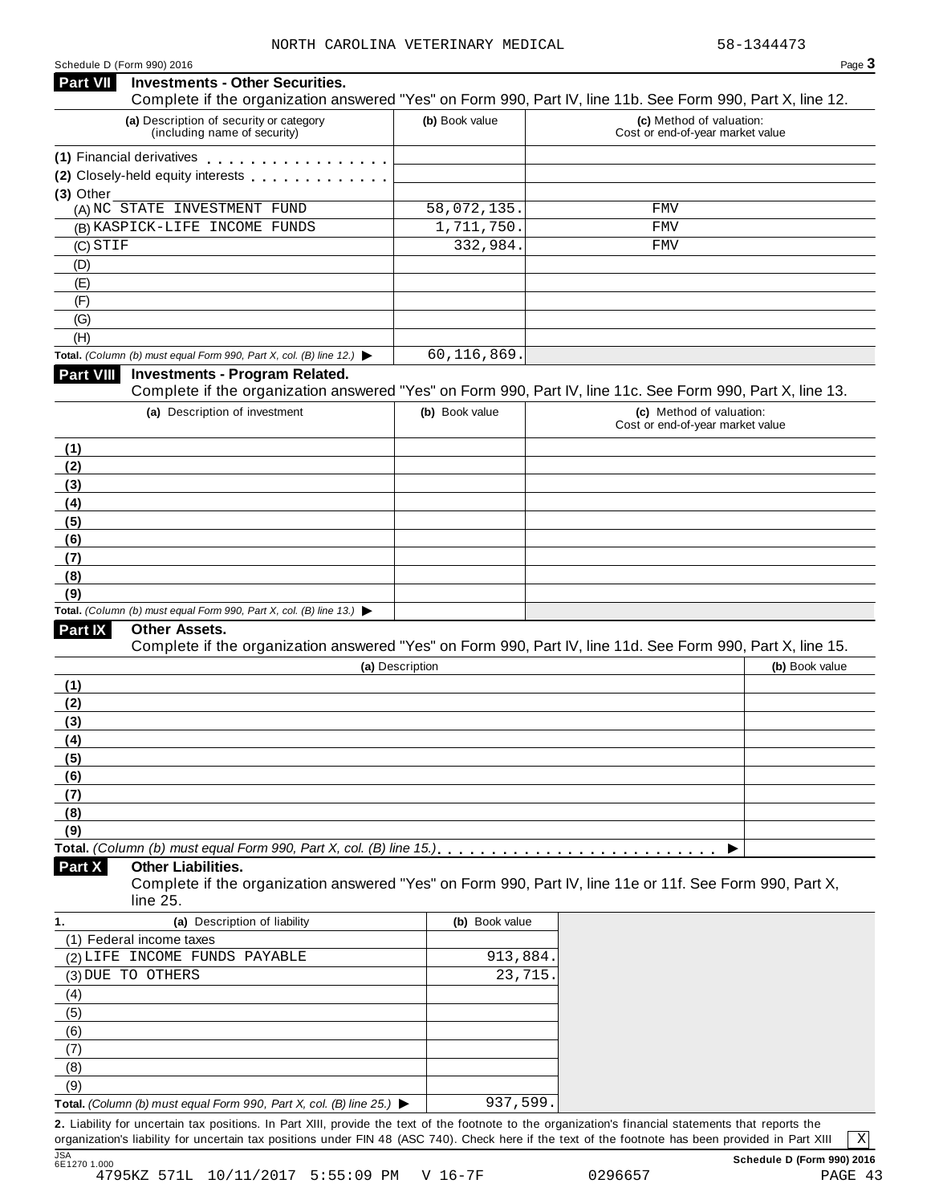NORTH CAROLINA VETERINARY MEDICAL 58-1344473

Schedule D (Form 990) 2016

## Part VII Investments - Other Securities.

Complete if the organization answered "Yes" on Form 990, Part IV, line 11b. See Form 990, Part X, line 12.

| (a) Description of security or category (including name of security) | (b) Book value | (c) Method of valuation: Cost or end-of-year market value |
|---|---|---|
| (1) Financial derivatives | | |
| (2) Closely-held equity interests | | |
| (3) Other | | |
| (A) NC STATE INVESTMENT FUND | 58,072,135. | FMV |
| (B) KASPICK-LIFE INCOME FUNDS | 1,711,750. | FMV |
| (C) STIF | 332,984. | FMV |
| (D) | | |
| (E) | | |
| (F) | | |
| (G) | | |
| (H) | | |
| **Total.** *(Column (b) must equal Form 990, Part X, col. (B) line 12.)* ▶ | 60,116,869. | |

## Part VIII Investments - Program Related.

Complete if the organization answered "Yes" on Form 990, Part IV, line 11c. See Form 990, Part X, line 13.

| (a) Description of investment | (b) Book value | (c) Method of valuation: Cost or end-of-year market value |
|---|---|---|
| (1) | | |
| (2) | | |
| (3) | | |
| (4) | | |
| (5) | | |
| (6) | | |
| (7) | | |
| (8) | | |
| (9) | | |
| **Total.** *(Column (b) must equal Form 990, Part X, col. (B) line 13.)* ▶ | | |

## Part IX Other Assets.

Complete if the organization answered "Yes" on Form 990, Part IV, line 11d. See Form 990, Part X, line 15.

| (a) Description | (b) Book value |
|---|---|
| (1) | |
| (2) | |
| (3) | |
| (4) | |
| (5) | |
| (6) | |
| (7) | |
| (8) | |
| (9) | |
| **Total.** *(Column (b) must equal Form 990, Part X, col. (B) line 15.)* ▶ | |

## Part X Other Liabilities.

Complete if the organization answered "Yes" on Form 990, Part IV, line 11e or 11f. See Form 990, Part X, line 25.

| 1. (a) Description of liability | (b) Book value |
|---|---|
| (1) Federal income taxes | |
| (2) LIFE INCOME FUNDS PAYABLE | 913,884. |
| (3) DUE TO OTHERS | 23,715. |
| (4) | |
| (5) | |
| (6) | |
| (7) | |
| (8) | |
| (9) | |
| **Total.** *(Column (b) must equal Form 990, Part X, col. (B) line 25.)* ▶ | 937,599. |

**2.** Liability for uncertain tax positions. In Part XIII, provide the text of the footnote to the organization's financial statements that reports the organization's liability for uncertain tax positions under FIN 48 (ASC 740). Check here if the text of the footnote has been provided in Part XIII [X]

JSA 6E1270 1.000

**Schedule D (Form 990) 2016**

4795KZ 571L 10/11/2017 5:55:09 PM V 16-7F 0296657 PAGE 43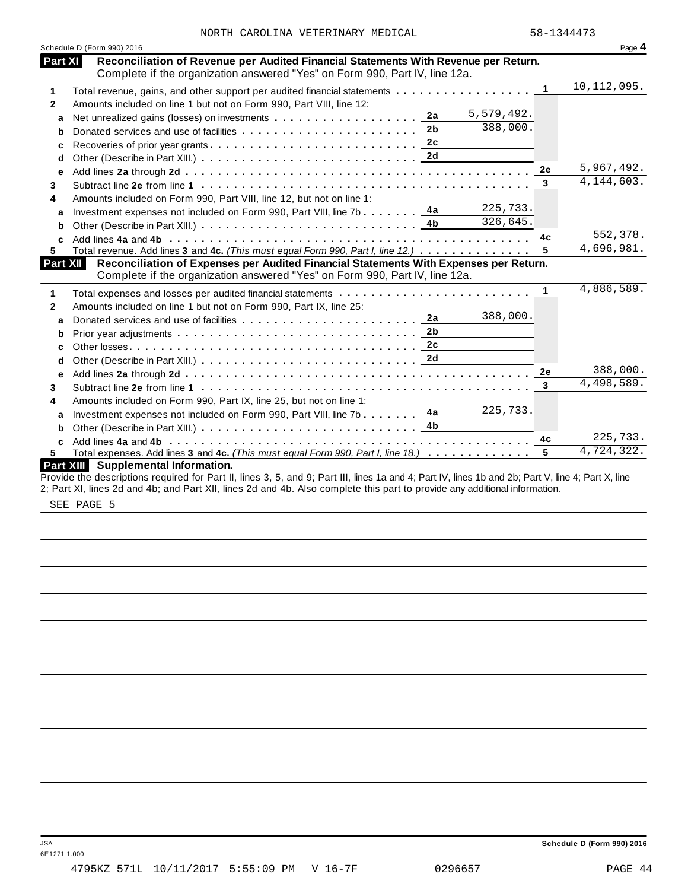NORTH CAROLINA VETERINARY MEDICAL 58-1344473

Schedule D (Form 990) 2016

## Part XI Reconciliation of Revenue per Audited Financial Statements With Revenue per Return.

Complete if the organization answered "Yes" on Form 990, Part IV, line 12a.

| | | | | | |
|---|---|---|---|---|---|
| 1 | Total revenue, gains, and other support per audited financial statements | | | 1 | 10,112,095. |
| 2 | Amounts included on line 1 but not on Form 990, Part VIII, line 12: | | | | |
| a | Net unrealized gains (losses) on investments | 2a | 5,579,492. | | |
| b | Donated services and use of facilities | 2b | 388,000. | | |
| c | Recoveries of prior year grants | 2c | | | |
| d | Other (Describe in Part XIII.) | 2d | | | |
| e | Add lines **2a** through **2d** | | | 2e | 5,967,492. |
| 3 | Subtract line **2e** from line **1** | | | 3 | 4,144,603. |
| 4 | Amounts included on Form 990, Part VIII, line 12, but not on line 1: | | | | |
| a | Investment expenses not included on Form 990, Part VIII, line 7b | 4a | 225,733. | | |
| b | Other (Describe in Part XIII.) | 4b | 326,645. | | |
| c | Add lines **4a** and **4b** | | | 4c | 552,378. |
| 5 | Total revenue. Add lines **3** and **4c.** *(This must equal Form 990, Part I, line 12.)* | | | 5 | 4,696,981. |

## Part XII Reconciliation of Expenses per Audited Financial Statements With Expenses per Return.

Complete if the organization answered "Yes" on Form 990, Part IV, line 12a.

| | | | | | |
|---|---|---|---|---|---|
| 1 | Total expenses and losses per audited financial statements | | | 1 | 4,886,589. |
| 2 | Amounts included on line 1 but not on Form 990, Part IX, line 25: | | | | |
| a | Donated services and use of facilities | 2a | 388,000. | | |
| b | Prior year adjustments | 2b | | | |
| c | Other losses | 2c | | | |
| d | Other (Describe in Part XIII.) | 2d | | | |
| e | Add lines **2a** through **2d** | | | 2e | 388,000. |
| 3 | Subtract line **2e** from line **1** | | | 3 | 4,498,589. |
| 4 | Amounts included on Form 990, Part IX, line 25, but not on line 1: | | | | |
| a | Investment expenses not included on Form 990, Part VIII, line 7b | 4a | 225,733. | | |
| b | Other (Describe in Part XIII.) | 4b | | | |
| c | Add lines **4a** and **4b** | | | 4c | 225,733. |
| 5 | Total expenses. Add lines **3** and **4c.** *(This must equal Form 990, Part I, line 18.)* | | | 5 | 4,724,322. |

## Part XIII Supplemental Information.

Provide the descriptions required for Part II, lines 3, 5, and 9; Part III, lines 1a and 4; Part IV, lines 1b and 2b; Part V, line 4; Part X, line 2; Part XI, lines 2d and 4b; and Part XII, lines 2d and 4b. Also complete this part to provide any additional information.

SEE PAGE 5

Schedule D (Form 990) 2016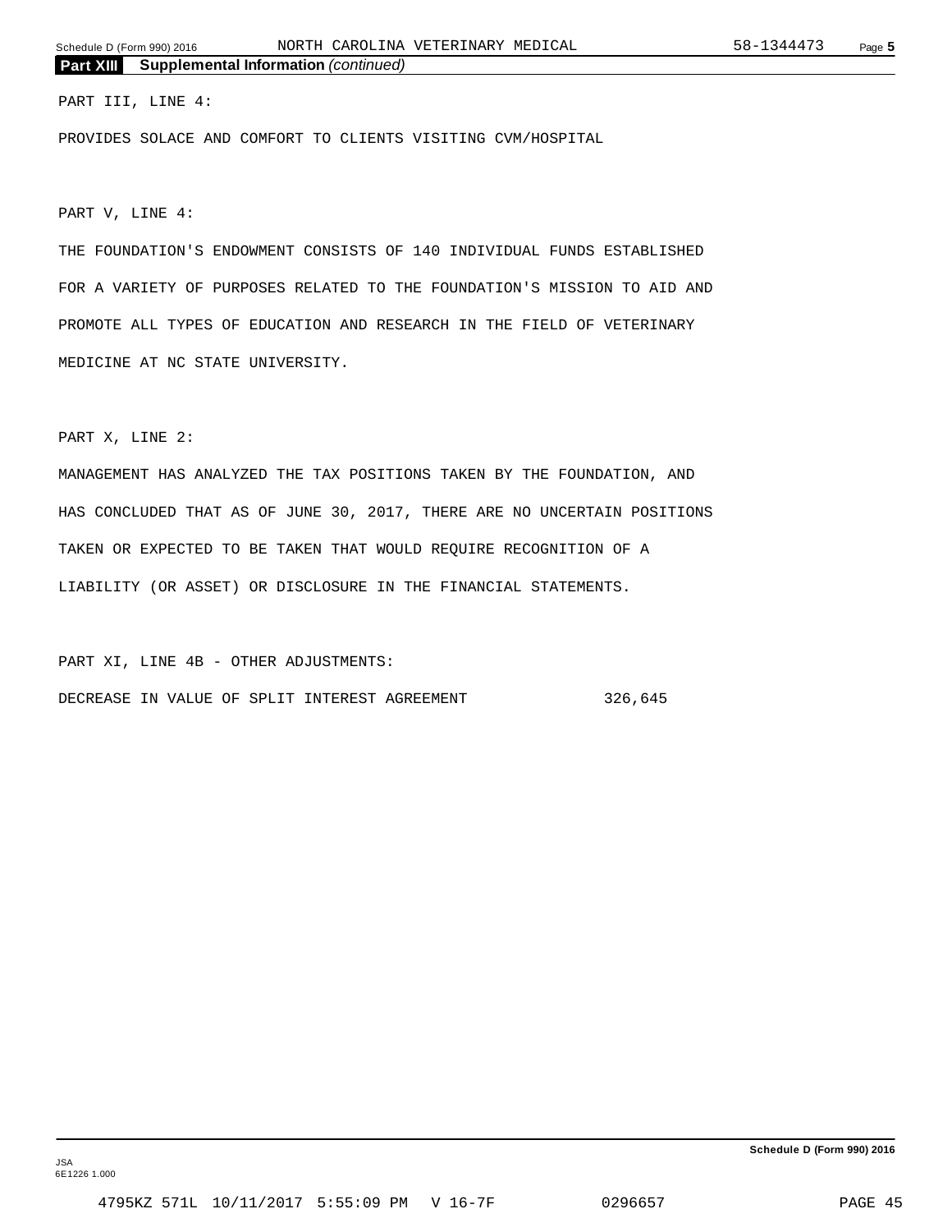## Part XIII Supplemental Information *(continued)*

PART III, LINE 4:

PROVIDES SOLACE AND COMFORT TO CLIENTS VISITING CVM/HOSPITAL

PART V, LINE 4:

THE FOUNDATION'S ENDOWMENT CONSISTS OF 140 INDIVIDUAL FUNDS ESTABLISHED FOR A VARIETY OF PURPOSES RELATED TO THE FOUNDATION'S MISSION TO AID AND PROMOTE ALL TYPES OF EDUCATION AND RESEARCH IN THE FIELD OF VETERINARY MEDICINE AT NC STATE UNIVERSITY.

PART X, LINE 2:

MANAGEMENT HAS ANALYZED THE TAX POSITIONS TAKEN BY THE FOUNDATION, AND HAS CONCLUDED THAT AS OF JUNE 30, 2017, THERE ARE NO UNCERTAIN POSITIONS TAKEN OR EXPECTED TO BE TAKEN THAT WOULD REQUIRE RECOGNITION OF A LIABILITY (OR ASSET) OR DISCLOSURE IN THE FINANCIAL STATEMENTS.

PART XI, LINE 4B - OTHER ADJUSTMENTS:

| | |
|---|---|
| DECREASE IN VALUE OF SPLIT INTEREST AGREEMENT | 326,645 |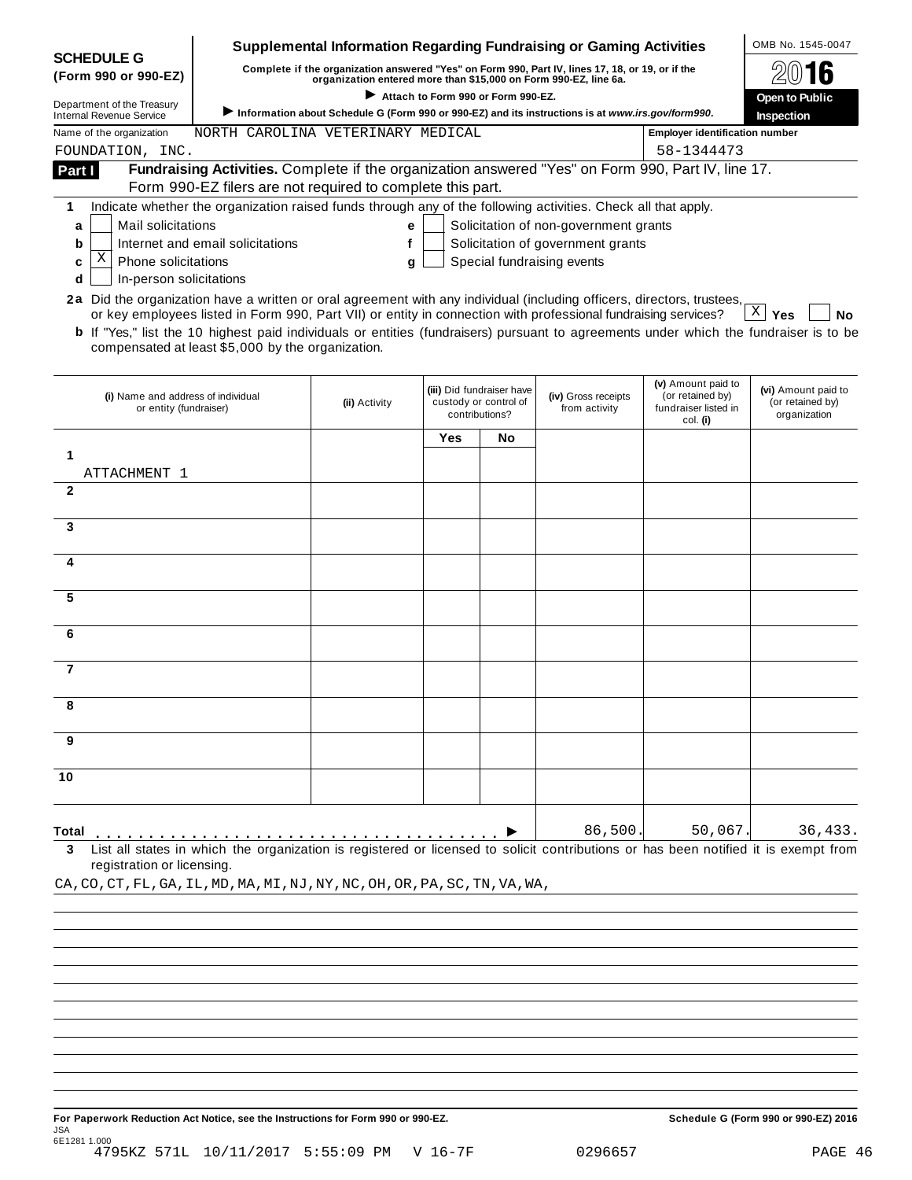**SCHEDULE G (Form 990 or 990-EZ)**

Department of the Treasury
Internal Revenue Service

# Supplemental Information Regarding Fundraising or Gaming Activities

**Complete if the organization answered "Yes" on Form 990, Part IV, lines 17, 18, or 19, or if the organization entered more than $15,000 on Form 990-EZ, line 6a.**

▶ Attach to Form 990 or Form 990-EZ.

▶ Information about Schedule G (Form 990 or 990-EZ) and its instructions is at *www.irs.gov/form990*.

OMB No. 1545-0047

**2016**

**Open to Public Inspection**

Name of the organization: NORTH CAROLINA VETERINARY MEDICAL FOUNDATION, INC.

Employer identification number: 58-1344473

## Part I — Fundraising Activities. Complete if the organization answered "Yes" on Form 990, Part IV, line 17. Form 990-EZ filers are not required to complete this part.

**1** Indicate whether the organization raised funds through any of the following activities. Check all that apply.

- **a** [ ] Mail solicitations
- **b** [ ] Internet and email solicitations
- **c** [X] Phone solicitations
- **d** [ ] In-person solicitations
- **e** [ ] Solicitation of non-government grants
- **f** [ ] Solicitation of government grants
- **g** [ ] Special fundraising events

**2a** Did the organization have a written or oral agreement with any individual (including officers, directors, trustees, or key employees listed in Form 990, Part VII) or entity in connection with professional fundraising services? [X] **Yes** [ ] **No**

**b** If "Yes," list the 10 highest paid individuals or entities (fundraisers) pursuant to agreements under which the fundraiser is to be compensated at least $5,000 by the organization.

| | (i) Name and address of individual or entity (fundraiser) | (ii) Activity | (iii) Did fundraiser have custody or control of contributions? Yes | No | (iv) Gross receipts from activity | (v) Amount paid to (or retained by) fundraiser listed in col. (i) | (vi) Amount paid to (or retained by) organization |
|---|---|---|---|---|---|---|---|
| 1 | ATTACHMENT 1 | | | | | | |
| 2 | | | | | | | |
| 3 | | | | | | | |
| 4 | | | | | | | |
| 5 | | | | | | | |
| 6 | | | | | | | |
| 7 | | | | | | | |
| 8 | | | | | | | |
| 9 | | | | | | | |
| 10 | | | | | | | |
| **Total** ▶ | | | | | 86,500. | 50,067. | 36,433. |

**3** List all states in which the organization is registered or licensed to solicit contributions or has been notified it is exempt from registration or licensing.

CA,CO,CT,FL,GA,IL,MD,MA,MI,NJ,NY,NC,OH,OR,PA,SC,TN,VA,WA,

**For Paperwork Reduction Act Notice, see the Instructions for Form 990 or 990-EZ.** **Schedule G (Form 990 or 990-EZ) 2016**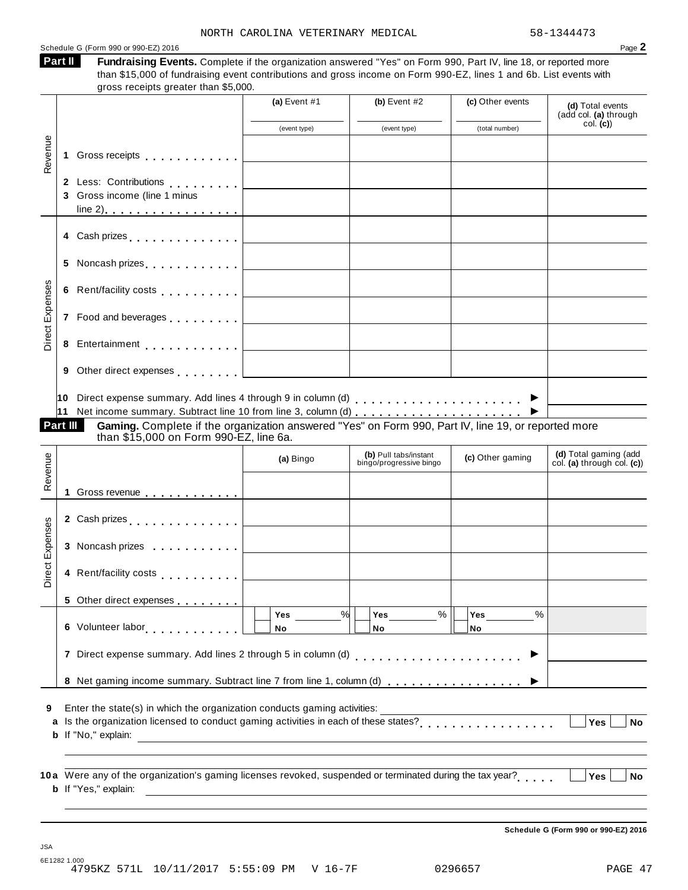NORTH CAROLINA VETERINARY MEDICAL 58-1344473

Schedule G (Form 990 or 990-EZ) 2016 Page **2**

**Part II** **Fundraising Events.** Complete if the organization answered "Yes" on Form 990, Part IV, line 18, or reported more than $15,000 of fundraising event contributions and gross income on Form 990-EZ, lines 1 and 6b. List events with gross receipts greater than $5,000.

| | | (a) Event #1 (event type) | (b) Event #2 (event type) | (c) Other events (total number) | (d) Total events (add col. (a) through col. (c)) |
|---|---|---|---|---|---|
| Revenue | 1 Gross receipts | | | | |
| | 2 Less: Contributions | | | | |
| | 3 Gross income (line 1 minus line 2) | | | | |
| Direct Expenses | 4 Cash prizes | | | | |
| | 5 Noncash prizes | | | | |
| | 6 Rent/facility costs | | | | |
| | 7 Food and beverages | | | | |
| | 8 Entertainment | | | | |
| | 9 Other direct expenses | | | | |

10 Direct expense summary. Add lines 4 through 9 in column (d) ▶

11 Net income summary. Subtract line 10 from line 3, column (d) ▶

**Part III** **Gaming.** Complete if the organization answered "Yes" on Form 990, Part IV, line 19, or reported more than $15,000 on Form 990-EZ, line 6a.

| | | (a) Bingo | (b) Pull tabs/instant bingo/progressive bingo | (c) Other gaming | (d) Total gaming (add col. (a) through col. (c)) |
|---|---|---|---|---|---|
| Revenue | 1 Gross revenue | | | | |
| Direct Expenses | 2 Cash prizes | | | | |
| | 3 Noncash prizes | | | | |
| | 4 Rent/facility costs | | | | |
| | 5 Other direct expenses | | | | |
| | 6 Volunteer labor | Yes ___% No | Yes ___% No | Yes ___% No | |

7 Direct expense summary. Add lines 2 through 5 in column (d) ▶

8 Net gaming income summary. Subtract line 7 from line 1, column (d) ▶

9 Enter the state(s) in which the organization conducts gaming activities: ___

a Is the organization licensed to conduct gaming activities in each of these states? Yes No

b If "No," explain:

10a Were any of the organization's gaming licenses revoked, suspended or terminated during the tax year? Yes No

b If "Yes," explain:

**Schedule G (Form 990 or 990-EZ) 2016**

JSA

6E1282 1.000

4795KZ 571L 10/11/2017 5:55:09 PM V 16-7F 0296657 PAGE 47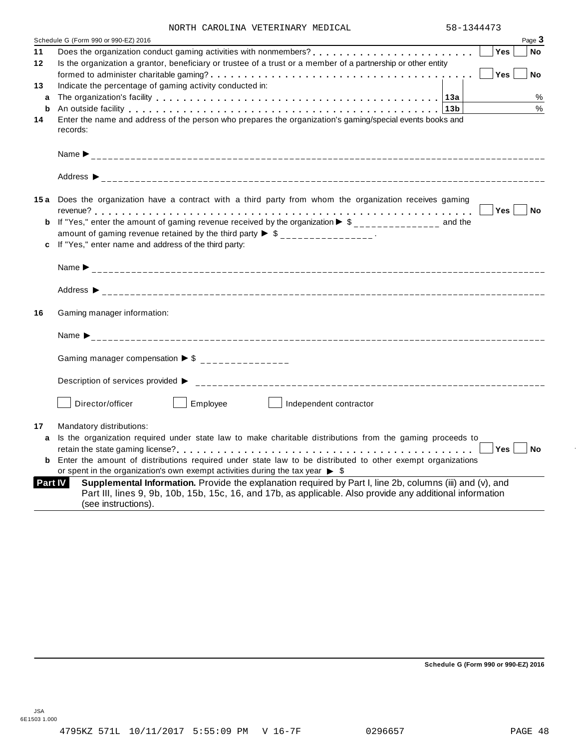NORTH CAROLINA VETERINARY MEDICAL 58-1344473

Schedule G (Form 990 or 990-EZ) 2016 Page **3**

**11** Does the organization conduct gaming activities with nonmembers? . . . . . . . . . . . . . . . . . . . . . . . ☐ Yes ☐ No

**12** Is the organization a grantor, beneficiary or trustee of a trust or a member of a partnership or other entity formed to administer charitable gaming? . . . . . . . . . . . . . . . . . . . . . . . . . . . . . . . . . . . . ☐ Yes ☐ No

**13** Indicate the percentage of gaming activity conducted in:

**a** The organization's facility . . . . . . . . . . . . . . . . . . . . . . . . . . . . . . . . . . . . **13a** ______ %

**b** An outside facility . . . . . . . . . . . . . . . . . . . . . . . . . . . . . . . . . . . . . . . . **13b** ______ %

**14** Enter the name and address of the person who prepares the organization's gaming/special events books and records:

Name ▶ ______________________________________________

Address ▶ ______________________________________________

**15a** Does the organization have a contract with a third party from whom the organization receives gaming revenue? . . . . . . . . . . . . . . . . . . . . . . . . . . . . . . . . . . . . . . . . . . . . . . . . . . ☐ Yes ☐ No

**b** If "Yes," enter the amount of gaming revenue received by the organization ▶ $ _______________ and the amount of gaming revenue retained by the third party ▶ $ _______________ .

**c** If "Yes," enter name and address of the third party:

Name ▶ ______________________________________________

Address ▶ ______________________________________________

**16** Gaming manager information:

Name ▶ ______________________________________________

Gaming manager compensation ▶ $ _______________

Description of services provided ▶ ______________________________________________

☐ Director/officer ☐ Employee ☐ Independent contractor

**17** Mandatory distributions:

**a** Is the organization required under state law to make charitable distributions from the gaming proceeds to retain the state gaming license? . . . . . . . . . . . . . . . . . . . . . . . . . . . . . . . . . . . . . . . ☐ Yes ☐ No

**b** Enter the amount of distributions required under state law to be distributed to other exempt organizations or spent in the organization's own exempt activities during the tax year ▶ $

**Part IV** **Supplemental Information.** Provide the explanation required by Part I, line 2b, columns (iii) and (v), and Part III, lines 9, 9b, 10b, 15b, 15c, 16, and 17b, as applicable. Also provide any additional information (see instructions).

**Schedule G (Form 990 or 990-EZ) 2016**

JSA
6E1503 1.000

4795KZ 571L 10/11/2017 5:55:09 PM V 16-7F 0296657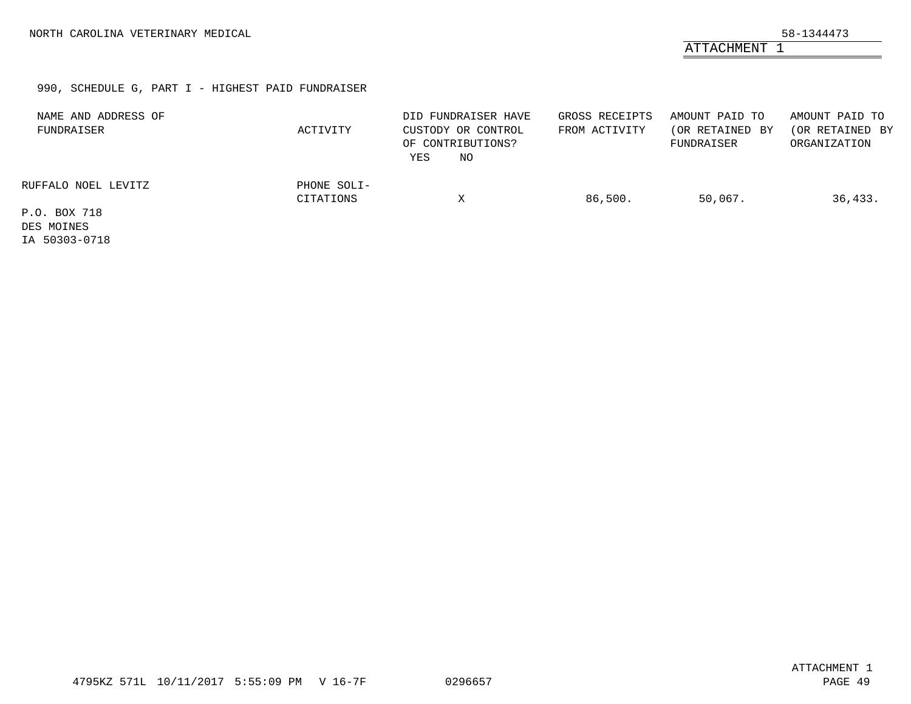NORTH CAROLINA VETERINARY MEDICAL

58-1344473

ATTACHMENT 1

990, SCHEDULE G, PART I - HIGHEST PAID FUNDRAISER

| NAME AND ADDRESS OF FUNDRAISER | ACTIVITY | DID FUNDRAISER HAVE CUSTODY OR CONTROL OF CONTRIBUTIONS? YES | NO | GROSS RECEIPTS FROM ACTIVITY | AMOUNT PAID TO (OR RETAINED BY FUNDRAISER | AMOUNT PAID TO (OR RETAINED BY ORGANIZATION |
|---|---|---|---|---|---|---|
| RUFFALO NOEL LEVITZ<br>P.O. BOX 718<br>DES MOINES<br>IA 50303-0718 | PHONE SOLI-CITATIONS | | X | 86,500. | 50,067. | 36,433. |

4795KZ 571L 10/11/2017 5:55:09 PM V 16-7F 0296657

ATTACHMENT 1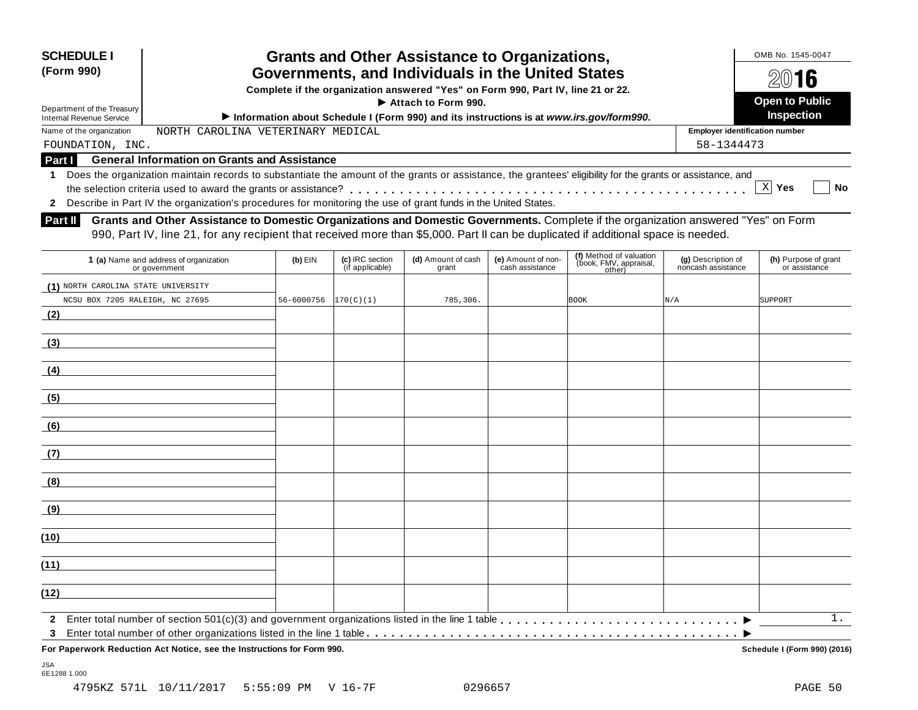**SCHEDULE I (Form 990)**

Department of the Treasury
Internal Revenue Service

# Grants and Other Assistance to Organizations, Governments, and Individuals in the United States

**Complete if the organization answered "Yes" on Form 990, Part IV, line 21 or 22.**
**► Attach to Form 990.**
**► Information about Schedule I (Form 990) and its instructions is at *www.irs.gov/form990*.**

OMB No. 1545-0047

**2016**

**Open to Public Inspection**

Name of the organization: NORTH CAROLINA VETERINARY MEDICAL FOUNDATION, INC.

Employer identification number: 58-1344473

## Part I General Information on Grants and Assistance

1 Does the organization maintain records to substantiate the amount of the grants or assistance, the grantees' eligibility for the grants or assistance, and the selection criteria used to award the grants or assistance? . . . . . . [X] Yes [ ] No

2 Describe in Part IV the organization's procedures for monitoring the use of grant funds in the United States.

## Part II Grants and Other Assistance to Domestic Organizations and Domestic Governments.

Complete if the organization answered "Yes" on Form 990, Part IV, line 21, for any recipient that received more than $5,000. Part II can be duplicated if additional space is needed.

| | 1 (a) Name and address of organization or government | (b) EIN | (c) IRC section (if applicable) | (d) Amount of cash grant | (e) Amount of non-cash assistance | (f) Method of valuation (book, FMV, appraisal, other) | (g) Description of noncash assistance | (h) Purpose of grant or assistance |
|---|---|---|---|---|---|---|---|---|
| (1) | NORTH CAROLINA STATE UNIVERSITY NCSU BOX 7205 RALEIGH, NC 27695 | 56-6000756 | 170(C)(1) | 785,306. | | BOOK | N/A | SUPPORT |
| (2) | | | | | | | | |
| (3) | | | | | | | | |
| (4) | | | | | | | | |
| (5) | | | | | | | | |
| (6) | | | | | | | | |
| (7) | | | | | | | | |
| (8) | | | | | | | | |
| (9) | | | | | | | | |
| (10) | | | | | | | | |
| (11) | | | | | | | | |
| (12) | | | | | | | | |

2 Enter total number of section 501(c)(3) and government organizations listed in the line 1 table . . . . . . ► 1.

3 Enter total number of other organizations listed in the line 1 table . . . . . . ►

**For Paperwork Reduction Act Notice, see the Instructions for Form 990.** **Schedule I (Form 990) (2016)**

JSA
6E1288 1.000

4795KZ 571L 10/11/2017 5:55:09 PM V 16-7F 0296657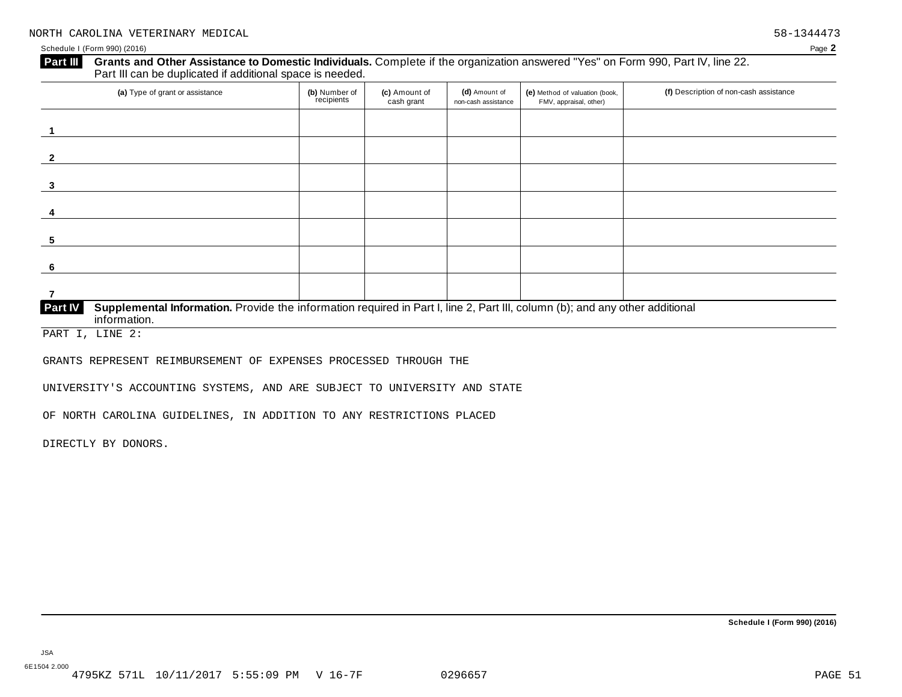NORTH CAROLINA VETERINARY MEDICAL 58-1344473

Schedule I (Form 990) (2016)

**Part III** **Grants and Other Assistance to Domestic Individuals.** Complete if the organization answered "Yes" on Form 990, Part IV, line 22. Part III can be duplicated if additional space is needed.

| (a) Type of grant or assistance | (b) Number of recipients | (c) Amount of cash grant | (d) Amount of non-cash assistance | (e) Method of valuation (book, FMV, appraisal, other) | (f) Description of non-cash assistance |
|---|---|---|---|---|---|
| 1 | | | | | |
| 2 | | | | | |
| 3 | | | | | |
| 4 | | | | | |
| 5 | | | | | |
| 6 | | | | | |
| 7 | | | | | |

**Part IV** **Supplemental Information.** Provide the information required in Part I, line 2, Part III, column (b); and any other additional information.

PART I, LINE 2:

GRANTS REPRESENT REIMBURSEMENT OF EXPENSES PROCESSED THROUGH THE UNIVERSITY'S ACCOUNTING SYSTEMS, AND ARE SUBJECT TO UNIVERSITY AND STATE OF NORTH CAROLINA GUIDELINES, IN ADDITION TO ANY RESTRICTIONS PLACED DIRECTLY BY DONORS.

Schedule I (Form 990) (2016)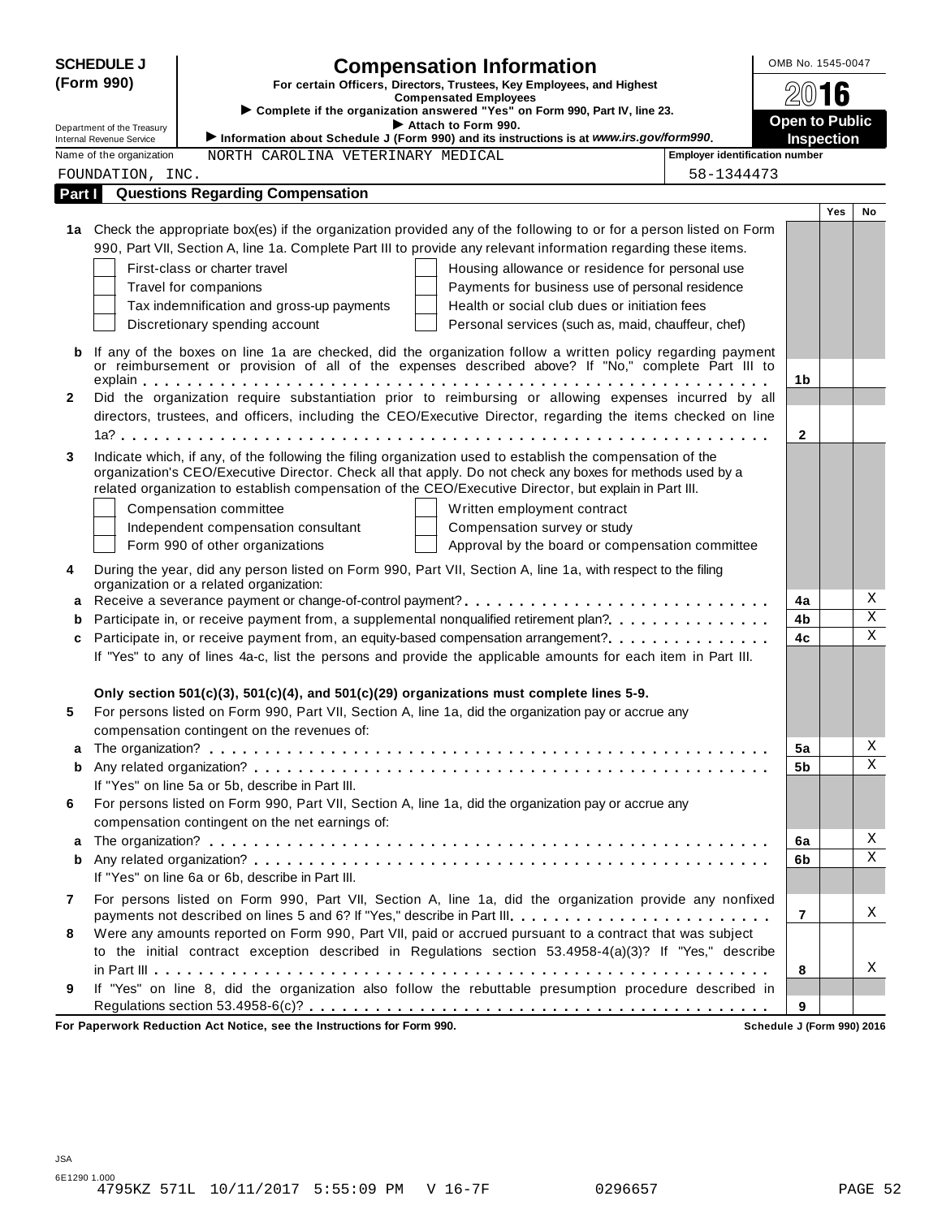**SCHEDULE J (Form 990)**

Department of the Treasury
Internal Revenue Service

# Compensation Information

**For certain Officers, Directors, Trustees, Key Employees, and Highest Compensated Employees**

▶ Complete if the organization answered "Yes" on Form 990, Part IV, line 23.

▶ Attach to Form 990.

▶ Information about Schedule J (Form 990) and its instructions is at *www.irs.gov/form990*.

OMB No. 1545-0047

**2016**

**Open to Public Inspection**

Name of the organization: NORTH CAROLINA VETERINARY MEDICAL FOUNDATION, INC.

Employer identification number: 58-1344473

## Part I Questions Regarding Compensation

| | | | Yes | No |
|---|---|---|---|---|
| **1a** | Check the appropriate box(es) if the organization provided any of the following to or for a person listed on Form 990, Part VII, Section A, line 1a. Complete Part III to provide any relevant information regarding these items.<br>☐ First-class or charter travel ☐ Housing allowance or residence for personal use<br>☐ Travel for companions ☐ Payments for business use of personal residence<br>☐ Tax indemnification and gross-up payments ☐ Health or social club dues or initiation fees<br>☐ Discretionary spending account ☐ Personal services (such as, maid, chauffeur, chef) | | | |
| **b** | If any of the boxes on line 1a are checked, did the organization follow a written policy regarding payment or reimbursement or provision of all of the expenses described above? If "No," complete Part III to explain | 1b | | |
| **2** | Did the organization require substantiation prior to reimbursing or allowing expenses incurred by all directors, trustees, and officers, including the CEO/Executive Director, regarding the items checked on line 1a? | 2 | | |
| **3** | Indicate which, if any, of the following the filing organization used to establish the compensation of the organization's CEO/Executive Director. Check all that apply. Do not check any boxes for methods used by a related organization to establish compensation of the CEO/Executive Director, but explain in Part III.<br>☐ Compensation committee ☐ Written employment contract<br>☐ Independent compensation consultant ☐ Compensation survey or study<br>☐ Form 990 of other organizations ☐ Approval by the board or compensation committee | | | |
| **4** | During the year, did any person listed on Form 990, Part VII, Section A, line 1a, with respect to the filing organization or a related organization: | | | |
| **a** | Receive a severance payment or change-of-control payment? | 4a | | X |
| **b** | Participate in, or receive payment from, a supplemental nonqualified retirement plan? | 4b | | X |
| **c** | Participate in, or receive payment from, an equity-based compensation arrangement? | 4c | | X |
| | If "Yes" to any of lines 4a-c, list the persons and provide the applicable amounts for each item in Part III. | | | |
| | **Only section 501(c)(3), 501(c)(4), and 501(c)(29) organizations must complete lines 5-9.** | | | |
| **5** | For persons listed on Form 990, Part VII, Section A, line 1a, did the organization pay or accrue any compensation contingent on the revenues of: | | | |
| **a** | The organization? | 5a | | X |
| **b** | Any related organization? | 5b | | X |
| | If "Yes" on line 5a or 5b, describe in Part III. | | | |
| **6** | For persons listed on Form 990, Part VII, Section A, line 1a, did the organization pay or accrue any compensation contingent on the net earnings of: | | | |
| **a** | The organization? | 6a | | X |
| **b** | Any related organization? | 6b | | X |
| | If "Yes" on line 6a or 6b, describe in Part III. | | | |
| **7** | For persons listed on Form 990, Part VII, Section A, line 1a, did the organization provide any nonfixed payments not described on lines 5 and 6? If "Yes," describe in Part III | 7 | | X |
| **8** | Were any amounts reported on Form 990, Part VII, paid or accrued pursuant to a contract that was subject to the initial contract exception described in Regulations section 53.4958-4(a)(3)? If "Yes," describe in Part III | 8 | | X |
| **9** | If "Yes" on line 8, did the organization also follow the rebuttable presumption procedure described in Regulations section 53.4958-6(c)? | 9 | | |

**For Paperwork Reduction Act Notice, see the Instructions for Form 990.** **Schedule J (Form 990) 2016**

JSA
6E1290 1.000
4795KZ 571L 10/11/2017 5:55:09 PM V 16-7F 0296657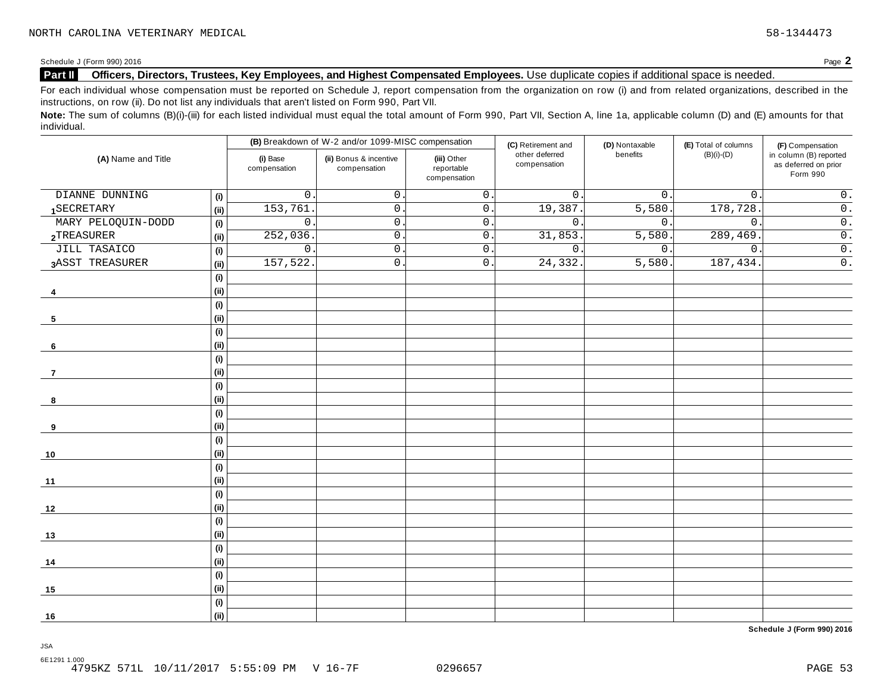NORTH CAROLINA VETERINARY MEDICAL 58-1344473

Schedule J (Form 990) 2016 Page **2**

**Part II** **Officers, Directors, Trustees, Key Employees, and Highest Compensated Employees.** Use duplicate copies if additional space is needed.

For each individual whose compensation must be reported on Schedule J, report compensation from the organization on row (i) and from related organizations, described in the instructions, on row (ii). Do not list any individuals that aren't listed on Form 990, Part VII.

**Note:** The sum of columns (B)(i)-(iii) for each listed individual must equal the total amount of Form 990, Part VII, Section A, line 1a, applicable column (D) and (E) amounts for that individual.

| (A) Name and Title | | (B) Breakdown of W-2 and/or 1099-MISC compensation | | | (C) Retirement and other deferred compensation | (D) Nontaxable benefits | (E) Total of columns (B)(i)-(D) | (F) Compensation in column (B) reported as deferred on prior Form 990 |
|---|---|---|---|---|---|---|---|---|
| | | (i) Base compensation | (ii) Bonus & incentive compensation | (iii) Other reportable compensation | | | | |
| 1 DIANNE DUNNING | (i) | 0. | 0. | 0. | 0. | 0. | 0. | 0. |
| SECRETARY | (ii) | 153,761. | 0. | 0. | 19,387. | 5,580. | 178,728. | 0. |
| 2 MARY PELOQUIN-DODD | (i) | 0. | 0. | 0. | 0. | 0. | 0. | 0. |
| TREASURER | (ii) | 252,036. | 0. | 0. | 31,853. | 5,580. | 289,469. | 0. |
| 3 JILL TASAICO | (i) | 0. | 0. | 0. | 0. | 0. | 0. | 0. |
| ASST TREASURER | (ii) | 157,522. | 0. | 0. | 24,332. | 5,580. | 187,434. | 0. |
| 4 | (i) | | | | | | | |
| | (ii) | | | | | | | |
| 5 | (i) | | | | | | | |
| | (ii) | | | | | | | |
| 6 | (i) | | | | | | | |
| | (ii) | | | | | | | |
| 7 | (i) | | | | | | | |
| | (ii) | | | | | | | |
| 8 | (i) | | | | | | | |
| | (ii) | | | | | | | |
| 9 | (i) | | | | | | | |
| | (ii) | | | | | | | |
| 10 | (i) | | | | | | | |
| | (ii) | | | | | | | |
| 11 | (i) | | | | | | | |
| | (ii) | | | | | | | |
| 12 | (i) | | | | | | | |
| | (ii) | | | | | | | |
| 13 | (i) | | | | | | | |
| | (ii) | | | | | | | |
| 14 | (i) | | | | | | | |
| | (ii) | | | | | | | |
| 15 | (i) | | | | | | | |
| | (ii) | | | | | | | |
| 16 | (i) | | | | | | | |
| | (ii) | | | | | | | |

**Schedule J (Form 990) 2016**

JSA
6E1291 1.000
4795KZ 571L 10/11/2017 5:55:09 PM V 16-7F 0296657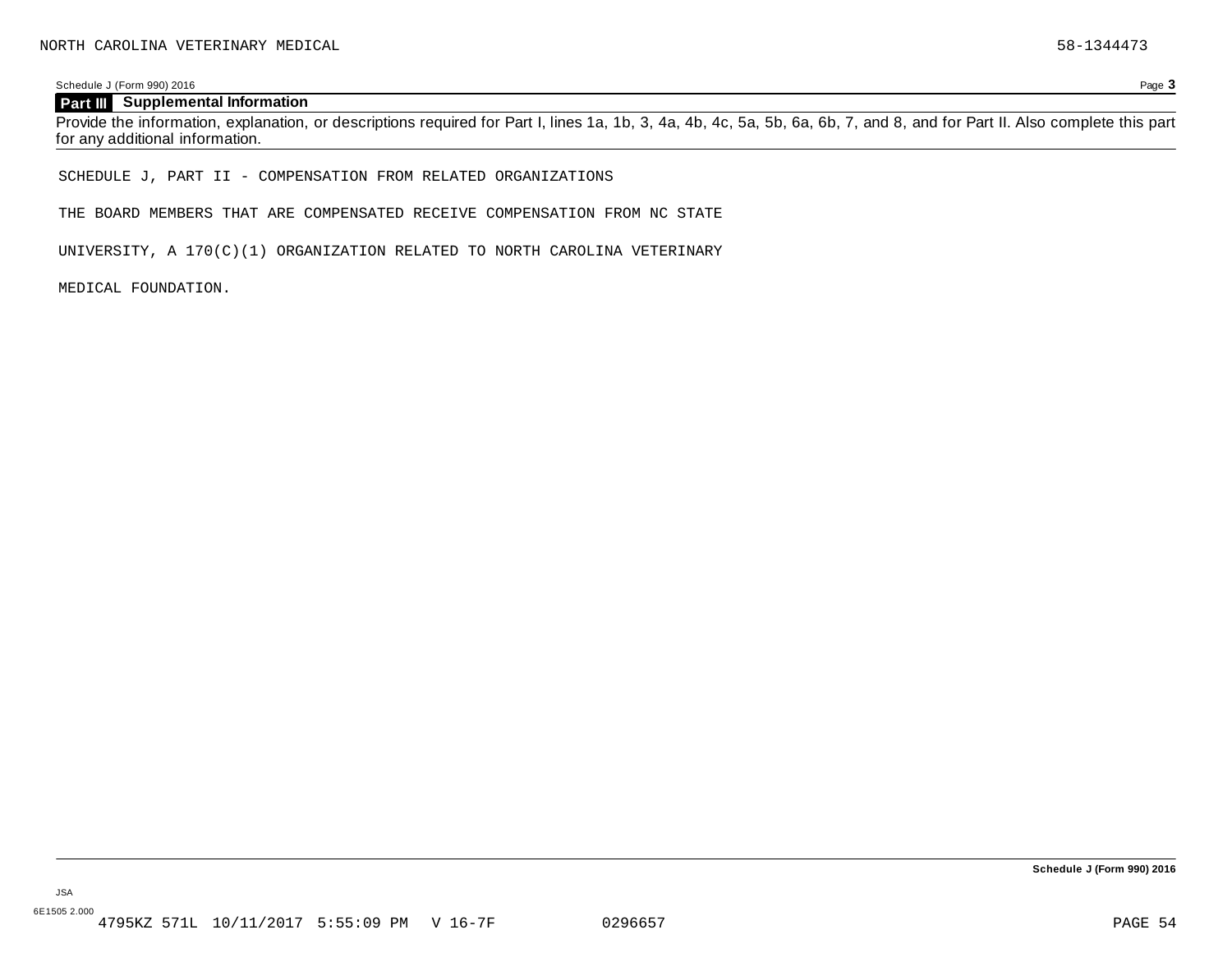NORTH CAROLINA VETERINARY MEDICAL 58-1344473

Schedule J (Form 990) 2016

**Part III Supplemental Information**

Provide the information, explanation, or descriptions required for Part I, lines 1a, 1b, 3, 4a, 4b, 4c, 5a, 5b, 6a, 6b, 7, and 8, and for Part II. Also complete this part for any additional information.

SCHEDULE J, PART II - COMPENSATION FROM RELATED ORGANIZATIONS

THE BOARD MEMBERS THAT ARE COMPENSATED RECEIVE COMPENSATION FROM NC STATE

UNIVERSITY, A 170(C)(1) ORGANIZATION RELATED TO NORTH CAROLINA VETERINARY

MEDICAL FOUNDATION.

**Schedule J (Form 990) 2016**

JSA
6E1505 2.000
4795KZ 571L 10/11/2017 5:55:09 PM V 16-7F 0296657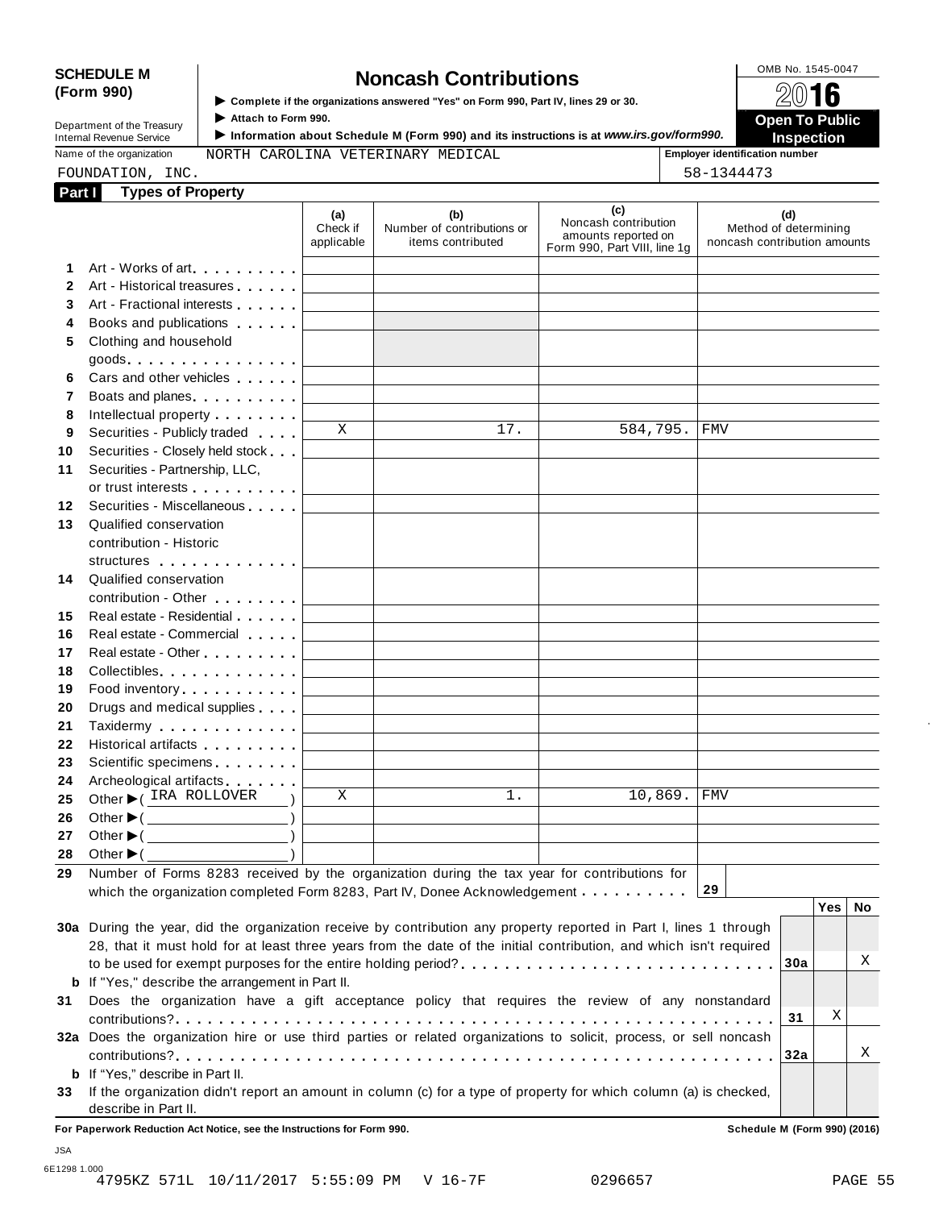**SCHEDULE M (Form 990)**

Department of the Treasury
Internal Revenue Service

# Noncash Contributions

▶ Complete if the organizations answered "Yes" on Form 990, Part IV, lines 29 or 30.
▶ Attach to Form 990.
▶ Information about Schedule M (Form 990) and its instructions is at *www.irs.gov/form990.*

OMB No. 1545-0047
**2016**
**Open To Public Inspection**

Name of the organization: NORTH CAROLINA VETERINARY MEDICAL FOUNDATION, INC.

Employer identification number: 58-1344473

## Part I Types of Property

| | | (a) Check if applicable | (b) Number of contributions or items contributed | (c) Noncash contribution amounts reported on Form 990, Part VIII, line 1g | (d) Method of determining noncash contribution amounts |
|---|---|---|---|---|---|
| 1 | Art - Works of art | | | | |
| 2 | Art - Historical treasures | | | | |
| 3 | Art - Fractional interests | | | | |
| 4 | Books and publications | | | | |
| 5 | Clothing and household goods | | | | |
| 6 | Cars and other vehicles | | | | |
| 7 | Boats and planes | | | | |
| 8 | Intellectual property | | | | |
| 9 | Securities - Publicly traded | X | 17. | 584,795. | FMV |
| 10 | Securities - Closely held stock | | | | |
| 11 | Securities - Partnership, LLC, or trust interests | | | | |
| 12 | Securities - Miscellaneous | | | | |
| 13 | Qualified conservation contribution - Historic structures | | | | |
| 14 | Qualified conservation contribution - Other | | | | |
| 15 | Real estate - Residential | | | | |
| 16 | Real estate - Commercial | | | | |
| 17 | Real estate - Other | | | | |
| 18 | Collectibles | | | | |
| 19 | Food inventory | | | | |
| 20 | Drugs and medical supplies | | | | |
| 21 | Taxidermy | | | | |
| 22 | Historical artifacts | | | | |
| 23 | Scientific specimens | | | | |
| 24 | Archeological artifacts | | | | |
| 25 | Other ▶ ( IRA ROLLOVER ) | X | 1. | 10,869. | FMV |
| 26 | Other ▶ ( ) | | | | |
| 27 | Other ▶ ( ) | | | | |
| 28 | Other ▶ ( ) | | | | |

**29** Number of Forms 8283 received by the organization during the tax year for contributions for which the organization completed Form 8283, Part IV, Donee Acknowledgement . . . **29**

| | | | Yes | No |
|---|---|---|---|---|
| **30a** | During the year, did the organization receive by contribution any property reported in Part I, lines 1 through 28, that it must hold for at least three years from the date of the initial contribution, and which isn't required to be used for exempt purposes for the entire holding period? | 30a | | X |
| **b** | If "Yes," describe the arrangement in Part II. | | | |
| **31** | Does the organization have a gift acceptance policy that requires the review of any nonstandard contributions? | 31 | X | |
| **32a** | Does the organization hire or use third parties or related organizations to solicit, process, or sell noncash contributions? | 32a | | X |
| **b** | If "Yes," describe in Part II. | | | |
| **33** | If the organization didn't report an amount in column (c) for a type of property for which column (a) is checked, describe in Part II. | | | |

**For Paperwork Reduction Act Notice, see the Instructions for Form 990.** **Schedule M (Form 990) (2016)**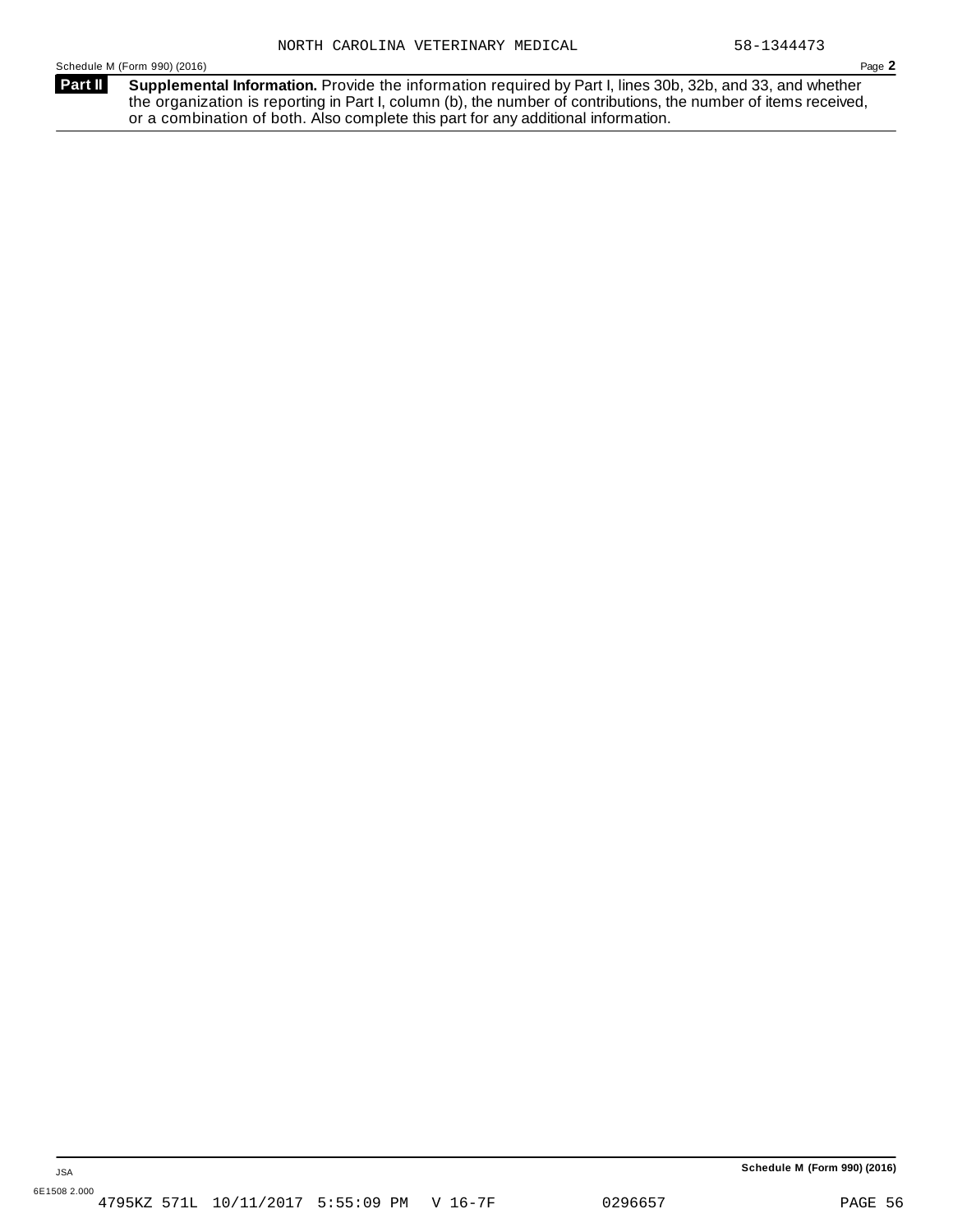NORTH CAROLINA VETERINARY MEDICAL 58-1344473

Schedule M (Form 990) (2016)

**Part II** **Supplemental Information.** Provide the information required by Part I, lines 30b, 32b, and 33, and whether the organization is reporting in Part I, column (b), the number of contributions, the number of items received, or a combination of both. Also complete this part for any additional information.

JSA

6E1508 2.000

4795KZ 571L 10/11/2017 5:55:09 PM V 16-7F 0296657

**Schedule M (Form 990) (2016)**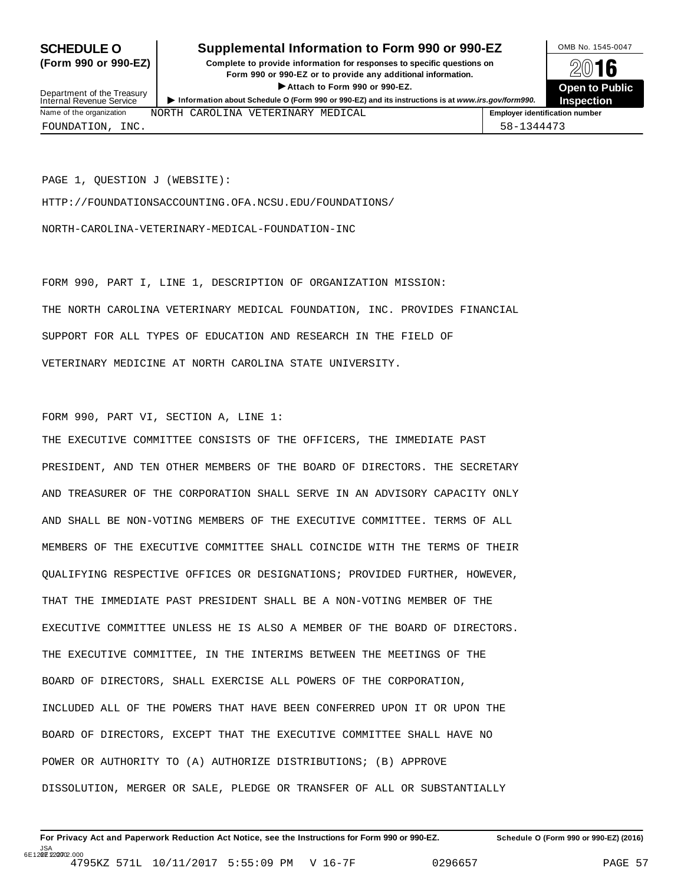**SCHEDULE O**
**(Form 990 or 990-EZ)**

Department of the Treasury
Internal Revenue Service

# Supplemental Information to Form 990 or 990-EZ

**Complete to provide information for responses to specific questions on Form 990 or 990-EZ or to provide any additional information.**

▶ **Attach to Form 990 or 990-EZ.**

▶ **Information about Schedule O (Form 990 or 990-EZ) and its instructions is at www.irs.gov/form990.**

OMB No. 1545-0047

**2016**

**Open to Public Inspection**

| Name of the organization | Employer identification number |
|---|---|
| NORTH CAROLINA VETERINARY MEDICAL FOUNDATION, INC. | 58-1344473 |

PAGE 1, QUESTION J (WEBSITE):

HTTP://FOUNDATIONSACCOUNTING.OFA.NCSU.EDU/FOUNDATIONS/

NORTH-CAROLINA-VETERINARY-MEDICAL-FOUNDATION-INC

FORM 990, PART I, LINE 1, DESCRIPTION OF ORGANIZATION MISSION:

THE NORTH CAROLINA VETERINARY MEDICAL FOUNDATION, INC. PROVIDES FINANCIAL SUPPORT FOR ALL TYPES OF EDUCATION AND RESEARCH IN THE FIELD OF VETERINARY MEDICINE AT NORTH CAROLINA STATE UNIVERSITY.

FORM 990, PART VI, SECTION A, LINE 1:

THE EXECUTIVE COMMITTEE CONSISTS OF THE OFFICERS, THE IMMEDIATE PAST PRESIDENT, AND TEN OTHER MEMBERS OF THE BOARD OF DIRECTORS. THE SECRETARY AND TREASURER OF THE CORPORATION SHALL SERVE IN AN ADVISORY CAPACITY ONLY AND SHALL BE NON-VOTING MEMBERS OF THE EXECUTIVE COMMITTEE. TERMS OF ALL MEMBERS OF THE EXECUTIVE COMMITTEE SHALL COINCIDE WITH THE TERMS OF THEIR QUALIFYING RESPECTIVE OFFICES OR DESIGNATIONS; PROVIDED FURTHER, HOWEVER, THAT THE IMMEDIATE PAST PRESIDENT SHALL BE A NON-VOTING MEMBER OF THE EXECUTIVE COMMITTEE UNLESS HE IS ALSO A MEMBER OF THE BOARD OF DIRECTORS. THE EXECUTIVE COMMITTEE, IN THE INTERIMS BETWEEN THE MEETINGS OF THE BOARD OF DIRECTORS, SHALL EXERCISE ALL POWERS OF THE CORPORATION, INCLUDED ALL OF THE POWERS THAT HAVE BEEN CONFERRED UPON IT OR UPON THE BOARD OF DIRECTORS, EXCEPT THAT THE EXECUTIVE COMMITTEE SHALL HAVE NO POWER OR AUTHORITY TO (A) AUTHORIZE DISTRIBUTIONS; (B) APPROVE DISSOLUTION, MERGER OR SALE, PLEDGE OR TRANSFER OF ALL OR SUBSTANTIALLY

**For Privacy Act and Paperwork Reduction Act Notice, see the Instructions for Form 990 or 990-EZ.** **Schedule O (Form 990 or 990-EZ) (2016)**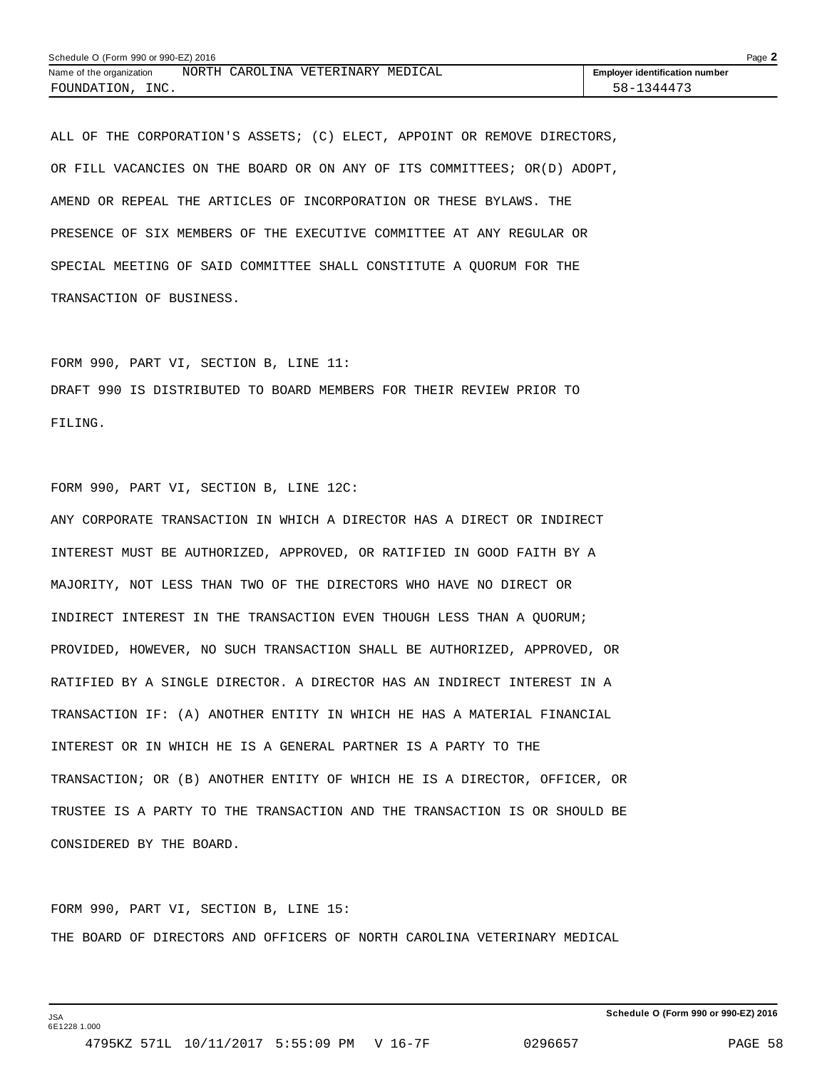ALL OF THE CORPORATION'S ASSETS; (C) ELECT, APPOINT OR REMOVE DIRECTORS, OR FILL VACANCIES ON THE BOARD OR ON ANY OF ITS COMMITTEES; OR(D) ADOPT, AMEND OR REPEAL THE ARTICLES OF INCORPORATION OR THESE BYLAWS. THE PRESENCE OF SIX MEMBERS OF THE EXECUTIVE COMMITTEE AT ANY REGULAR OR SPECIAL MEETING OF SAID COMMITTEE SHALL CONSTITUTE A QUORUM FOR THE TRANSACTION OF BUSINESS.

FORM 990, PART VI, SECTION B, LINE 11:
DRAFT 990 IS DISTRIBUTED TO BOARD MEMBERS FOR THEIR REVIEW PRIOR TO FILING.

FORM 990, PART VI, SECTION B, LINE 12C:
ANY CORPORATE TRANSACTION IN WHICH A DIRECTOR HAS A DIRECT OR INDIRECT INTEREST MUST BE AUTHORIZED, APPROVED, OR RATIFIED IN GOOD FAITH BY A MAJORITY, NOT LESS THAN TWO OF THE DIRECTORS WHO HAVE NO DIRECT OR INDIRECT INTEREST IN THE TRANSACTION EVEN THOUGH LESS THAN A QUORUM; PROVIDED, HOWEVER, NO SUCH TRANSACTION SHALL BE AUTHORIZED, APPROVED, OR RATIFIED BY A SINGLE DIRECTOR. A DIRECTOR HAS AN INDIRECT INTEREST IN A TRANSACTION IF: (A) ANOTHER ENTITY IN WHICH HE HAS A MATERIAL FINANCIAL INTEREST OR IN WHICH HE IS A GENERAL PARTNER IS A PARTY TO THE TRANSACTION; OR (B) ANOTHER ENTITY OF WHICH HE IS A DIRECTOR, OFFICER, OR TRUSTEE IS A PARTY TO THE TRANSACTION AND THE TRANSACTION IS OR SHOULD BE CONSIDERED BY THE BOARD.

FORM 990, PART VI, SECTION B, LINE 15:
THE BOARD OF DIRECTORS AND OFFICERS OF NORTH CAROLINA VETERINARY MEDICAL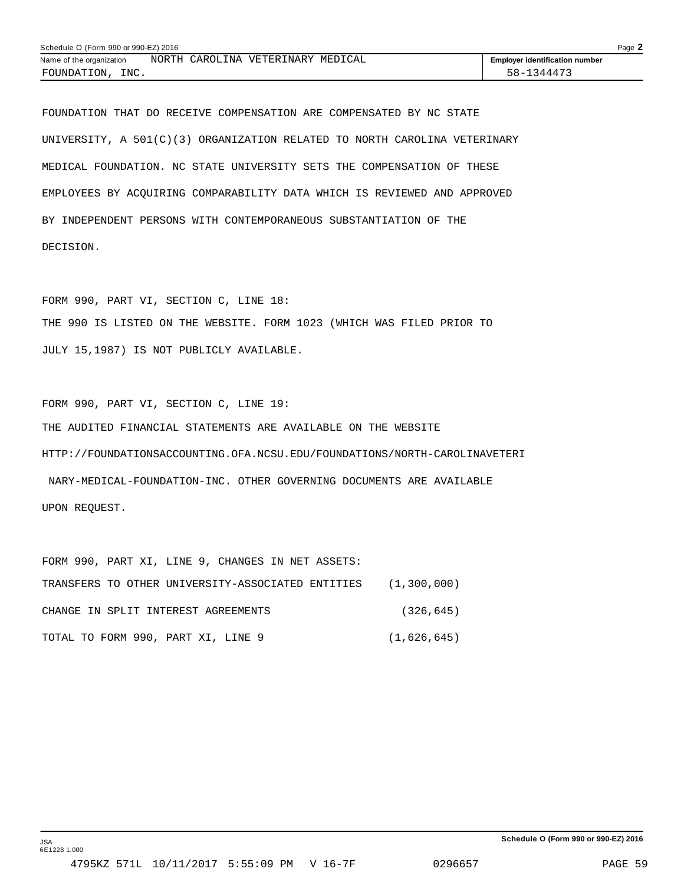Schedule O (Form 990 or 990-EZ) 2016

Name of the organization NORTH CAROLINA VETERINARY MEDICAL FOUNDATION, INC.

Employer identification number 58-1344473

FOUNDATION THAT DO RECEIVE COMPENSATION ARE COMPENSATED BY NC STATE UNIVERSITY, A 501(C)(3) ORGANIZATION RELATED TO NORTH CAROLINA VETERINARY MEDICAL FOUNDATION. NC STATE UNIVERSITY SETS THE COMPENSATION OF THESE EMPLOYEES BY ACQUIRING COMPARABILITY DATA WHICH IS REVIEWED AND APPROVED BY INDEPENDENT PERSONS WITH CONTEMPORANEOUS SUBSTANTIATION OF THE DECISION.

FORM 990, PART VI, SECTION C, LINE 18:

THE 990 IS LISTED ON THE WEBSITE. FORM 1023 (WHICH WAS FILED PRIOR TO JULY 15,1987) IS NOT PUBLICLY AVAILABLE.

FORM 990, PART VI, SECTION C, LINE 19:

THE AUDITED FINANCIAL STATEMENTS ARE AVAILABLE ON THE WEBSITE HTTP://FOUNDATIONSACCOUNTING.OFA.NCSU.EDU/FOUNDATIONS/NORTH-CAROLINAVETERINARY-MEDICAL-FOUNDATION-INC. OTHER GOVERNING DOCUMENTS ARE AVAILABLE UPON REQUEST.

FORM 990, PART XI, LINE 9, CHANGES IN NET ASSETS:

| | |
|---|---|
| TRANSFERS TO OTHER UNIVERSITY-ASSOCIATED ENTITIES | (1,300,000) |
| CHANGE IN SPLIT INTEREST AGREEMENTS | (326,645) |
| TOTAL TO FORM 990, PART XI, LINE 9 | (1,626,645) |

Schedule O (Form 990 or 990-EZ) 2016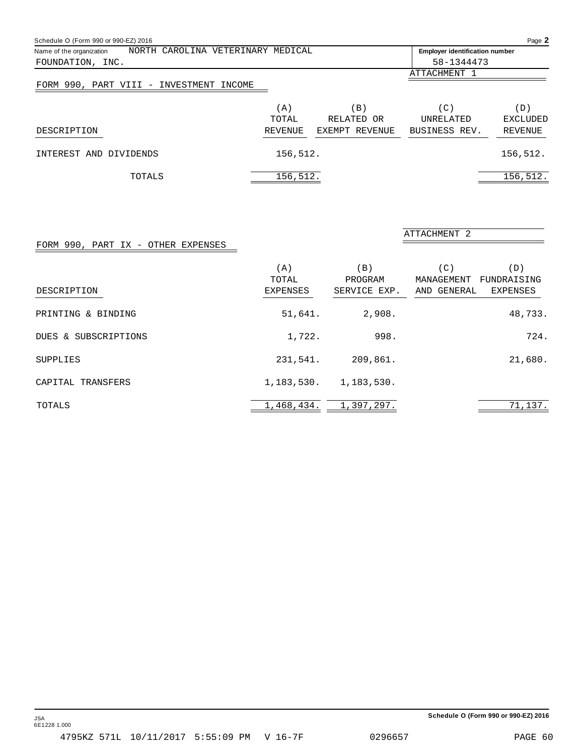Schedule O (Form 990 or 990-EZ) 2016

Name of the organization: NORTH CAROLINA VETERINARY MEDICAL FOUNDATION, INC.

Employer identification number: 58-1344473

ATTACHMENT 1

## FORM 990, PART VIII - INVESTMENT INCOME

| DESCRIPTION | (A) TOTAL REVENUE | (B) RELATED OR EXEMPT REVENUE | (C) UNRELATED BUSINESS REV. | (D) EXCLUDED REVENUE |
|---|---|---|---|---|
| INTEREST AND DIVIDENDS | 156,512. | | | 156,512. |
| TOTALS | 156,512. | | | 156,512. |

ATTACHMENT 2

## FORM 990, PART IX - OTHER EXPENSES

| DESCRIPTION | (A) TOTAL EXPENSES | (B) PROGRAM SERVICE EXP. | (C) MANAGEMENT AND GENERAL | (D) FUNDRAISING EXPENSES |
|---|---|---|---|---|
| PRINTING & BINDING | 51,641. | 2,908. | | 48,733. |
| DUES & SUBSCRIPTIONS | 1,722. | 998. | | 724. |
| SUPPLIES | 231,541. | 209,861. | | 21,680. |
| CAPITAL TRANSFERS | 1,183,530. | 1,183,530. | | |
| TOTALS | 1,468,434. | 1,397,297. | | 71,137. |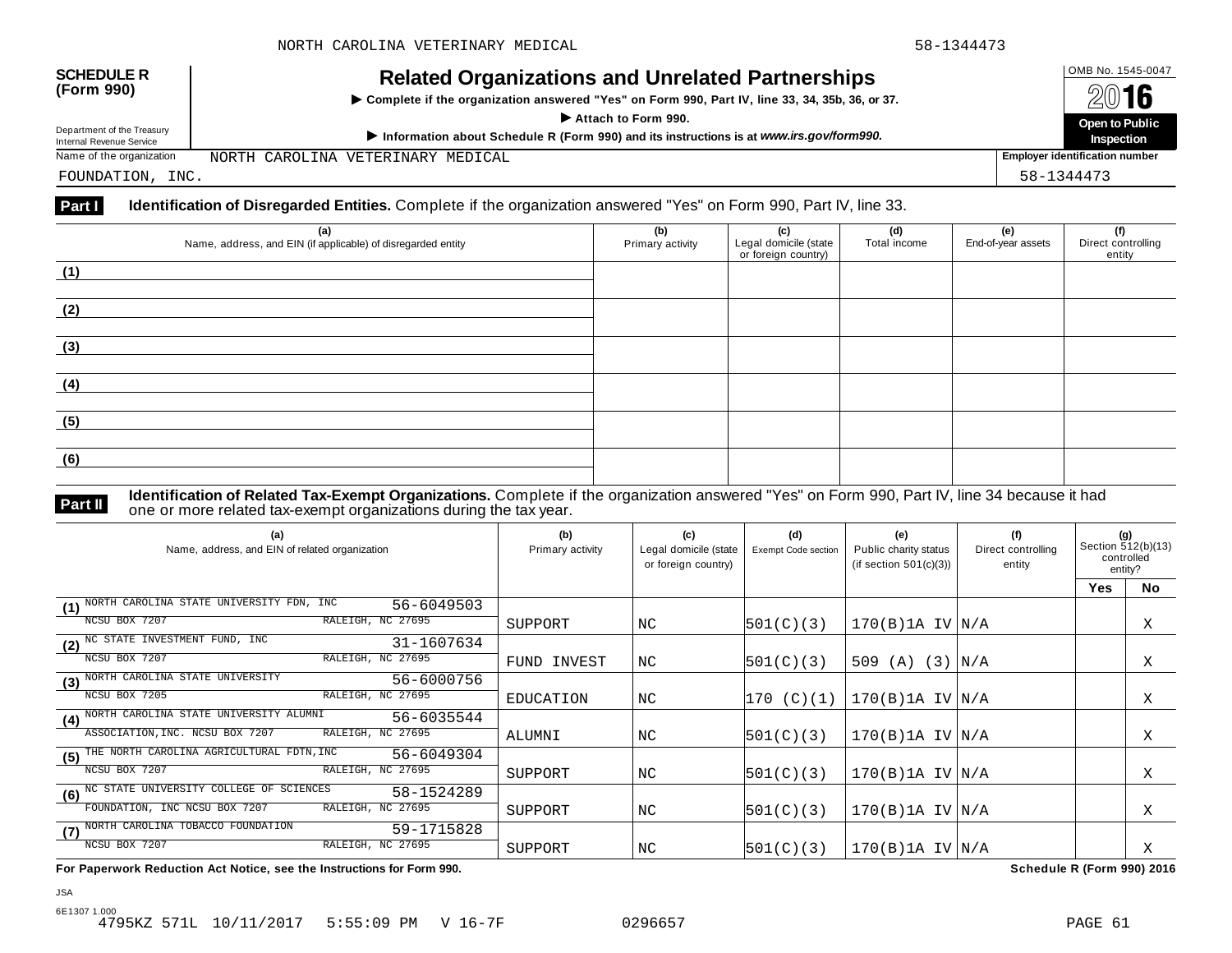**SCHEDULE R (Form 990)**

Department of the Treasury
Internal Revenue Service

# Related Organizations and Unrelated Partnerships

▶ **Complete if the organization answered "Yes" on Form 990, Part IV, line 33, 34, 35b, 36, or 37.**

▶ **Attach to Form 990.**

▶ **Information about Schedule R (Form 990) and its instructions is at** ***www.irs.gov/form990.***

OMB No. 1545-0047

**2016**

**Open to Public Inspection**

Name of the organization: NORTH CAROLINA VETERINARY MEDICAL FOUNDATION, INC.

**Employer identification number:** 58-1344473

## Part I — Identification of Disregarded Entities. 

Complete if the organization answered "Yes" on Form 990, Part IV, line 33.

| (a) Name, address, and EIN (if applicable) of disregarded entity | (b) Primary activity | (c) Legal domicile (state or foreign country) | (d) Total income | (e) End-of-year assets | (f) Direct controlling entity |
|---|---|---|---|---|---|
| (1) | | | | | |
| (2) | | | | | |
| (3) | | | | | |
| (4) | | | | | |
| (5) | | | | | |
| (6) | | | | | |

## Part II — Identification of Related Tax-Exempt Organizations. 

Complete if the organization answered "Yes" on Form 990, Part IV, line 34 because it had one or more related tax-exempt organizations during the tax year.

| (a) Name, address, and EIN of related organization | (b) Primary activity | (c) Legal domicile (state or foreign country) | (d) Exempt Code section | (e) Public charity status (if section 501(c)(3)) | (f) Direct controlling entity | (g) Section 512(b)(13) controlled entity? Yes | No |
|---|---|---|---|---|---|---|---|
| (1) NORTH CAROLINA STATE UNIVERSITY FDN, INC 56-6049503 NCSU BOX 7207 RALEIGH, NC 27695 | SUPPORT | NC | 501(C)(3) | 170(B)1A IV | N/A | | X |
| (2) NC STATE INVESTMENT FUND, INC 31-1607634 NCSU BOX 7207 RALEIGH, NC 27695 | FUND INVEST | NC | 501(C)(3) | 509 (A) (3) | N/A | | X |
| (3) NORTH CAROLINA STATE UNIVERSITY 56-6000756 NCSU BOX 7205 RALEIGH, NC 27695 | EDUCATION | NC | 170 (C)(1) | 170(B)1A IV | N/A | | X |
| (4) NORTH CAROLINA STATE UNIVERSITY ALUMNI ASSOCIATION,INC. NCSU BOX 7207 56-6035544 RALEIGH, NC 27695 | ALUMNI | NC | 501(C)(3) | 170(B)1A IV | N/A | | X |
| (5) THE NORTH CAROLINA AGRICULTURAL FDTN,INC 56-6049304 NCSU BOX 7207 RALEIGH, NC 27695 | SUPPORT | NC | 501(C)(3) | 170(B)1A IV | N/A | | X |
| (6) NC STATE UNIVERSITY COLLEGE OF SCIENCES FOUNDATION, INC NCSU BOX 7207 58-1524289 RALEIGH, NC 27695 | SUPPORT | NC | 501(C)(3) | 170(B)1A IV | N/A | | X |
| (7) NORTH CAROLINA TOBACCO FOUNDATION 59-1715828 NCSU BOX 7207 RALEIGH, NC 27695 | SUPPORT | NC | 501(C)(3) | 170(B)1A IV | N/A | | X |

**For Paperwork Reduction Act Notice, see the Instructions for Form 990.** **Schedule R (Form 990) 2016**

JSA
6E1307 1.000
4795KZ 571L 10/11/2017 5:55:09 PM V 16-7F 0296657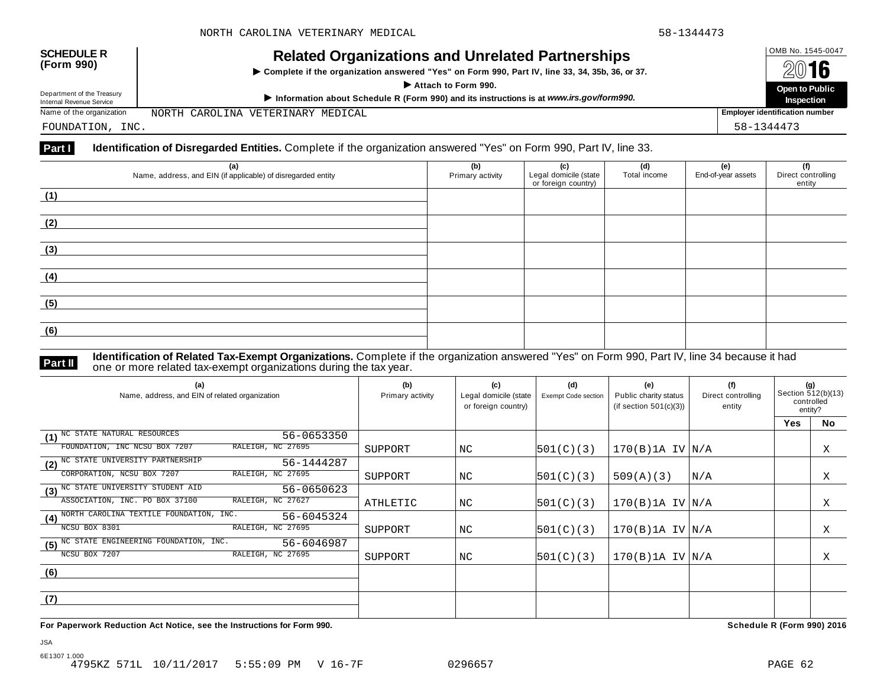NORTH CAROLINA VETERINARY MEDICAL 58-1344473

**SCHEDULE R (Form 990)**

Department of the Treasury
Internal Revenue Service

# Related Organizations and Unrelated Partnerships

▶ **Complete if the organization answered "Yes" on Form 990, Part IV, line 33, 34, 35b, 36, or 37.**

▶ **Attach to Form 990.**

▶ **Information about Schedule R (Form 990) and its instructions is at *www.irs.gov/form990.***

OMB No. 1545-0047

**2016**

**Open to Public Inspection**

Name of the organization: NORTH CAROLINA VETERINARY MEDICAL FOUNDATION, INC.

**Employer identification number:** 58-1344473

**Part I** **Identification of Disregarded Entities.** Complete if the organization answered "Yes" on Form 990, Part IV, line 33.

| | (a) Name, address, and EIN (if applicable) of disregarded entity | (b) Primary activity | (c) Legal domicile (state or foreign country) | (d) Total income | (e) End-of-year assets | (f) Direct controlling entity |
|---|---|---|---|---|---|---|
| (1) | | | | | | |
| (2) | | | | | | |
| (3) | | | | | | |
| (4) | | | | | | |
| (5) | | | | | | |
| (6) | | | | | | |

**Part II** **Identification of Related Tax-Exempt Organizations.** Complete if the organization answered "Yes" on Form 990, Part IV, line 34 because it had one or more related tax-exempt organizations during the tax year.

| | (a) Name, address, and EIN of related organization | (b) Primary activity | (c) Legal domicile (state or foreign country) | (d) Exempt Code section | (e) Public charity status (if section 501(c)(3)) | (f) Direct controlling entity | (g) Section 512(b)(13) controlled entity? Yes | No |
|---|---|---|---|---|---|---|---|---|
| (1) | NC STATE NATURAL RESOURCES FOUNDATION, INC NCSU BOX 7207 RALEIGH, NC 27695 56-0653350 | SUPPORT | NC | 501(C)(3) | 170(B)1A IV | N/A | | X |
| (2) | NC STATE UNIVERSITY PARTNERSHIP CORPORATION, NCSU BOX 7207 RALEIGH, NC 27695 56-1444287 | SUPPORT | NC | 501(C)(3) | 509(A)(3) | N/A | | X |
| (3) | NC STATE UNIVERSITY STUDENT AID ASSOCIATION, INC. PO BOX 37100 RALEIGH, NC 27627 56-0650623 | ATHLETIC | NC | 501(C)(3) | 170(B)1A IV | N/A | | X |
| (4) | NORTH CAROLINA TEXTILE FOUNDATION, INC. NCSU BOX 8301 RALEIGH, NC 27695 56-6045324 | SUPPORT | NC | 501(C)(3) | 170(B)1A IV | N/A | | X |
| (5) | NC STATE ENGINEERING FOUNDATION, INC. NCSU BOX 7207 RALEIGH, NC 27695 56-6046987 | SUPPORT | NC | 501(C)(3) | 170(B)1A IV | N/A | | X |
| (6) | | | | | | | | |
| (7) | | | | | | | | |

**For Paperwork Reduction Act Notice, see the Instructions for Form 990.** **Schedule R (Form 990) 2016**

JSA
6E1307 1.000
4795KZ 571L 10/11/2017 5:55:09 PM V 16-7F 0296657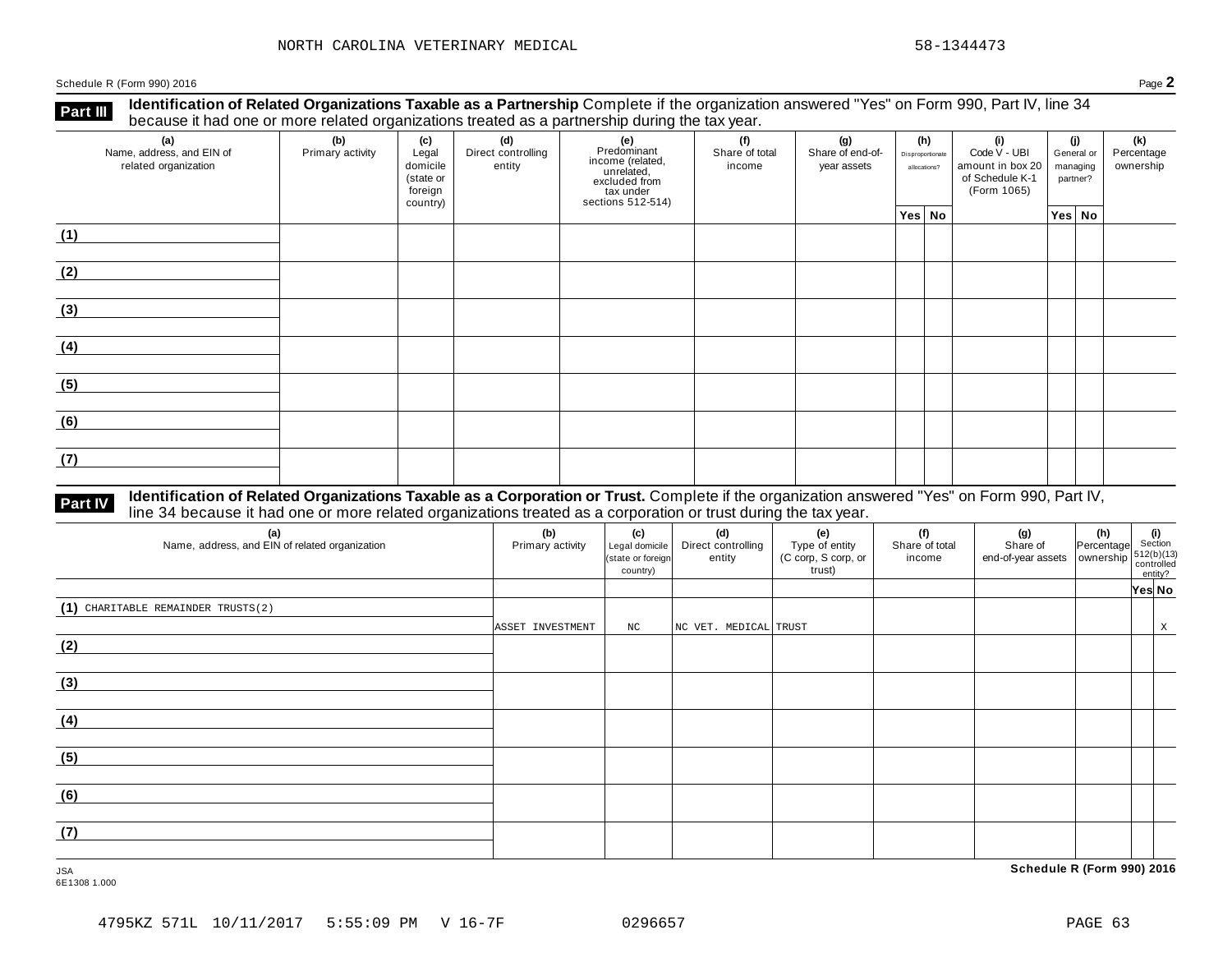NORTH CAROLINA VETERINARY MEDICAL 58-1344473

Schedule R (Form 990) 2016 Page **2**

**Part III** **Identification of Related Organizations Taxable as a Partnership** Complete if the organization answered "Yes" on Form 990, Part IV, line 34 because it had one or more related organizations treated as a partnership during the tax year.

| (a) Name, address, and EIN of related organization | (b) Primary activity | (c) Legal domicile (state or foreign country) | (d) Direct controlling entity | (e) Predominant income (related, unrelated, excluded from tax under sections 512-514) | (f) Share of total income | (g) Share of end-of-year assets | (h) Disproportionate allocations? | | (i) Code V - UBI amount in box 20 of Schedule K-1 (Form 1065) | (j) General or managing partner? | | (k) Percentage ownership |
|---|---|---|---|---|---|---|---|---|---|---|---|---|
| | | | | | | | Yes | No | | Yes | No | |
| (1) | | | | | | | | | | | | |
| (2) | | | | | | | | | | | | |
| (3) | | | | | | | | | | | | |
| (4) | | | | | | | | | | | | |
| (5) | | | | | | | | | | | | |
| (6) | | | | | | | | | | | | |
| (7) | | | | | | | | | | | | |

**Part IV** **Identification of Related Organizations Taxable as a Corporation or Trust.** Complete if the organization answered "Yes" on Form 990, Part IV, line 34 because it had one or more related organizations treated as a corporation or trust during the tax year.

| (a) Name, address, and EIN of related organization | (b) Primary activity | (c) Legal domicile (state or foreign country) | (d) Direct controlling entity | (e) Type of entity (C corp, S corp, or trust) | (f) Share of total income | (g) Share of end-of-year assets | (h) Percentage ownership | (i) Section 512(b)(13) controlled entity? | |
|---|---|---|---|---|---|---|---|---|---|
| | | | | | | | | Yes | No |
| (1) CHARITABLE REMAINDER TRUSTS(2) | ASSET INVESTMENT | NC | NC VET. MEDICAL | TRUST | | | | | X |
| (2) | | | | | | | | | |
| (3) | | | | | | | | | |
| (4) | | | | | | | | | |
| (5) | | | | | | | | | |
| (6) | | | | | | | | | |
| (7) | | | | | | | | | |

JSA
6E1308 1.000

**Schedule R (Form 990) 2016**

4795KZ 571L 10/11/2017 5:55:09 PM V 16-7F 0296657 PAGE 63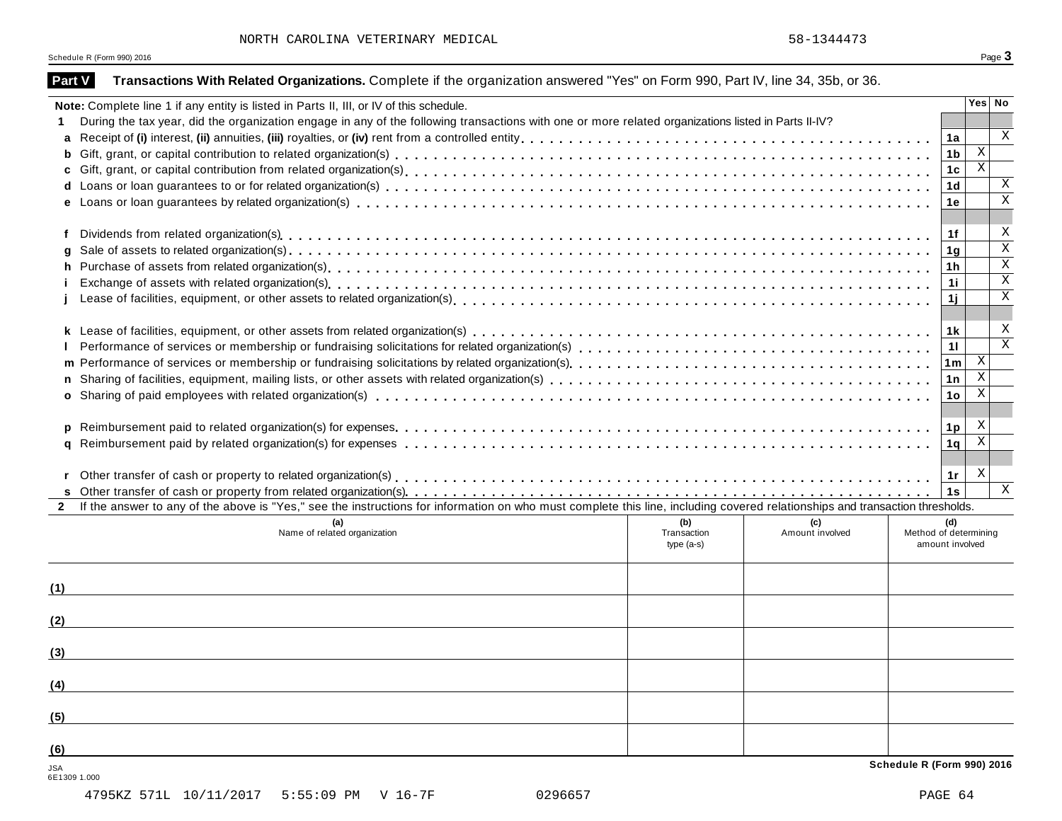NORTH CAROLINA VETERINARY MEDICAL 58-1344473

Schedule R (Form 990) 2016

## Part V Transactions With Related Organizations. Complete if the organization answered "Yes" on Form 990, Part IV, line 34, 35b, or 36.

| **Note:** Complete line 1 if any entity is listed in Parts II, III, or IV of this schedule. | | Yes | No |
|---|---|---|---|
| **1** During the tax year, did the organization engage in any of the following transactions with one or more related organizations listed in Parts II-IV? | | | |
| **a** Receipt of **(i)** interest, **(ii)** annuities, **(iii)** royalties, or **(iv)** rent from a controlled entity | 1a | | X |
| **b** Gift, grant, or capital contribution to related organization(s) | 1b | X | |
| **c** Gift, grant, or capital contribution from related organization(s) | 1c | X | |
| **d** Loans or loan guarantees to or for related organization(s) | 1d | | X |
| **e** Loans or loan guarantees by related organization(s) | 1e | | X |
| **f** Dividends from related organization(s) | 1f | | X |
| **g** Sale of assets to related organization(s) | 1g | | X |
| **h** Purchase of assets from related organization(s) | 1h | | X |
| **i** Exchange of assets with related organization(s) | 1i | | X |
| **j** Lease of facilities, equipment, or other assets to related organization(s) | 1j | | X |
| **k** Lease of facilities, equipment, or other assets from related organization(s) | 1k | | X |
| **l** Performance of services or membership or fundraising solicitations for related organization(s) | 1l | | X |
| **m** Performance of services or membership or fundraising solicitations by related organization(s) | 1m | X | |
| **n** Sharing of facilities, equipment, mailing lists, or other assets with related organization(s) | 1n | X | |
| **o** Sharing of paid employees with related organization(s) | 1o | X | |
| **p** Reimbursement paid to related organization(s) for expenses | 1p | X | |
| **q** Reimbursement paid by related organization(s) for expenses | 1q | X | |
| **r** Other transfer of cash or property to related organization(s) | 1r | X | |
| **s** Other transfer of cash or property from related organization(s) | 1s | | X |

**2** If the answer to any of the above is "Yes," see the instructions for information on who must complete this line, including covered relationships and transaction thresholds.

| | (a) Name of related organization | (b) Transaction type (a-s) | (c) Amount involved | (d) Method of determining amount involved |
|---|---|---|---|---|
| (1) | | | | |
| (2) | | | | |
| (3) | | | | |
| (4) | | | | |
| (5) | | | | |
| (6) | | | | |

JSA
6E1309 1.000

**Schedule R (Form 990) 2016**

4795KZ 571L 10/11/2017 5:55:09 PM V 16-7F 0296657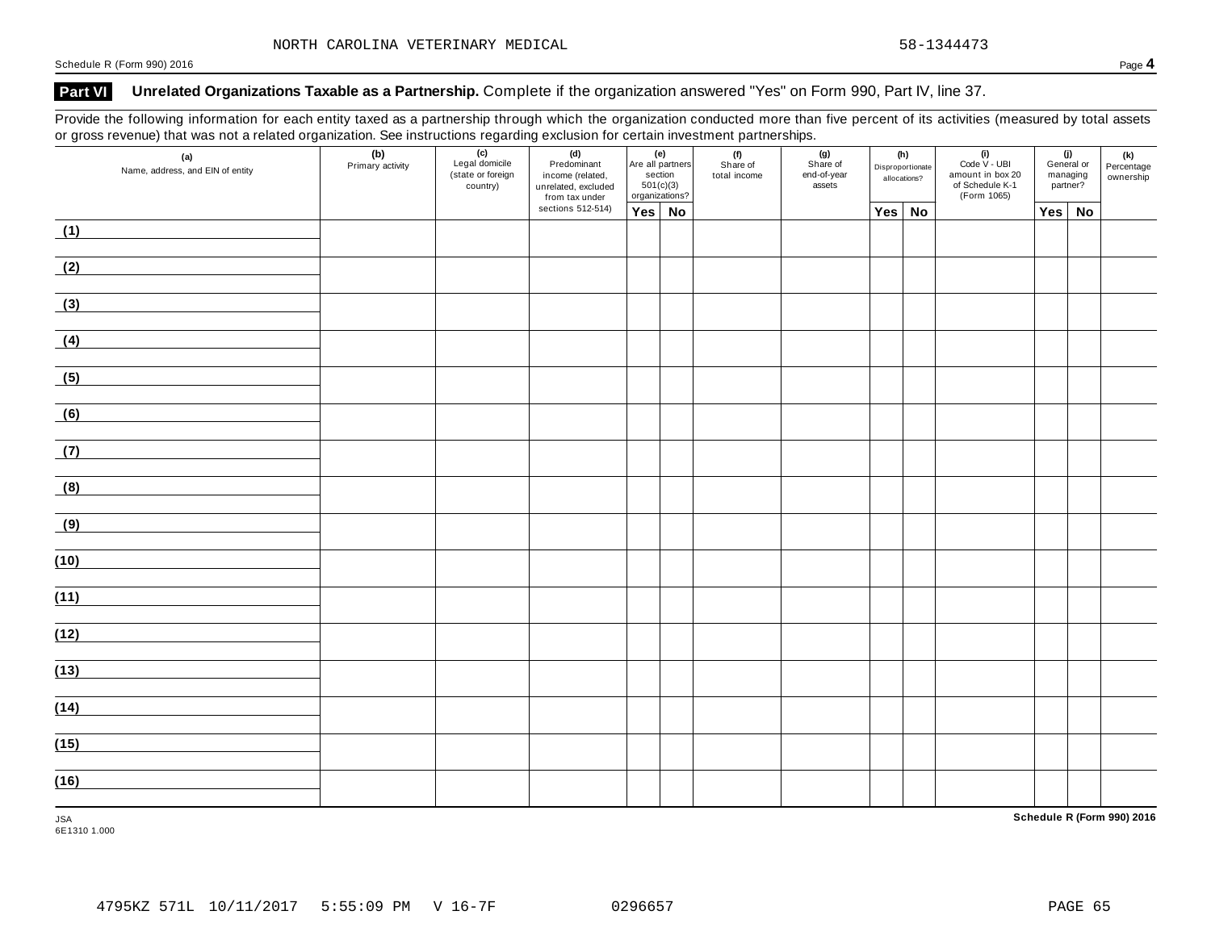NORTH CAROLINA VETERINARY MEDICAL 58-1344473

Schedule R (Form 990) 2016

## Part VI Unrelated Organizations Taxable as a Partnership. Complete if the organization answered "Yes" on Form 990, Part IV, line 37.

Provide the following information for each entity taxed as a partnership through which the organization conducted more than five percent of its activities (measured by total assets or gross revenue) that was not a related organization. See instructions regarding exclusion for certain investment partnerships.

| (a) Name, address, and EIN of entity | (b) Primary activity | (c) Legal domicile (state or foreign country) | (d) Predominant income (related, unrelated, excluded from tax under sections 512-514) | (e) Are all partners section 501(c)(3) organizations? | | (f) Share of total income | (g) Share of end-of-year assets | (h) Disproportionate allocations? | | (i) Code V - UBI amount in box 20 of Schedule K-1 (Form 1065) | (j) General or managing partner? | | (k) Percentage ownership |
|---|---|---|---|---|---|---|---|---|---|---|---|---|---|
| | | | | Yes | No | | | Yes | No | | Yes | No | |
| (1) | | | | | | | | | | | | | |
| (2) | | | | | | | | | | | | | |
| (3) | | | | | | | | | | | | | |
| (4) | | | | | | | | | | | | | |
| (5) | | | | | | | | | | | | | |
| (6) | | | | | | | | | | | | | |
| (7) | | | | | | | | | | | | | |
| (8) | | | | | | | | | | | | | |
| (9) | | | | | | | | | | | | | |
| (10) | | | | | | | | | | | | | |
| (11) | | | | | | | | | | | | | |
| (12) | | | | | | | | | | | | | |
| (13) | | | | | | | | | | | | | |
| (14) | | | | | | | | | | | | | |
| (15) | | | | | | | | | | | | | |
| (16) | | | | | | | | | | | | | |

JSA
6E1310 1.000

Schedule R (Form 990) 2016

4795KZ 571L 10/11/2017 5:55:09 PM V 16-7F 0296657 PAGE 65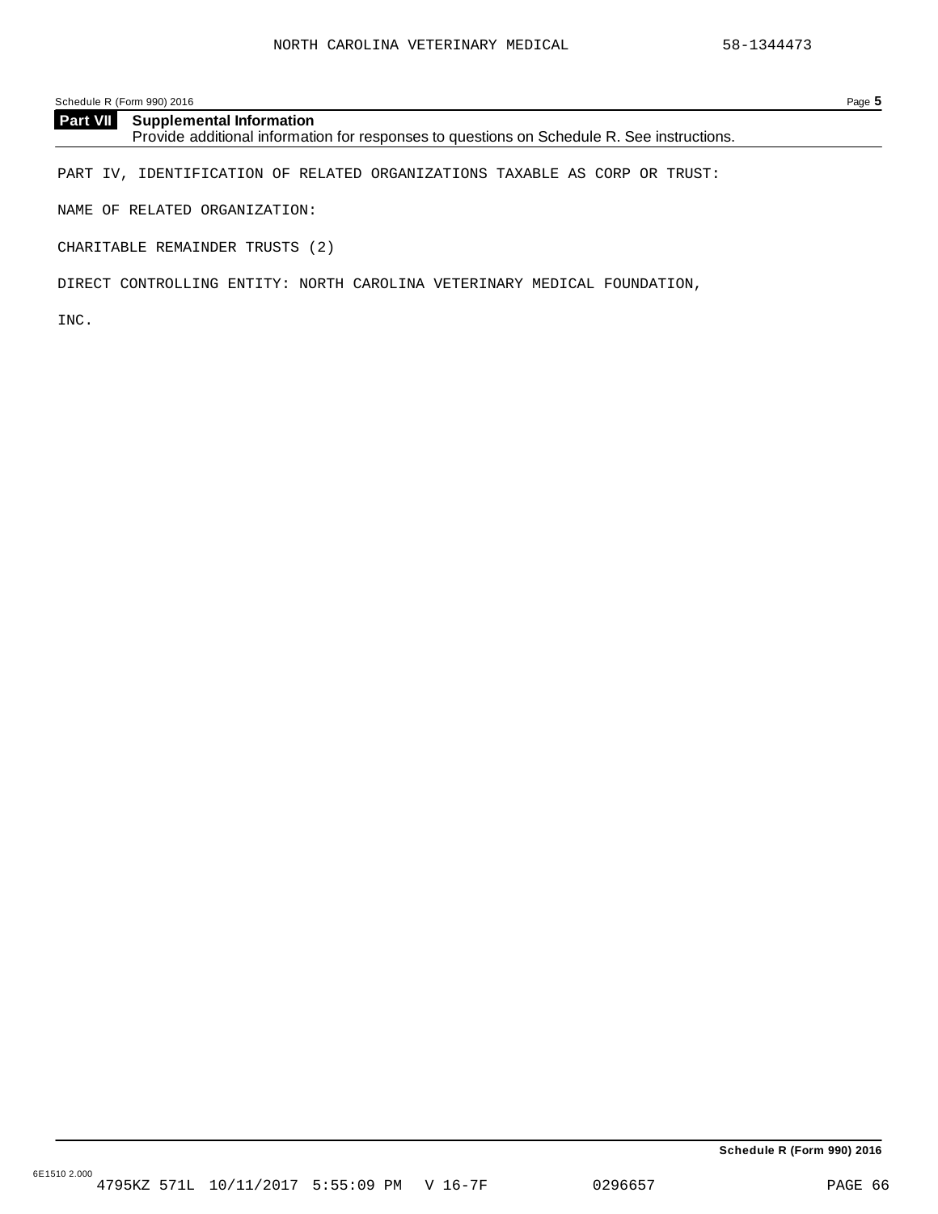## Part VII Supplemental Information

Provide additional information for responses to questions on Schedule R. See instructions.

PART IV, IDENTIFICATION OF RELATED ORGANIZATIONS TAXABLE AS CORP OR TRUST:

NAME OF RELATED ORGANIZATION:

CHARITABLE REMAINDER TRUSTS (2)

DIRECT CONTROLLING ENTITY: NORTH CAROLINA VETERINARY MEDICAL FOUNDATION, INC.